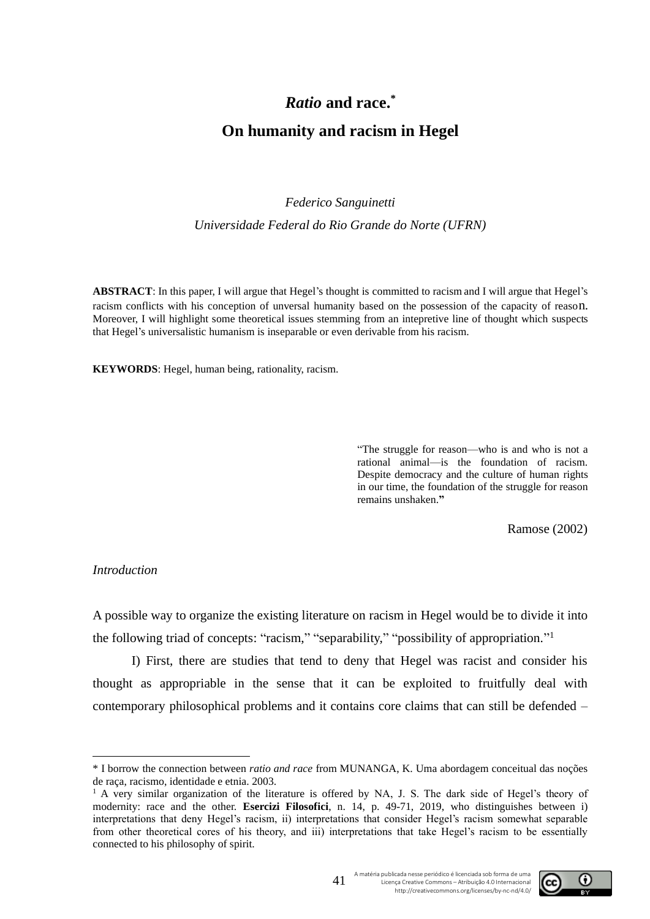# *Ratio* and race.[*]

# On humanity and racism in Hegel

*Federico Sanguinetti*

*Universidade Federal do Rio Grande do Norte (UFRN)*

**ABSTRACT**: In this paper, I will argue that Hegel's thought is committed to racism and I will argue that Hegel's racism conflicts with his conception of unversal humanity based on the possession of the capacity of reason. Moreover, I will highlight some theoretical issues stemming from an intepretive line of thought which suspects that Hegel's universalistic humanism is inseparable or even derivable from his racism.

**KEYWORDS**: Hegel, human being, rationality, racism.

> "The struggle for reason—who is and who is not a rational animal—is the foundation of racism. Despite democracy and the culture of human rights in our time, the foundation of the struggle for reason remains unshaken."
>
> Ramose (2002)

*Introduction*

A possible way to organize the existing literature on racism in Hegel would be to divide it into the following triad of concepts: "racism," "separability," "possibility of appropriation."[1]

I) First, there are studies that tend to deny that Hegel was racist and consider his thought as appropriable in the sense that it can be exploited to fruitfully deal with contemporary philosophical problems and it contains core claims that can still be defended –

---

[*] I borrow the connection between *ratio and race* from MUNANGA, K. Uma abordagem conceitual das noções de raça, racismo, identidade e etnia. 2003.

[1] A very similar organization of the literature is offered by NA, J. S. The dark side of Hegel's theory of modernity: race and the other. **Esercizi Filosofici**, n. 14, p. 49-71, 2019, who distinguishes between i) interpretations that deny Hegel's racism, ii) interpretations that consider Hegel's racism somewhat separable from other theoretical cores of his theory, and iii) interpretations that take Hegel's racism to be essentially connected to his philosophy of spirit.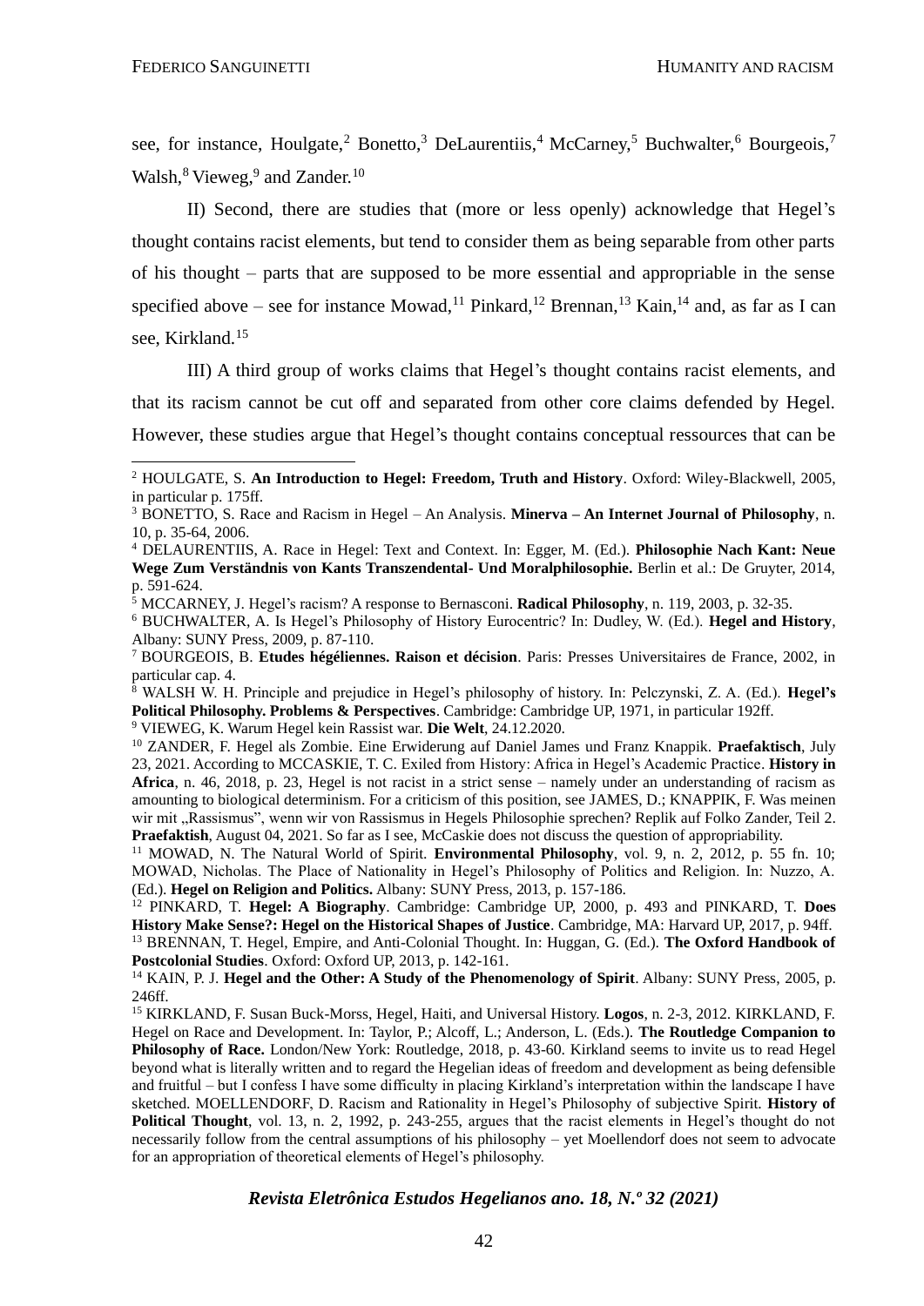see, for instance, Houlgate,[2] Bonetto,[3] DeLaurentiis,[4] McCarney,[5] Buchwalter,[6] Bourgeois,[7] Walsh,[8] Vieweg,[9] and Zander.[10]

II) Second, there are studies that (more or less openly) acknowledge that Hegel's thought contains racist elements, but tend to consider them as being separable from other parts of his thought – parts that are supposed to be more essential and appropriable in the sense specified above – see for instance Mowad,[11] Pinkard,[12] Brennan,[13] Kain,[14] and, as far as I can see, Kirkland.[15]

III) A third group of works claims that Hegel's thought contains racist elements, and that its racism cannot be cut off and separated from other core claims defended by Hegel. However, these studies argue that Hegel's thought contains conceptual ressources that can be

---

[2] HOULGATE, S. **An Introduction to Hegel: Freedom, Truth and History**. Oxford: Wiley-Blackwell, 2005, in particular p. 175ff.

[3] BONETTO, S. Race and Racism in Hegel – An Analysis. **Minerva – An Internet Journal of Philosophy**, n. 10, p. 35-64, 2006.

[4] DELAURENTIIS, A. Race in Hegel: Text and Context. In: Egger, M. (Ed.). **Philosophie Nach Kant: Neue Wege Zum Verständnis von Kants Transzendental- Und Moralphilosophie.** Berlin et al.: De Gruyter, 2014, p. 591-624.

[5] MCCARNEY, J. Hegel's racism? A response to Bernasconi. **Radical Philosophy**, n. 119, 2003, p. 32-35.

[6] BUCHWALTER, A. Is Hegel's Philosophy of History Eurocentric? In: Dudley, W. (Ed.). **Hegel and History**, Albany: SUNY Press, 2009, p. 87-110.

[7] BOURGEOIS, B. **Etudes hégéliennes. Raison et décision**. Paris: Presses Universitaires de France, 2002, in particular cap. 4.

[8] WALSH W. H. Principle and prejudice in Hegel's philosophy of history. In: Pelczynski, Z. A. (Ed.). **Hegel's Political Philosophy. Problems & Perspectives**. Cambridge: Cambridge UP, 1971, in particular 192ff.

[9] VIEWEG, K. Warum Hegel kein Rassist war. **Die Welt**, 24.12.2020.

[10] ZANDER, F. Hegel als Zombie. Eine Erwiderung auf Daniel James und Franz Knappik. **Praefaktisch**, July 23, 2021. According to MCCASKIE, T. C. Exiled from History: Africa in Hegel's Academic Practice. **History in Africa**, n. 46, 2018, p. 23, Hegel is not racist in a strict sense – namely under an understanding of racism as amounting to biological determinism. For a criticism of this position, see JAMES, D.; KNAPPIK, F. Was meinen wir mit „Rassismus", wenn wir von Rassismus in Hegels Philosophie sprechen? Replik auf Folko Zander, Teil 2. **Praefaktish**, August 04, 2021. So far as I see, McCaskie does not discuss the question of appropriability.

[11] MOWAD, N. The Natural World of Spirit. **Environmental Philosophy**, vol. 9, n. 2, 2012, p. 55 fn. 10; MOWAD, Nicholas. The Place of Nationality in Hegel's Philosophy of Politics and Religion. In: Nuzzo, A. (Ed.). **Hegel on Religion and Politics.** Albany: SUNY Press, 2013, p. 157-186.

[12] PINKARD, T. **Hegel: A Biography**. Cambridge: Cambridge UP, 2000, p. 493 and PINKARD, T. **Does History Make Sense?: Hegel on the Historical Shapes of Justice**. Cambridge, MA: Harvard UP, 2017, p. 94ff.

[13] BRENNAN, T. Hegel, Empire, and Anti-Colonial Thought. In: Huggan, G. (Ed.). **The Oxford Handbook of Postcolonial Studies**. Oxford: Oxford UP, 2013, p. 142-161.

[14] KAIN, P. J. **Hegel and the Other: A Study of the Phenomenology of Spirit**. Albany: SUNY Press, 2005, p. 246ff.

[15] KIRKLAND, F. Susan Buck-Morss, Hegel, Haiti, and Universal History. **Logos**, n. 2-3, 2012. KIRKLAND, F. Hegel on Race and Development. In: Taylor, P.; Alcoff, L.; Anderson, L. (Eds.). **The Routledge Companion to Philosophy of Race.** London/New York: Routledge, 2018, p. 43-60. Kirkland seems to invite us to read Hegel beyond what is literally written and to regard the Hegelian ideas of freedom and development as being defensible and fruitful – but I confess I have some difficulty in placing Kirkland's interpretation within the landscape I have sketched. MOELLENDORF, D. Racism and Rationality in Hegel's Philosophy of subjective Spirit. **History of Political Thought**, vol. 13, n. 2, 1992, p. 243-255, argues that the racist elements in Hegel's thought do not necessarily follow from the central assumptions of his philosophy – yet Moellendorf does not seem to advocate for an appropriation of theoretical elements of Hegel's philosophy.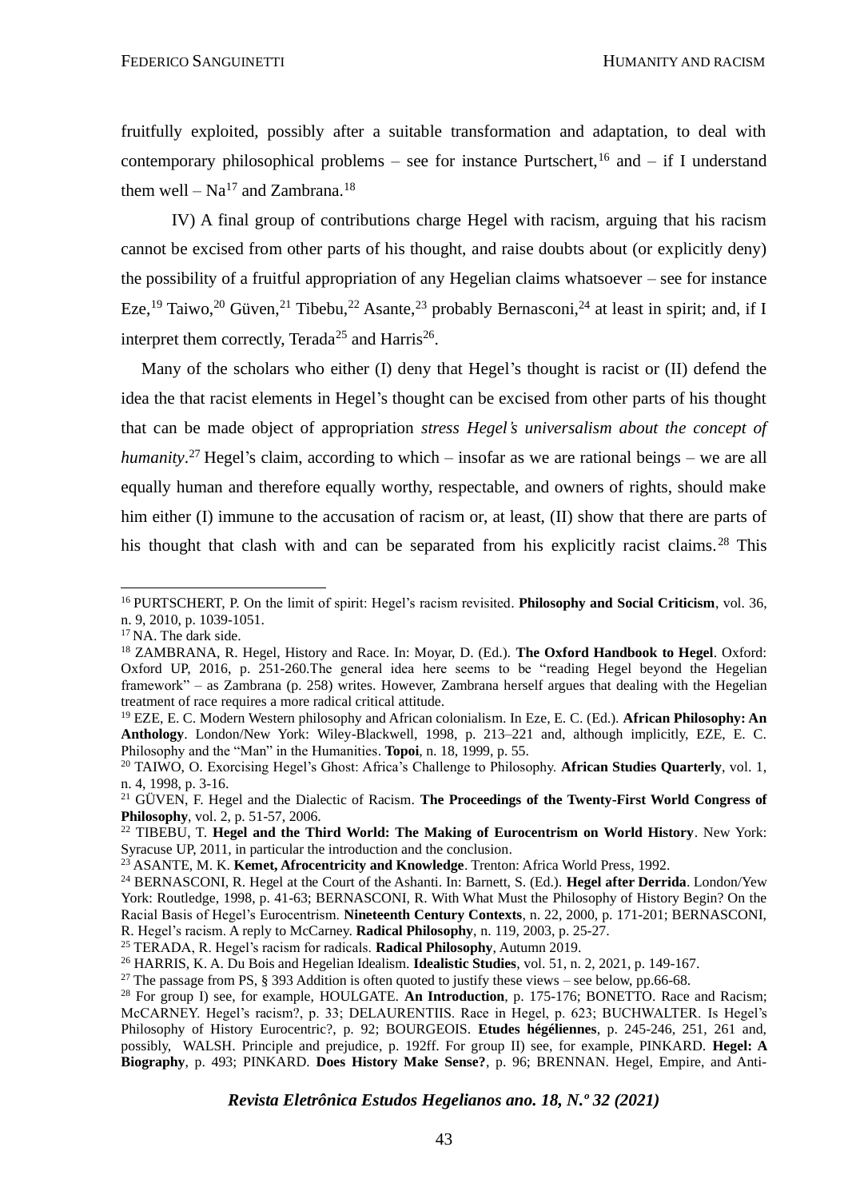fruitfully exploited, possibly after a suitable transformation and adaptation, to deal with contemporary philosophical problems – see for instance Purtschert,[16] and – if I understand them well – Na[17] and Zambrana.[18]

IV) A final group of contributions charge Hegel with racism, arguing that his racism cannot be excised from other parts of his thought, and raise doubts about (or explicitly deny) the possibility of a fruitful appropriation of any Hegelian claims whatsoever – see for instance Eze,[19] Taiwo,[20] Güven,[21] Tibebu,[22] Asante,[23] probably Bernasconi,[24] at least in spirit; and, if I interpret them correctly, Terada[25] and Harris[26].

Many of the scholars who either (I) deny that Hegel's thought is racist or (II) defend the idea the that racist elements in Hegel's thought can be excised from other parts of his thought that can be made object of appropriation *stress Hegel's universalism about the concept of humanity*.[27] Hegel's claim, according to which – insofar as we are rational beings – we are all equally human and therefore equally worthy, respectable, and owners of rights, should make him either (I) immune to the accusation of racism or, at least, (II) show that there are parts of his thought that clash with and can be separated from his explicitly racist claims.[28] This

---

[16] PURTSCHERT, P. On the limit of spirit: Hegel's racism revisited. **Philosophy and Social Criticism**, vol. 36, n. 9, 2010, p. 1039-1051.

[17] NA. The dark side.

[18] ZAMBRANA, R. Hegel, History and Race. In: Moyar, D. (Ed.). **The Oxford Handbook to Hegel**. Oxford: Oxford UP, 2016, p. 251-260.The general idea here seems to be "reading Hegel beyond the Hegelian framework" – as Zambrana (p. 258) writes. However, Zambrana herself argues that dealing with the Hegelian treatment of race requires a more radical critical attitude.

[19] EZE, E. C. Modern Western philosophy and African colonialism. In Eze, E. C. (Ed.). **African Philosophy: An Anthology**. London/New York: Wiley-Blackwell, 1998, p. 213–221 and, although implicitly, EZE, E. C. Philosophy and the "Man" in the Humanities. **Topoi**, n. 18, 1999, p. 55.

[20] TAIWO, O. Exorcising Hegel's Ghost: Africa's Challenge to Philosophy. **African Studies Quarterly**, vol. 1, n. 4, 1998, p. 3-16.

[21] GÜVEN, F. Hegel and the Dialectic of Racism. **The Proceedings of the Twenty-First World Congress of Philosophy**, vol. 2, p. 51-57, 2006.

[22] TIBEBU, T. **Hegel and the Third World: The Making of Eurocentrism on World History**. New York: Syracuse UP, 2011, in particular the introduction and the conclusion.

[23] ASANTE, M. K. **Kemet, Afrocentricity and Knowledge**. Trenton: Africa World Press, 1992.

[24] BERNASCONI, R. Hegel at the Court of the Ashanti. In: Barnett, S. (Ed.). **Hegel after Derrida**. London/Yew York: Routledge, 1998, p. 41-63; BERNASCONI, R. With What Must the Philosophy of History Begin? On the Racial Basis of Hegel's Eurocentrism. **Nineteenth Century Contexts**, n. 22, 2000, p. 171-201; BERNASCONI, R. Hegel's racism. A reply to McCarney. **Radical Philosophy**, n. 119, 2003, p. 25-27.

[25] TERADA, R. Hegel's racism for radicals. **Radical Philosophy**, Autumn 2019.

[26] HARRIS, K. A. Du Bois and Hegelian Idealism. **Idealistic Studies**, vol. 51, n. 2, 2021, p. 149-167.

[27] The passage from PS, § 393 Addition is often quoted to justify these views – see below, pp.66-68.

[28] For group I) see, for example, HOULGATE. **An Introduction**, p. 175-176; BONETTO. Race and Racism; McCARNEY. Hegel's racism?, p. 33; DELAURENTIIS. Race in Hegel, p. 623; BUCHWALTER. Is Hegel's Philosophy of History Eurocentric?, p. 92; BOURGEOIS. **Etudes hégéliennes**, p. 245-246, 251, 261 and, possibly, WALSH. Principle and prejudice, p. 192ff. For group II) see, for example, PINKARD. **Hegel: A Biography**, p. 493; PINKARD. **Does History Make Sense?**, p. 96; BRENNAN. Hegel, Empire, and Anti-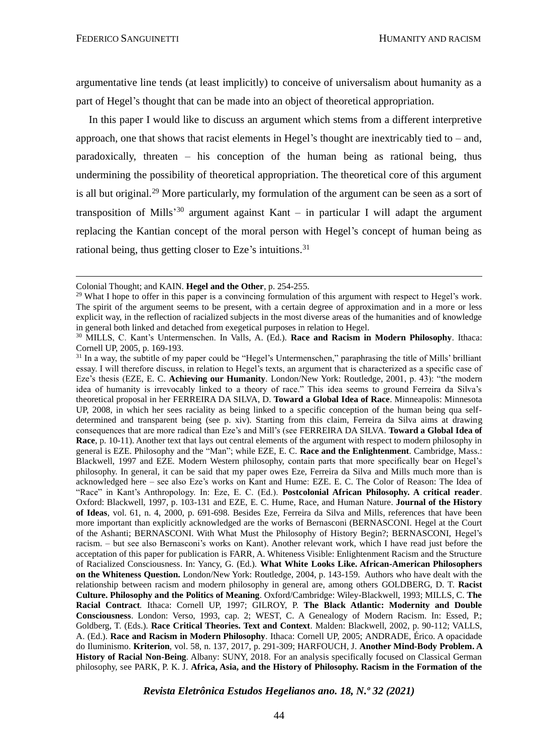argumentative line tends (at least implicitly) to conceive of universalism about humanity as a part of Hegel's thought that can be made into an object of theoretical appropriation.

In this paper I would like to discuss an argument which stems from a different interpretive approach, one that shows that racist elements in Hegel's thought are inextricably tied to – and, paradoxically, threaten – his conception of the human being as rational being, thus undermining the possibility of theoretical appropriation. The theoretical core of this argument is all but original.[29] More particularly, my formulation of the argument can be seen as a sort of transposition of Mills'[30] argument against Kant – in particular I will adapt the argument replacing the Kantian concept of the moral person with Hegel's concept of human being as rational being, thus getting closer to Eze's intuitions.[31]

---

Colonial Thought; and KAIN. **Hegel and the Other**, p. 254-255.

[29] What I hope to offer in this paper is a convincing formulation of this argument with respect to Hegel's work. The spirit of the argument seems to be present, with a certain degree of approximation and in a more or less explicit way, in the reflection of racialized subjects in the most diverse areas of the humanities and of knowledge in general both linked and detached from exegetical purposes in relation to Hegel.

[30] MILLS, C. Kant's Untermenschen. In Valls, A. (Ed.). **Race and Racism in Modern Philosophy**. Ithaca: Cornell UP, 2005, p. 169-193.

[31] In a way, the subtitle of my paper could be "Hegel's Untermenschen," paraphrasing the title of Mills' brilliant essay. I will therefore discuss, in relation to Hegel's texts, an argument that is characterized as a specific case of Eze's thesis (EZE, E. C. **Achieving our Humanity**. London/New York: Routledge, 2001, p. 43): "the modern idea of humanity is irrevocably linked to a theory of race." This idea seems to ground Ferreira da Silva's theoretical proposal in her FERREIRA DA SILVA, D. **Toward a Global Idea of Race**. Minneapolis: Minnesota UP, 2008, in which her sees raciality as being linked to a specific conception of the human being qua self-determined and transparent being (see p. xiv). Starting from this claim, Ferreira da Silva aims at drawing consequences that are more radical than Eze's and Mill's (see FERREIRA DA SILVA. **Toward a Global Idea of Race**, p. 10-11). Another text that lays out central elements of the argument with respect to modern philosophy in general is EZE. Philosophy and the "Man"; while EZE, E. C. **Race and the Enlightenment**. Cambridge, Mass.: Blackwell, 1997 and EZE. Modern Western philosophy, contain parts that more specifically bear on Hegel's philosophy. In general, it can be said that my paper owes Eze, Ferreira da Silva and Mills much more than is acknowledged here – see also Eze's works on Kant and Hume: EZE. E. C. The Color of Reason: The Idea of "Race" in Kant's Anthropology. In: Eze, E. C. (Ed.). **Postcolonial African Philosophy. A critical reader**. Oxford: Blackwell, 1997, p. 103-131 and EZE, E. C. Hume, Race, and Human Nature. **Journal of the History of Ideas**, vol. 61, n. 4, 2000, p. 691-698. Besides Eze, Ferreira da Silva and Mills, references that have been more important than explicitly acknowledged are the works of Bernasconi (BERNASCONI. Hegel at the Court of the Ashanti; BERNASCONI. With What Must the Philosophy of History Begin?; BERNASCONI, Hegel's racism. – but see also Bernasconi's works on Kant). Another relevant work, which I have read just before the acceptation of this paper for publication is FARR, A. Whiteness Visible: Enlightenment Racism and the Structure of Racialized Consciousness. In: Yancy, G. (Ed.). **What White Looks Like. African-American Philosophers on the Whiteness Question.** London/New York: Routledge, 2004, p. 143-159. Authors who have dealt with the relationship between racism and modern philosophy in general are, among others GOLDBERG, D. T. **Racist Culture. Philosophy and the Politics of Meaning**. Oxford/Cambridge: Wiley-Blackwell, 1993; MILLS, C. **The Racial Contract**. Ithaca: Cornell UP, 1997; GILROY, P. **The Black Atlantic: Modernity and Double Consciousness**. London: Verso, 1993, cap. 2; WEST, C. A Genealogy of Modern Racism. In: Essed, P.; Goldberg, T. (Eds.). **Race Critical Theories. Text and Context**. Malden: Blackwell, 2002, p. 90-112; VALLS, A. (Ed.). **Race and Racism in Modern Philosophy**. Ithaca: Cornell UP, 2005; ANDRADE, Érico. A opacidade do Iluminismo. **Kriterion**, vol. 58, n. 137, 2017, p. 291-309; HARFOUCH, J. **Another Mind-Body Problem. A History of Racial Non-Being**. Albany: SUNY, 2018. For an analysis specifically focused on Classical German philosophy, see PARK, P. K. J. **Africa, Asia, and the History of Philosophy. Racism in the Formation of the**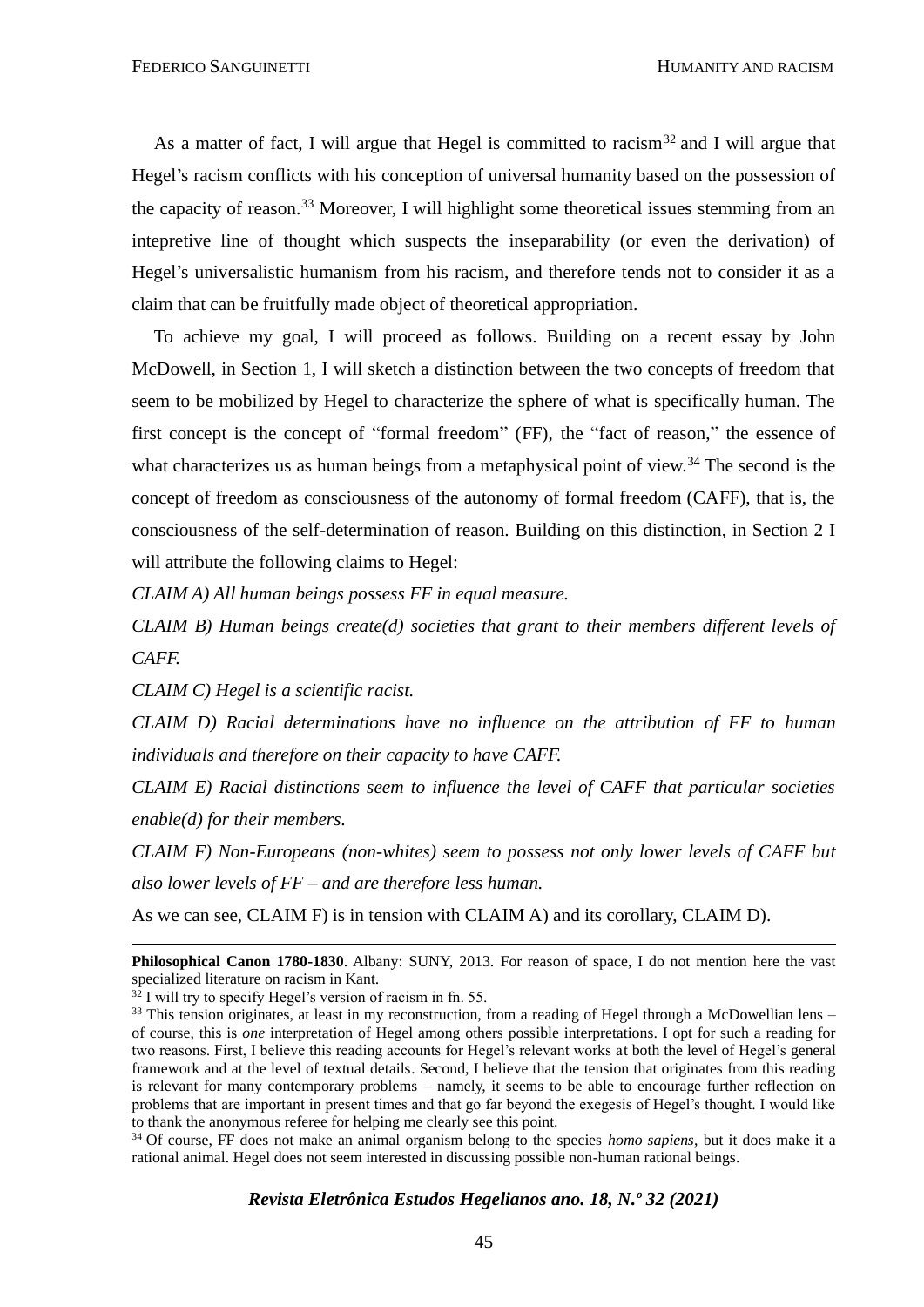As a matter of fact, I will argue that Hegel is committed to racism[32] and I will argue that Hegel's racism conflicts with his conception of universal humanity based on the possession of the capacity of reason.[33] Moreover, I will highlight some theoretical issues stemming from an intepretive line of thought which suspects the inseparability (or even the derivation) of Hegel's universalistic humanism from his racism, and therefore tends not to consider it as a claim that can be fruitfully made object of theoretical appropriation.

To achieve my goal, I will proceed as follows. Building on a recent essay by John McDowell, in Section 1, I will sketch a distinction between the two concepts of freedom that seem to be mobilized by Hegel to characterize the sphere of what is specifically human. The first concept is the concept of "formal freedom" (FF), the "fact of reason," the essence of what characterizes us as human beings from a metaphysical point of view.[34] The second is the concept of freedom as consciousness of the autonomy of formal freedom (CAFF), that is, the consciousness of the self-determination of reason. Building on this distinction, in Section 2 I will attribute the following claims to Hegel:

*CLAIM A) All human beings possess FF in equal measure.*

*CLAIM B) Human beings create(d) societies that grant to their members different levels of CAFF.*

*CLAIM C) Hegel is a scientific racist.*

*CLAIM D) Racial determinations have no influence on the attribution of FF to human individuals and therefore on their capacity to have CAFF.*

*CLAIM E) Racial distinctions seem to influence the level of CAFF that particular societies enable(d) for their members.*

*CLAIM F) Non-Europeans (non-whites) seem to possess not only lower levels of CAFF but also lower levels of FF – and are therefore less human.*

As we can see, CLAIM F) is in tension with CLAIM A) and its corollary, CLAIM D).

---

**Philosophical Canon 1780-1830**. Albany: SUNY, 2013. For reason of space, I do not mention here the vast specialized literature on racism in Kant.

[32] I will try to specify Hegel's version of racism in fn. 55.

[33] This tension originates, at least in my reconstruction, from a reading of Hegel through a McDowellian lens – of course, this is *one* interpretation of Hegel among others possible interpretations. I opt for such a reading for two reasons. First, I believe this reading accounts for Hegel's relevant works at both the level of Hegel's general framework and at the level of textual details. Second, I believe that the tension that originates from this reading is relevant for many contemporary problems – namely, it seems to be able to encourage further reflection on problems that are important in present times and that go far beyond the exegesis of Hegel's thought. I would like to thank the anonymous referee for helping me clearly see this point.

[34] Of course, FF does not make an animal organism belong to the species *homo sapiens*, but it does make it a rational animal. Hegel does not seem interested in discussing possible non-human rational beings.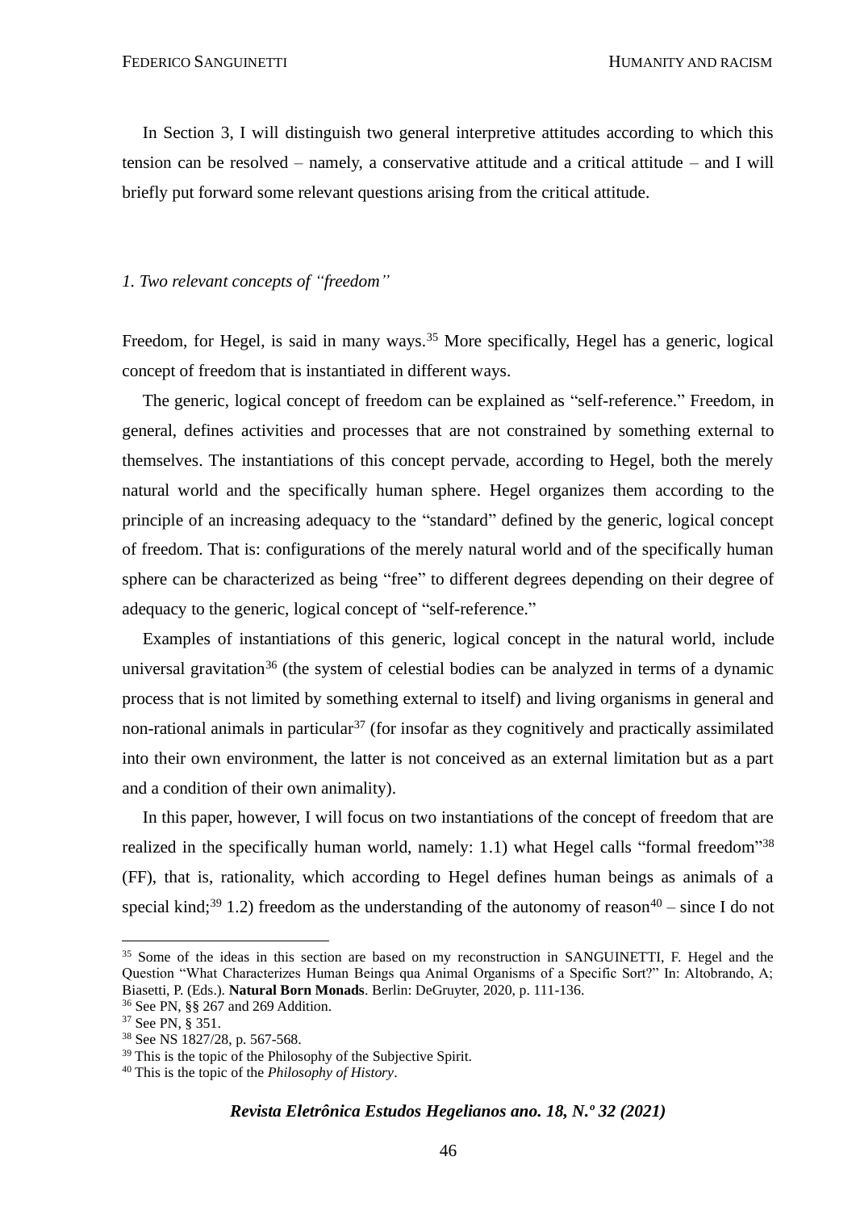In Section 3, I will distinguish two general interpretive attitudes according to which this tension can be resolved – namely, a conservative attitude and a critical attitude – and I will briefly put forward some relevant questions arising from the critical attitude.

### *1. Two relevant concepts of "freedom"*

Freedom, for Hegel, is said in many ways.[35] More specifically, Hegel has a generic, logical concept of freedom that is instantiated in different ways.

The generic, logical concept of freedom can be explained as "self-reference." Freedom, in general, defines activities and processes that are not constrained by something external to themselves. The instantiations of this concept pervade, according to Hegel, both the merely natural world and the specifically human sphere. Hegel organizes them according to the principle of an increasing adequacy to the "standard" defined by the generic, logical concept of freedom. That is: configurations of the merely natural world and of the specifically human sphere can be characterized as being "free" to different degrees depending on their degree of adequacy to the generic, logical concept of "self-reference."

Examples of instantiations of this generic, logical concept in the natural world, include universal gravitation[36] (the system of celestial bodies can be analyzed in terms of a dynamic process that is not limited by something external to itself) and living organisms in general and non-rational animals in particular[37] (for insofar as they cognitively and practically assimilated into their own environment, the latter is not conceived as an external limitation but as a part and a condition of their own animality).

In this paper, however, I will focus on two instantiations of the concept of freedom that are realized in the specifically human world, namely: 1.1) what Hegel calls "formal freedom"[38] (FF), that is, rationality, which according to Hegel defines human beings as animals of a special kind;[39] 1.2) freedom as the understanding of the autonomy of reason[40] – since I do not

---

[35] Some of the ideas in this section are based on my reconstruction in SANGUINETTI, F. Hegel and the Question "What Characterizes Human Beings qua Animal Organisms of a Specific Sort?" In: Altobrando, A; Biasetti, P. (Eds.). **Natural Born Monads**. Berlin: DeGruyter, 2020, p. 111-136.

[36] See PN, §§ 267 and 269 Addition.

[37] See PN, § 351.

[38] See NS 1827/28, p. 567-568.

[39] This is the topic of the Philosophy of the Subjective Spirit.

[40] This is the topic of the *Philosophy of History*.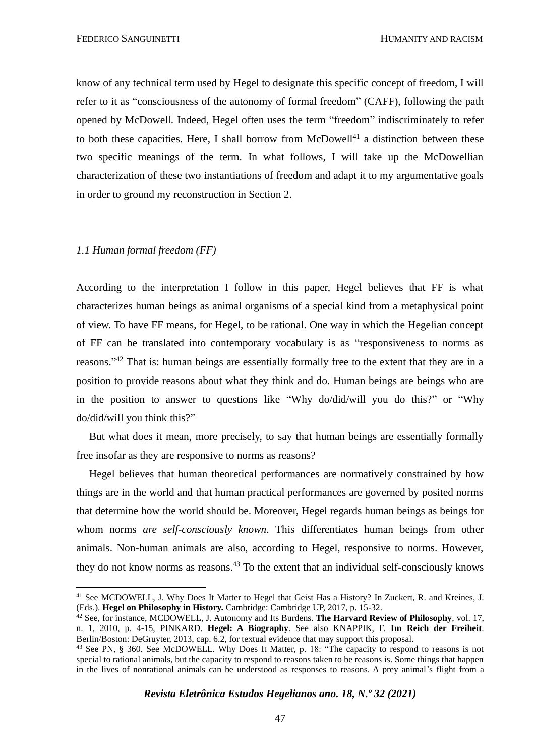know of any technical term used by Hegel to designate this specific concept of freedom, I will refer to it as "consciousness of the autonomy of formal freedom" (CAFF), following the path opened by McDowell. Indeed, Hegel often uses the term "freedom" indiscriminately to refer to both these capacities. Here, I shall borrow from McDowell[41] a distinction between these two specific meanings of the term. In what follows, I will take up the McDowellian characterization of these two instantiations of freedom and adapt it to my argumentative goals in order to ground my reconstruction in Section 2.

### *1.1 Human formal freedom (FF)*

According to the interpretation I follow in this paper, Hegel believes that FF is what characterizes human beings as animal organisms of a special kind from a metaphysical point of view. To have FF means, for Hegel, to be rational. One way in which the Hegelian concept of FF can be translated into contemporary vocabulary is as "responsiveness to norms as reasons."[42] That is: human beings are essentially formally free to the extent that they are in a position to provide reasons about what they think and do. Human beings are beings who are in the position to answer to questions like "Why do/did/will you do this?" or "Why do/did/will you think this?"

But what does it mean, more precisely, to say that human beings are essentially formally free insofar as they are responsive to norms as reasons?

Hegel believes that human theoretical performances are normatively constrained by how things are in the world and that human practical performances are governed by posited norms that determine how the world should be. Moreover, Hegel regards human beings as beings for whom norms *are self-consciously known*. This differentiates human beings from other animals. Non-human animals are also, according to Hegel, responsive to norms. However, they do not know norms as reasons.[43] To the extent that an individual self-consciously knows

---

[41] See MCDOWELL, J. Why Does It Matter to Hegel that Geist Has a History? In Zuckert, R. and Kreines, J. (Eds.). **Hegel on Philosophy in History.** Cambridge: Cambridge UP, 2017, p. 15-32.

[42] See, for instance, MCDOWELL, J. Autonomy and Its Burdens. **The Harvard Review of Philosophy**, vol. 17, n. 1, 2010, p. 4-15, PINKARD. **Hegel: A Biography**. See also KNAPPIK, F. **Im Reich der Freiheit**. Berlin/Boston: DeGruyter, 2013, cap. 6.2, for textual evidence that may support this proposal.

[43] See PN, § 360. See McDOWELL. Why Does It Matter, p. 18: "The capacity to respond to reasons is not special to rational animals, but the capacity to respond to reasons taken to be reasons is. Some things that happen in the lives of nonrational animals can be understood as responses to reasons. A prey animal's flight from a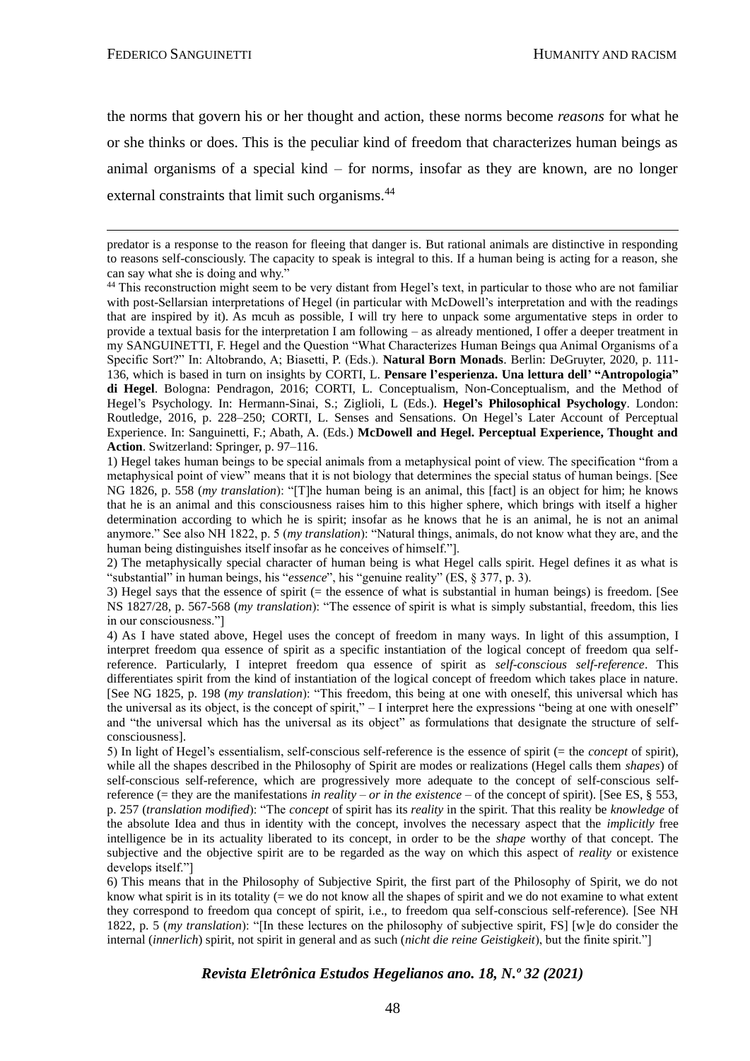the norms that govern his or her thought and action, these norms become *reasons* for what he or she thinks or does. This is the peculiar kind of freedom that characterizes human beings as animal organisms of a special kind – for norms, insofar as they are known, are no longer external constraints that limit such organisms.[44]

---

predator is a response to the reason for fleeing that danger is. But rational animals are distinctive in responding to reasons self-consciously. The capacity to speak is integral to this. If a human being is acting for a reason, she can say what she is doing and why."

[44] This reconstruction might seem to be very distant from Hegel's text, in particular to those who are not familiar with post-Sellarsian interpretations of Hegel (in particular with McDowell's interpretation and with the readings that are inspired by it). As mcuh as possible, I will try here to unpack some argumentative steps in order to provide a textual basis for the interpretation I am following – as already mentioned, I offer a deeper treatment in my SANGUINETTI, F. Hegel and the Question "What Characterizes Human Beings qua Animal Organisms of a Specific Sort?" In: Altobrando, A; Biasetti, P. (Eds.). **Natural Born Monads**. Berlin: DeGruyter, 2020, p. 111-136, which is based in turn on insights by CORTI, L. **Pensare l'esperienza. Una lettura dell' "Antropologia" di Hegel**. Bologna: Pendragon, 2016; CORTI, L. Conceptualism, Non-Conceptualism, and the Method of Hegel's Psychology. In: Hermann-Sinai, S.; Ziglioli, L (Eds.). **Hegel's Philosophical Psychology**. London: Routledge, 2016, p. 228–250; CORTI, L. Senses and Sensations. On Hegel's Later Account of Perceptual Experience. In: Sanguinetti, F.; Abath, A. (Eds.) **McDowell and Hegel. Perceptual Experience, Thought and Action**. Switzerland: Springer, p. 97–116.

1) Hegel takes human beings to be special animals from a metaphysical point of view. The specification "from a metaphysical point of view" means that it is not biology that determines the special status of human beings. [See NG 1826, p. 558 (*my translation*): "[T]he human being is an animal, this [fact] is an object for him; he knows that he is an animal and this consciousness raises him to this higher sphere, which brings with itself a higher determination according to which he is spirit; insofar as he knows that he is an animal, he is not an animal anymore." See also NH 1822, p. 5 (*my translation*): "Natural things, animals, do not know what they are, and the human being distinguishes itself insofar as he conceives of himself."].

2) The metaphysically special character of human being is what Hegel calls spirit. Hegel defines it as what is "substantial" in human beings, his "*essence*", his "genuine reality" (ES, § 377, p. 3).

3) Hegel says that the essence of spirit (= the essence of what is substantial in human beings) is freedom. [See NS 1827/28, p. 567-568 (*my translation*): "The essence of spirit is what is simply substantial, freedom, this lies in our consciousness."]

4) As I have stated above, Hegel uses the concept of freedom in many ways. In light of this assumption, I interpret freedom qua essence of spirit as a specific instantiation of the logical concept of freedom qua self-reference. Particularly, I intepret freedom qua essence of spirit as *self-conscious self-reference*. This differentiates spirit from the kind of instantiation of the logical concept of freedom which takes place in nature. [See NG 1825, p. 198 (*my translation*): "This freedom, this being at one with oneself, this universal which has the universal as its object, is the concept of spirit," – I interpret here the expressions "being at one with oneself" and "the universal which has the universal as its object" as formulations that designate the structure of self-consciousness].

5) In light of Hegel's essentialism, self-conscious self-reference is the essence of spirit (= the *concept* of spirit), while all the shapes described in the Philosophy of Spirit are modes or realizations (Hegel calls them *shapes*) of self-conscious self-reference, which are progressively more adequate to the concept of self-conscious self-reference (= they are the manifestations *in reality – or in the existence* – of the concept of spirit). [See ES, § 553, p. 257 (*translation modified*): "The *concept* of spirit has its *reality* in the spirit. That this reality be *knowledge* of the absolute Idea and thus in identity with the concept, involves the necessary aspect that the *implicitly* free intelligence be in its actuality liberated to its concept, in order to be the *shape* worthy of that concept. The subjective and the objective spirit are to be regarded as the way on which this aspect of *reality* or existence develops itself."]

6) This means that in the Philosophy of Subjective Spirit, the first part of the Philosophy of Spirit, we do not know what spirit is in its totality (= we do not know all the shapes of spirit and we do not examine to what extent they correspond to freedom qua concept of spirit, i.e., to freedom qua self-conscious self-reference). [See NH 1822, p. 5 (*my translation*): "[In these lectures on the philosophy of subjective spirit, FS] [w]e do consider the internal (*innerlich*) spirit, not spirit in general and as such (*nicht die reine Geistigkeit*), but the finite spirit."]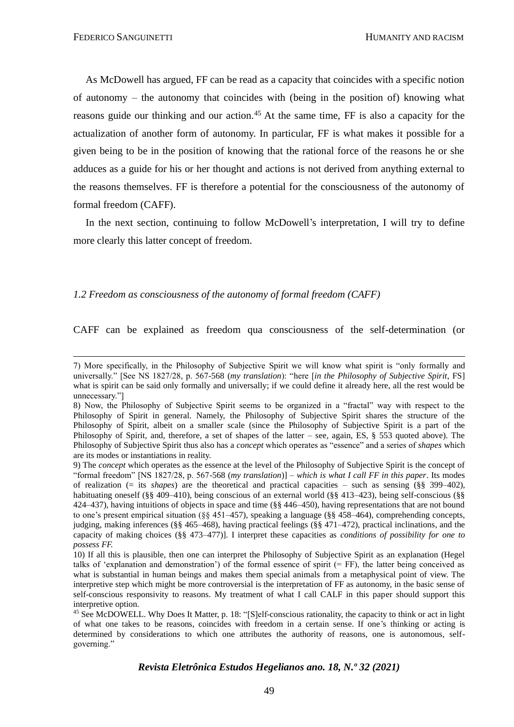As McDowell has argued, FF can be read as a capacity that coincides with a specific notion of autonomy – the autonomy that coincides with (being in the position of) knowing what reasons guide our thinking and our action.[45] At the same time, FF is also a capacity for the actualization of another form of autonomy. In particular, FF is what makes it possible for a given being to be in the position of knowing that the rational force of the reasons he or she adduces as a guide for his or her thought and actions is not derived from anything external to the reasons themselves. FF is therefore a potential for the consciousness of the autonomy of formal freedom (CAFF).

In the next section, continuing to follow McDowell's interpretation, I will try to define more clearly this latter concept of freedom.

### *1.2 Freedom as consciousness of the autonomy of formal freedom (CAFF)*

CAFF can be explained as freedom qua consciousness of the self-determination (or

---

7) More specifically, in the Philosophy of Subjective Spirit we will know what spirit is "only formally and universally." [See NS 1827/28, p. 567-568 (*my translation*): "here [*in the Philosophy of Subjective Spirit*, FS] what is spirit can be said only formally and universally; if we could define it already here, all the rest would be unnecessary."]

8) Now, the Philosophy of Subjective Spirit seems to be organized in a "fractal" way with respect to the Philosophy of Spirit in general. Namely, the Philosophy of Subjective Spirit shares the structure of the Philosophy of Spirit, albeit on a smaller scale (since the Philosophy of Subjective Spirit is a part of the Philosophy of Spirit, and, therefore, a set of shapes of the latter – see, again, ES, § 553 quoted above). The Philosophy of Subjective Spirit thus also has a *concept* which operates as "essence" and a series of *shapes* which are its modes or instantiations in reality.

9) The *concept* which operates as the essence at the level of the Philosophy of Subjective Spirit is the concept of "formal freedom" [NS 1827/28, p. 567-568 (*my translation*)] – *which is what I call FF in this paper*. Its modes of realization (= its *shapes*) are the theoretical and practical capacities – such as sensing (§§ 399–402), habituating oneself (§§ 409–410), being conscious of an external world (§§ 413–423), being self-conscious (§§ 424–437), having intuitions of objects in space and time (§§ 446–450), having representations that are not bound to one's present empirical situation (§§ 451–457), speaking a language (§§ 458–464), comprehending concepts, judging, making inferences (§§ 465–468), having practical feelings (§§ 471–472), practical inclinations, and the capacity of making choices (§§ 473–477)]. I interpret these capacities as *conditions of possibility for one to possess FF.*

10) If all this is plausible, then one can interpret the Philosophy of Subjective Spirit as an explanation (Hegel talks of 'explanation and demonstration') of the formal essence of spirit (= FF), the latter being conceived as what is substantial in human beings and makes them special animals from a metaphysical point of view. The interpretive step which might be more controversial is the interpretation of FF as autonomy, in the basic sense of self-conscious responsivity to reasons. My treatment of what I call CALF in this paper should support this interpretive option.

[45] See McDOWELL. Why Does It Matter, p. 18: "[S]elf-conscious rationality, the capacity to think or act in light of what one takes to be reasons, coincides with freedom in a certain sense. If one's thinking or acting is determined by considerations to which one attributes the authority of reasons, one is autonomous, self-governing."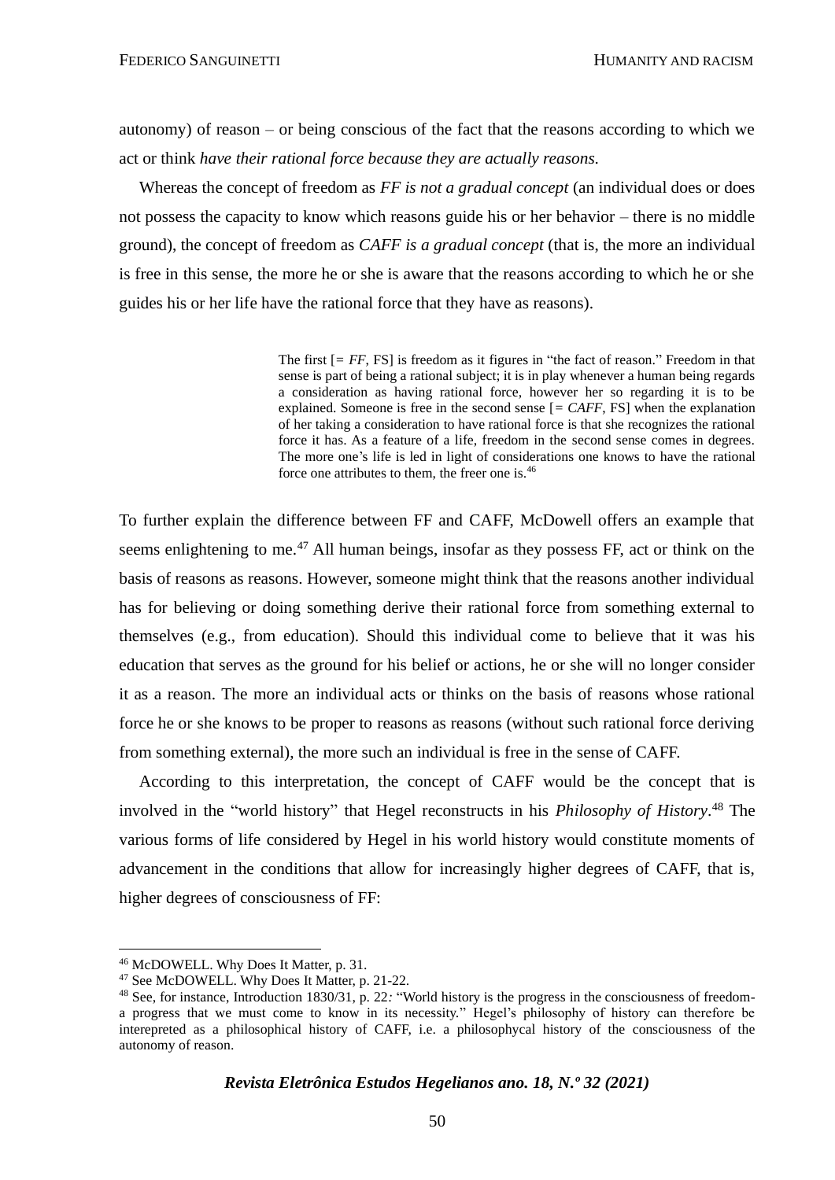autonomy) of reason – or being conscious of the fact that the reasons according to which we act or think *have their rational force because they are actually reasons.*

Whereas the concept of freedom as *FF is not a gradual concept* (an individual does or does not possess the capacity to know which reasons guide his or her behavior – there is no middle ground), the concept of freedom as *CAFF is a gradual concept* (that is, the more an individual is free in this sense, the more he or she is aware that the reasons according to which he or she guides his or her life have the rational force that they have as reasons).

> The first [= *FF*, FS] is freedom as it figures in "the fact of reason." Freedom in that sense is part of being a rational subject; it is in play whenever a human being regards a consideration as having rational force, however her so regarding it is to be explained. Someone is free in the second sense [= *CAFF*, FS] when the explanation of her taking a consideration to have rational force is that she recognizes the rational force it has. As a feature of a life, freedom in the second sense comes in degrees. The more one's life is led in light of considerations one knows to have the rational force one attributes to them, the freer one is.[46]

To further explain the difference between FF and CAFF, McDowell offers an example that seems enlightening to me.[47] All human beings, insofar as they possess FF, act or think on the basis of reasons as reasons. However, someone might think that the reasons another individual has for believing or doing something derive their rational force from something external to themselves (e.g., from education). Should this individual come to believe that it was his education that serves as the ground for his belief or actions, he or she will no longer consider it as a reason. The more an individual acts or thinks on the basis of reasons whose rational force he or she knows to be proper to reasons as reasons (without such rational force deriving from something external), the more such an individual is free in the sense of CAFF.

According to this interpretation, the concept of CAFF would be the concept that is involved in the "world history" that Hegel reconstructs in his *Philosophy of History*.[48] The various forms of life considered by Hegel in his world history would constitute moments of advancement in the conditions that allow for increasingly higher degrees of CAFF, that is, higher degrees of consciousness of FF:

---

[46] McDOWELL. Why Does It Matter, p. 31.

[47] See McDOWELL. Why Does It Matter, p. 21-22.

[48] See, for instance, Introduction 1830/31, p. 22*:* "World history is the progress in the consciousness of freedom-a progress that we must come to know in its necessity." Hegel's philosophy of history can therefore be interepreted as a philosophical history of CAFF, i.e. a philosophycal history of the consciousness of the autonomy of reason.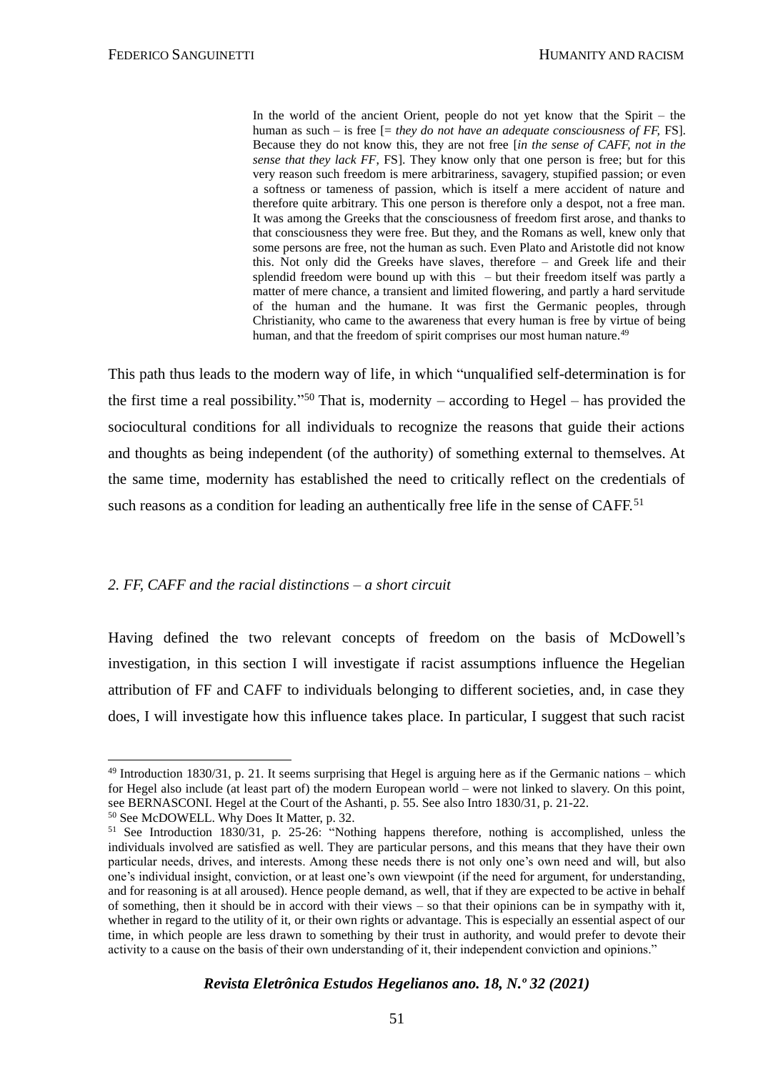> In the world of the ancient Orient, people do not yet know that the Spirit – the human as such – is free [= *they do not have an adequate consciousness of FF,* FS]. Because they do not know this, they are not free [*in the sense of CAFF, not in the sense that they lack FF*, FS]. They know only that one person is free; but for this very reason such freedom is mere arbitrariness, savagery, stupified passion; or even a softness or tameness of passion, which is itself a mere accident of nature and therefore quite arbitrary. This one person is therefore only a despot, not a free man. It was among the Greeks that the consciousness of freedom first arose, and thanks to that consciousness they were free. But they, and the Romans as well, knew only that some persons are free, not the human as such. Even Plato and Aristotle did not know this. Not only did the Greeks have slaves, therefore – and Greek life and their splendid freedom were bound up with this – but their freedom itself was partly a matter of mere chance, a transient and limited flowering, and partly a hard servitude of the human and the humane. It was first the Germanic peoples, through Christianity, who came to the awareness that every human is free by virtue of being human, and that the freedom of spirit comprises our most human nature.[49]

This path thus leads to the modern way of life, in which "unqualified self-determination is for the first time a real possibility."[50] That is, modernity – according to Hegel – has provided the sociocultural conditions for all individuals to recognize the reasons that guide their actions and thoughts as being independent (of the authority) of something external to themselves. At the same time, modernity has established the need to critically reflect on the credentials of such reasons as a condition for leading an authentically free life in the sense of CAFF.[51]

### *2. FF, CAFF and the racial distinctions – a short circuit*

Having defined the two relevant concepts of freedom on the basis of McDowell's investigation, in this section I will investigate if racist assumptions influence the Hegelian attribution of FF and CAFF to individuals belonging to different societies, and, in case they does, I will investigate how this influence takes place. In particular, I suggest that such racist

---

[49] Introduction 1830/31, p. 21. It seems surprising that Hegel is arguing here as if the Germanic nations – which for Hegel also include (at least part of) the modern European world – were not linked to slavery. On this point, see BERNASCONI. Hegel at the Court of the Ashanti, p. 55. See also Intro 1830/31, p. 21-22.

[50] See McDOWELL. Why Does It Matter, p. 32.

[51] See Introduction 1830/31, p. 25-26: "Nothing happens therefore, nothing is accomplished, unless the individuals involved are satisfied as well. They are particular persons, and this means that they have their own particular needs, drives, and interests. Among these needs there is not only one's own need and will, but also one's individual insight, conviction, or at least one's own viewpoint (if the need for argument, for understanding, and for reasoning is at all aroused). Hence people demand, as well, that if they are expected to be active in behalf of something, then it should be in accord with their views – so that their opinions can be in sympathy with it, whether in regard to the utility of it, or their own rights or advantage. This is especially an essential aspect of our time, in which people are less drawn to something by their trust in authority, and would prefer to devote their activity to a cause on the basis of their own understanding of it, their independent conviction and opinions."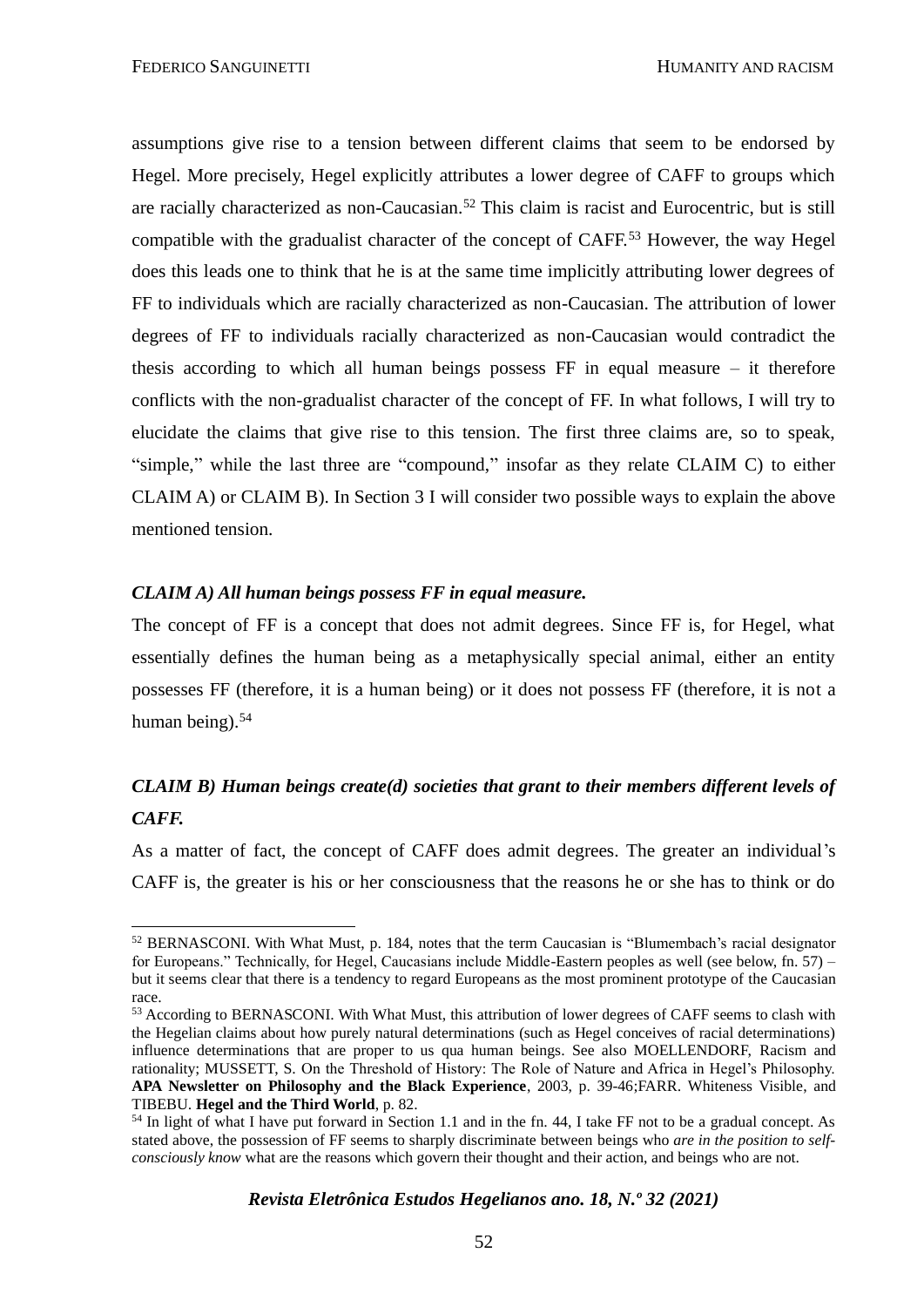assumptions give rise to a tension between different claims that seem to be endorsed by Hegel. More precisely, Hegel explicitly attributes a lower degree of CAFF to groups which are racially characterized as non-Caucasian.[52] This claim is racist and Eurocentric, but is still compatible with the gradualist character of the concept of CAFF.[53] However, the way Hegel does this leads one to think that he is at the same time implicitly attributing lower degrees of FF to individuals which are racially characterized as non-Caucasian. The attribution of lower degrees of FF to individuals racially characterized as non-Caucasian would contradict the thesis according to which all human beings possess FF in equal measure – it therefore conflicts with the non-gradualist character of the concept of FF. In what follows, I will try to elucidate the claims that give rise to this tension. The first three claims are, so to speak, "simple," while the last three are "compound," insofar as they relate CLAIM C) to either CLAIM A) or CLAIM B). In Section 3 I will consider two possible ways to explain the above mentioned tension.

***CLAIM A) All human beings possess FF in equal measure.***

The concept of FF is a concept that does not admit degrees. Since FF is, for Hegel, what essentially defines the human being as a metaphysically special animal, either an entity possesses FF (therefore, it is a human being) or it does not possess FF (therefore, it is not a human being).[54]

***CLAIM B) Human beings create(d) societies that grant to their members different levels of CAFF.***

As a matter of fact, the concept of CAFF does admit degrees. The greater an individual's CAFF is, the greater is his or her consciousness that the reasons he or she has to think or do

---

[52] BERNASCONI. With What Must, p. 184, notes that the term Caucasian is "Blumembach's racial designator for Europeans." Technically, for Hegel, Caucasians include Middle-Eastern peoples as well (see below, fn. 57) – but it seems clear that there is a tendency to regard Europeans as the most prominent prototype of the Caucasian race.

[53] According to BERNASCONI. With What Must, this attribution of lower degrees of CAFF seems to clash with the Hegelian claims about how purely natural determinations (such as Hegel conceives of racial determinations) influence determinations that are proper to us qua human beings. See also MOELLENDORF, Racism and rationality; MUSSETT, S. On the Threshold of History: The Role of Nature and Africa in Hegel's Philosophy. **APA Newsletter on Philosophy and the Black Experience**, 2003, p. 39-46;FARR. Whiteness Visible, and TIBEBU. **Hegel and the Third World**, p. 82.

[54] In light of what I have put forward in Section 1.1 and in the fn. 44, I take FF not to be a gradual concept. As stated above, the possession of FF seems to sharply discriminate between beings who *are in the position to self-consciously know* what are the reasons which govern their thought and their action, and beings who are not.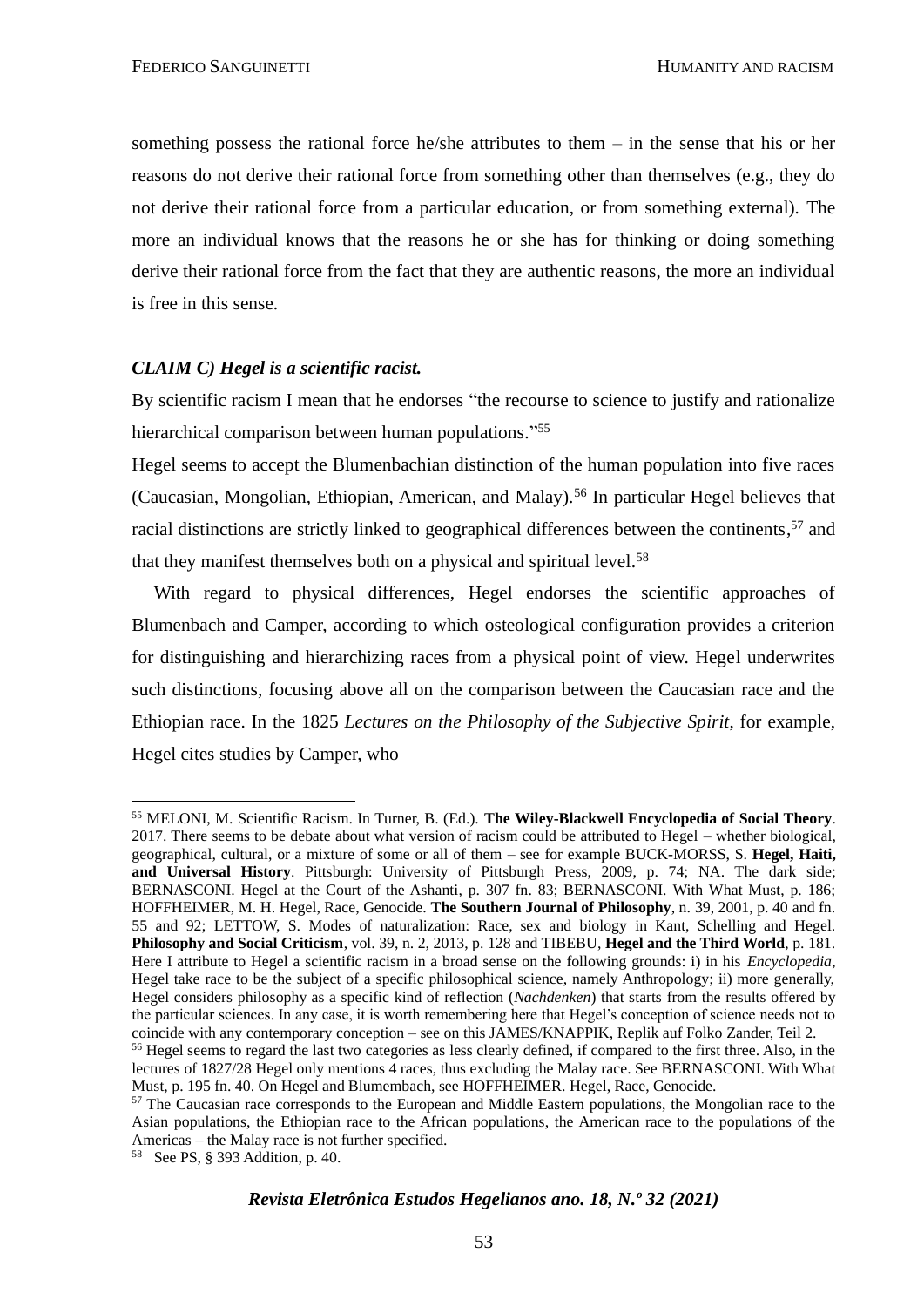something possess the rational force he/she attributes to them – in the sense that his or her reasons do not derive their rational force from something other than themselves (e.g., they do not derive their rational force from a particular education, or from something external). The more an individual knows that the reasons he or she has for thinking or doing something derive their rational force from the fact that they are authentic reasons, the more an individual is free in this sense.

### *CLAIM C) Hegel is a scientific racist.*

By scientific racism I mean that he endorses "the recourse to science to justify and rationalize hierarchical comparison between human populations."[55]

Hegel seems to accept the Blumenbachian distinction of the human population into five races (Caucasian, Mongolian, Ethiopian, American, and Malay).[56] In particular Hegel believes that racial distinctions are strictly linked to geographical differences between the continents,[57] and that they manifest themselves both on a physical and spiritual level.[58]

With regard to physical differences, Hegel endorses the scientific approaches of Blumenbach and Camper, according to which osteological configuration provides a criterion for distinguishing and hierarchizing races from a physical point of view. Hegel underwrites such distinctions, focusing above all on the comparison between the Caucasian race and the Ethiopian race. In the 1825 *Lectures on the Philosophy of the Subjective Spirit*, for example, Hegel cites studies by Camper, who

---

[55] MELONI, M. Scientific Racism. In Turner, B. (Ed.). **The Wiley-Blackwell Encyclopedia of Social Theory**. 2017. There seems to be debate about what version of racism could be attributed to Hegel – whether biological, geographical, cultural, or a mixture of some or all of them – see for example BUCK-MORSS, S. **Hegel, Haiti, and Universal History**. Pittsburgh: University of Pittsburgh Press, 2009, p. 74; NA. The dark side; BERNASCONI. Hegel at the Court of the Ashanti, p. 307 fn. 83; BERNASCONI. With What Must, p. 186; HOFFHEIMER, M. H. Hegel, Race, Genocide. **The Southern Journal of Philosophy**, n. 39, 2001, p. 40 and fn. 55 and 92; LETTOW, S. Modes of naturalization: Race, sex and biology in Kant, Schelling and Hegel. **Philosophy and Social Criticism**, vol. 39, n. 2, 2013, p. 128 and TIBEBU, **Hegel and the Third World**, p. 181. Here I attribute to Hegel a scientific racism in a broad sense on the following grounds: i) in his *Encyclopedia*, Hegel take race to be the subject of a specific philosophical science, namely Anthropology; ii) more generally, Hegel considers philosophy as a specific kind of reflection (*Nachdenken*) that starts from the results offered by the particular sciences. In any case, it is worth remembering here that Hegel's conception of science needs not to coincide with any contemporary conception – see on this JAMES/KNAPPIK, Replik auf Folko Zander, Teil 2.

[56] Hegel seems to regard the last two categories as less clearly defined, if compared to the first three. Also, in the lectures of 1827/28 Hegel only mentions 4 races, thus excluding the Malay race. See BERNASCONI. With What Must, p. 195 fn. 40. On Hegel and Blumembach, see HOFFHEIMER. Hegel, Race, Genocide.

[57] The Caucasian race corresponds to the European and Middle Eastern populations, the Mongolian race to the Asian populations, the Ethiopian race to the African populations, the American race to the populations of the Americas – the Malay race is not further specified.

[58] See PS, § 393 Addition, p. 40.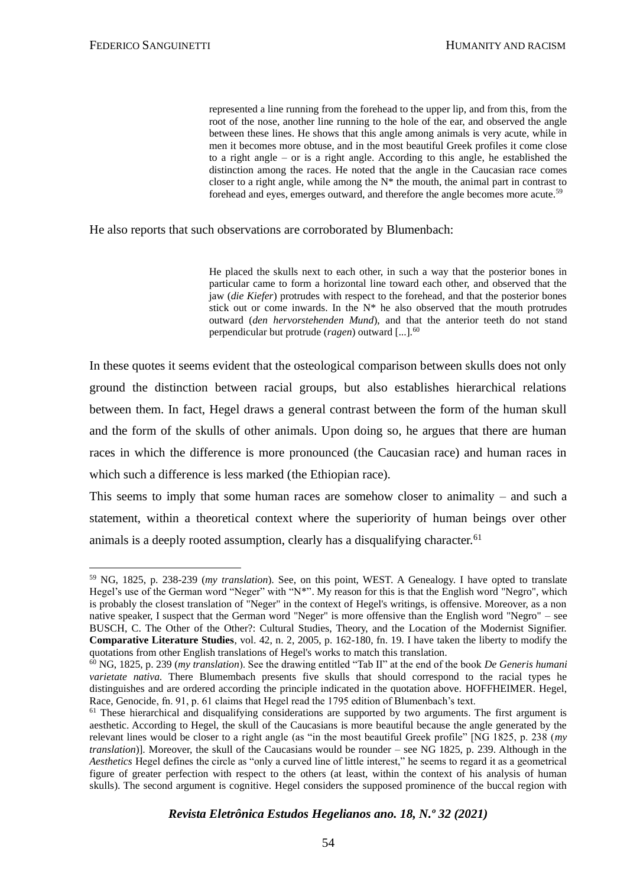> represented a line running from the forehead to the upper lip, and from this, from the root of the nose, another line running to the hole of the ear, and observed the angle between these lines. He shows that this angle among animals is very acute, while in men it becomes more obtuse, and in the most beautiful Greek profiles it come close to a right angle – or is a right angle. According to this angle, he established the distinction among the races. He noted that the angle in the Caucasian race comes closer to a right angle, while among the N* the mouth, the animal part in contrast to forehead and eyes, emerges outward, and therefore the angle becomes more acute.[59]

He also reports that such observations are corroborated by Blumenbach:

> He placed the skulls next to each other, in such a way that the posterior bones in particular came to form a horizontal line toward each other, and observed that the jaw (*die Kiefer*) protrudes with respect to the forehead, and that the posterior bones stick out or come inwards. In the N* he also observed that the mouth protrudes outward (*den hervorstehenden Mund*), and that the anterior teeth do not stand perpendicular but protrude (*ragen*) outward [...].[60]

In these quotes it seems evident that the osteological comparison between skulls does not only ground the distinction between racial groups, but also establishes hierarchical relations between them. In fact, Hegel draws a general contrast between the form of the human skull and the form of the skulls of other animals. Upon doing so, he argues that there are human races in which the difference is more pronounced (the Caucasian race) and human races in which such a difference is less marked (the Ethiopian race).

This seems to imply that some human races are somehow closer to animality – and such a statement, within a theoretical context where the superiority of human beings over other animals is a deeply rooted assumption, clearly has a disqualifying character.[61]

---

[59] NG, 1825, p. 238-239 (*my translation*). See, on this point, WEST. A Genealogy. I have opted to translate Hegel's use of the German word "Neger" with "N*". My reason for this is that the English word "Negro", which is probably the closest translation of "Neger" in the context of Hegel's writings, is offensive. Moreover, as a non native speaker, I suspect that the German word "Neger" is more offensive than the English word "Negro" – see BUSCH, C. The Other of the Other?: Cultural Studies, Theory, and the Location of the Modernist Signifier. **Comparative Literature Studies**, vol. 42, n. 2, 2005, p. 162-180, fn. 19. I have taken the liberty to modify the quotations from other English translations of Hegel's works to match this translation.

[60] NG, 1825, p. 239 (*my translation*). See the drawing entitled "Tab II" at the end of the book *De Generis humani varietate nativa.* There Blumembach presents five skulls that should correspond to the racial types he distinguishes and are ordered according the principle indicated in the quotation above. HOFFHEIMER. Hegel, Race, Genocide, fn. 91, p. 61 claims that Hegel read the 1795 edition of Blumenbach's text.

[61] These hierarchical and disqualifying considerations are supported by two arguments. The first argument is aesthetic. According to Hegel, the skull of the Caucasians is more beautiful because the angle generated by the relevant lines would be closer to a right angle (as "in the most beautiful Greek profile" [NG 1825, p. 238 (*my translation*)]. Moreover, the skull of the Caucasians would be rounder – see NG 1825, p. 239. Although in the *Aesthetics* Hegel defines the circle as "only a curved line of little interest," he seems to regard it as a geometrical figure of greater perfection with respect to the others (at least, within the context of his analysis of human skulls). The second argument is cognitive. Hegel considers the supposed prominence of the buccal region with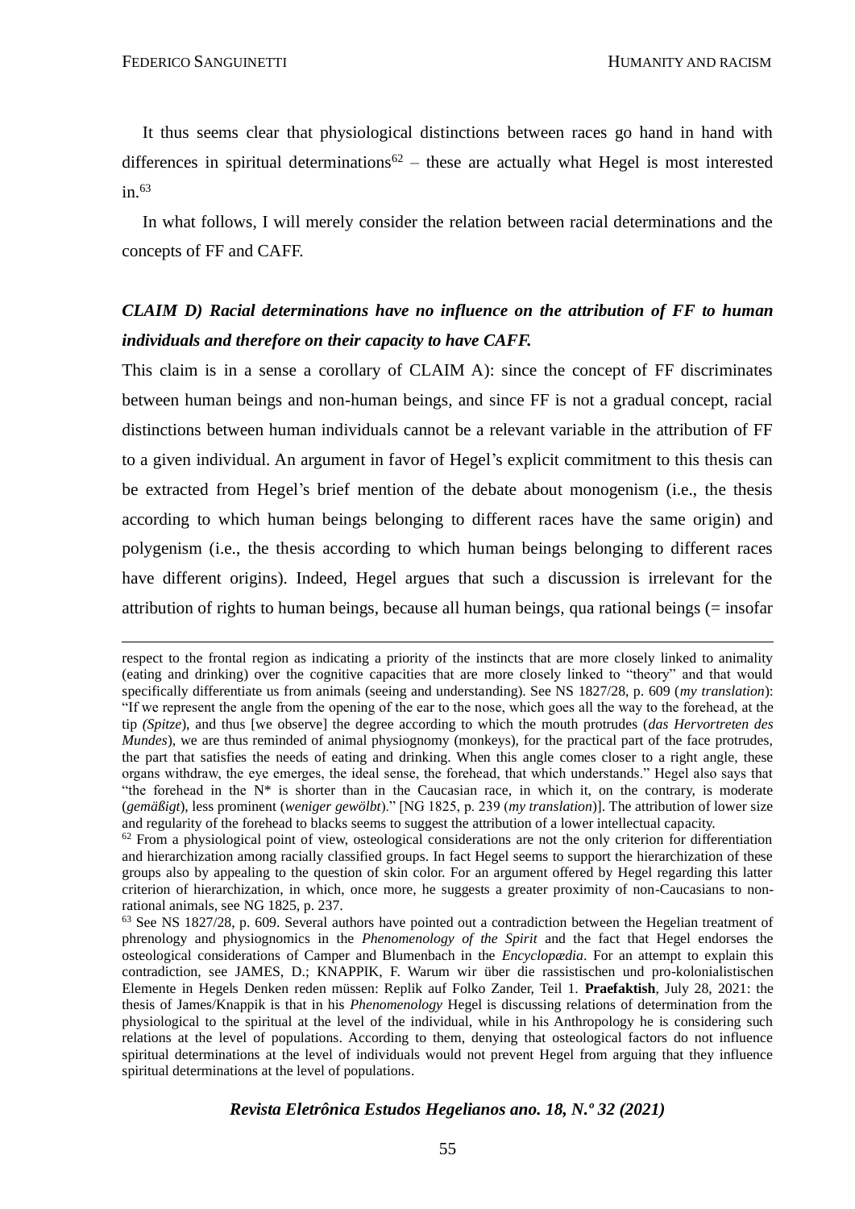It thus seems clear that physiological distinctions between races go hand in hand with differences in spiritual determinations[62] – these are actually what Hegel is most interested in.[63]

In what follows, I will merely consider the relation between racial determinations and the concepts of FF and CAFF.

### *CLAIM D) Racial determinations have no influence on the attribution of FF to human individuals and therefore on their capacity to have CAFF.*

This claim is in a sense a corollary of CLAIM A): since the concept of FF discriminates between human beings and non-human beings, and since FF is not a gradual concept, racial distinctions between human individuals cannot be a relevant variable in the attribution of FF to a given individual. An argument in favor of Hegel's explicit commitment to this thesis can be extracted from Hegel's brief mention of the debate about monogenism (i.e., the thesis according to which human beings belonging to different races have the same origin) and polygenism (i.e., the thesis according to which human beings belonging to different races have different origins). Indeed, Hegel argues that such a discussion is irrelevant for the attribution of rights to human beings, because all human beings, qua rational beings (= insofar

---

respect to the frontal region as indicating a priority of the instincts that are more closely linked to animality (eating and drinking) over the cognitive capacities that are more closely linked to "theory" and that would specifically differentiate us from animals (seeing and understanding). See NS 1827/28, p. 609 (*my translation*): "If we represent the angle from the opening of the ear to the nose, which goes all the way to the forehead, at the tip *(Spitze*), and thus [we observe] the degree according to which the mouth protrudes (*das Hervortreten des Mundes*), we are thus reminded of animal physiognomy (monkeys), for the practical part of the face protrudes, the part that satisfies the needs of eating and drinking. When this angle comes closer to a right angle, these organs withdraw, the eye emerges, the ideal sense, the forehead, that which understands." Hegel also says that "the forehead in the N* is shorter than in the Caucasian race, in which it, on the contrary, is moderate (*gemäßigt*), less prominent (*weniger gewölbt*)." [NG 1825, p. 239 (*my translation*)]. The attribution of lower size and regularity of the forehead to blacks seems to suggest the attribution of a lower intellectual capacity.

[62] From a physiological point of view, osteological considerations are not the only criterion for differentiation and hierarchization among racially classified groups. In fact Hegel seems to support the hierarchization of these groups also by appealing to the question of skin color. For an argument offered by Hegel regarding this latter criterion of hierarchization, in which, once more, he suggests a greater proximity of non-Caucasians to non-rational animals, see NG 1825, p. 237.

[63] See NS 1827/28, p. 609. Several authors have pointed out a contradiction between the Hegelian treatment of phrenology and physiognomics in the *Phenomenology of the Spirit* and the fact that Hegel endorses the osteological considerations of Camper and Blumenbach in the *Encyclopædia*. For an attempt to explain this contradiction, see JAMES, D.; KNAPPIK, F. Warum wir über die rassistischen und pro-kolonialistischen Elemente in Hegels Denken reden müssen: Replik auf Folko Zander, Teil 1. **Praefaktish**, July 28, 2021: the thesis of James/Knappik is that in his *Phenomenology* Hegel is discussing relations of determination from the physiological to the spiritual at the level of the individual, while in his Anthropology he is considering such relations at the level of populations. According to them, denying that osteological factors do not influence spiritual determinations at the level of individuals would not prevent Hegel from arguing that they influence spiritual determinations at the level of populations.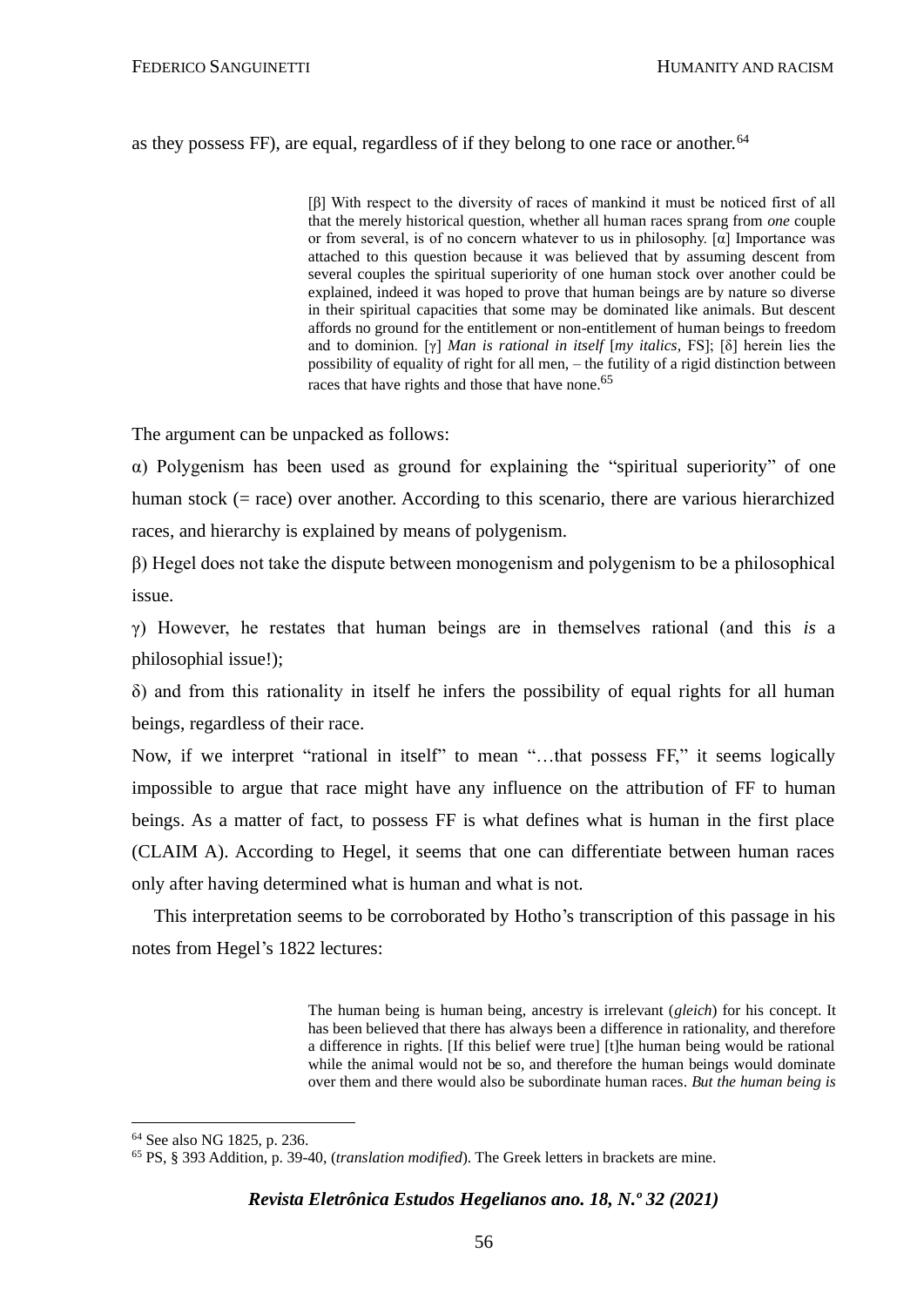as they possess FF), are equal, regardless of if they belong to one race or another.[64]

> [β] With respect to the diversity of races of mankind it must be noticed first of all that the merely historical question, whether all human races sprang from *one* couple or from several, is of no concern whatever to us in philosophy. [α] Importance was attached to this question because it was believed that by assuming descent from several couples the spiritual superiority of one human stock over another could be explained, indeed it was hoped to prove that human beings are by nature so diverse in their spiritual capacities that some may be dominated like animals. But descent affords no ground for the entitlement or non-entitlement of human beings to freedom and to dominion. [γ] *Man is rational in itself* [*my italics*, FS]; [δ] herein lies the possibility of equality of right for all men, – the futility of a rigid distinction between races that have rights and those that have none.[65]

The argument can be unpacked as follows:

α) Polygenism has been used as ground for explaining the "spiritual superiority" of one human stock (= race) over another. According to this scenario, there are various hierarchized races, and hierarchy is explained by means of polygenism.

β) Hegel does not take the dispute between monogenism and polygenism to be a philosophical issue.

γ) However, he restates that human beings are in themselves rational (and this *is* a philosophial issue!);

δ) and from this rationality in itself he infers the possibility of equal rights for all human beings, regardless of their race.

Now, if we interpret "rational in itself" to mean "…that possess FF," it seems logically impossible to argue that race might have any influence on the attribution of FF to human beings. As a matter of fact, to possess FF is what defines what is human in the first place (CLAIM A). According to Hegel, it seems that one can differentiate between human races only after having determined what is human and what is not.

This interpretation seems to be corroborated by Hotho's transcription of this passage in his notes from Hegel's 1822 lectures:

> The human being is human being, ancestry is irrelevant (*gleich*) for his concept. It has been believed that there has always been a difference in rationality, and therefore a difference in rights. [If this belief were true] [t]he human being would be rational while the animal would not be so, and therefore the human beings would dominate over them and there would also be subordinate human races. *But the human being is*

[64] See also NG 1825, p. 236.

[65] PS, § 393 Addition, p. 39-40, (*translation modified*). The Greek letters in brackets are mine.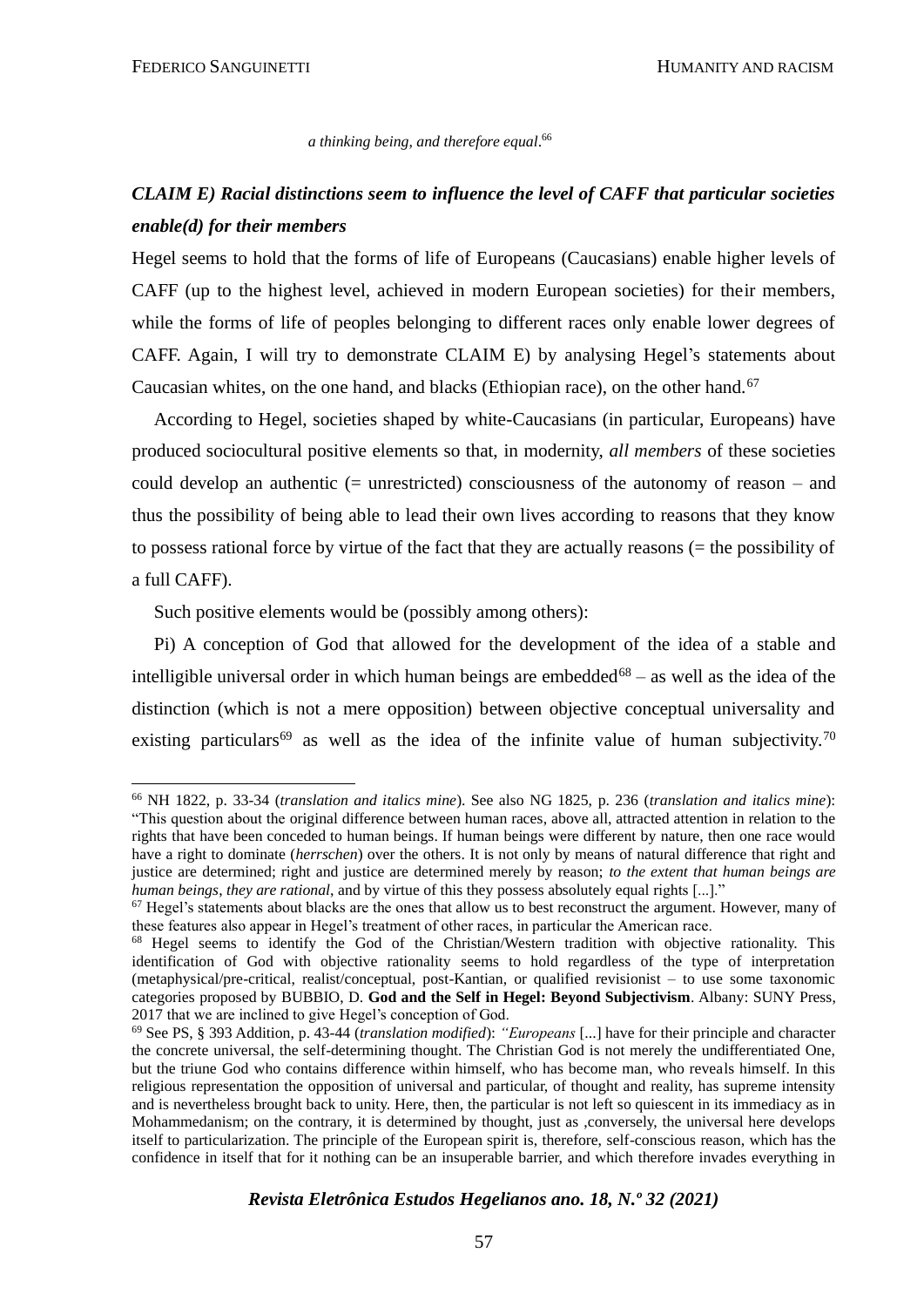*a thinking being, and therefore equal.*[66]

***CLAIM E) Racial distinctions seem to influence the level of CAFF that particular societies enable(d) for their members***

Hegel seems to hold that the forms of life of Europeans (Caucasians) enable higher levels of CAFF (up to the highest level, achieved in modern European societies) for their members, while the forms of life of peoples belonging to different races only enable lower degrees of CAFF. Again, I will try to demonstrate CLAIM E) by analysing Hegel's statements about Caucasian whites, on the one hand, and blacks (Ethiopian race), on the other hand.[67]

According to Hegel, societies shaped by white-Caucasians (in particular, Europeans) have produced sociocultural positive elements so that, in modernity, *all members* of these societies could develop an authentic (= unrestricted) consciousness of the autonomy of reason – and thus the possibility of being able to lead their own lives according to reasons that they know to possess rational force by virtue of the fact that they are actually reasons (= the possibility of a full CAFF).

Such positive elements would be (possibly among others):

Pi) A conception of God that allowed for the development of the idea of a stable and intelligible universal order in which human beings are embedded[68] – as well as the idea of the distinction (which is not a mere opposition) between objective conceptual universality and existing particulars[69] as well as the idea of the infinite value of human subjectivity.[70]

---

[66] NH 1822, p. 33-34 (*translation and italics mine*). See also NG 1825, p. 236 (*translation and italics mine*): "This question about the original difference between human races, above all, attracted attention in relation to the rights that have been conceded to human beings. If human beings were different by nature, then one race would have a right to dominate (*herrschen*) over the others. It is not only by means of natural difference that right and justice are determined; right and justice are determined merely by reason; *to the extent that human beings are human beings, they are rational*, and by virtue of this they possess absolutely equal rights [...]."

[67] Hegel's statements about blacks are the ones that allow us to best reconstruct the argument. However, many of these features also appear in Hegel's treatment of other races, in particular the American race.

[68] Hegel seems to identify the God of the Christian/Western tradition with objective rationality. This identification of God with objective rationality seems to hold regardless of the type of interpretation (metaphysical/pre-critical, realist/conceptual, post-Kantian, or qualified revisionist – to use some taxonomic categories proposed by BUBBIO, D. **God and the Self in Hegel: Beyond Subjectivism**. Albany: SUNY Press, 2017 that we are inclined to give Hegel's conception of God.

[69] See PS, § 393 Addition, p. 43-44 (*translation modified*): *"Europeans* [...] have for their principle and character the concrete universal, the self-determining thought. The Christian God is not merely the undifferentiated One, but the triune God who contains difference within himself, who has become man, who reveals himself. In this religious representation the opposition of universal and particular, of thought and reality, has supreme intensity and is nevertheless brought back to unity. Here, then, the particular is not left so quiescent in its immediacy as in Mohammedanism; on the contrary, it is determined by thought, just as ,conversely, the universal here develops itself to particularization. The principle of the European spirit is, therefore, self-conscious reason, which has the confidence in itself that for it nothing can be an insuperable barrier, and which therefore invades everything in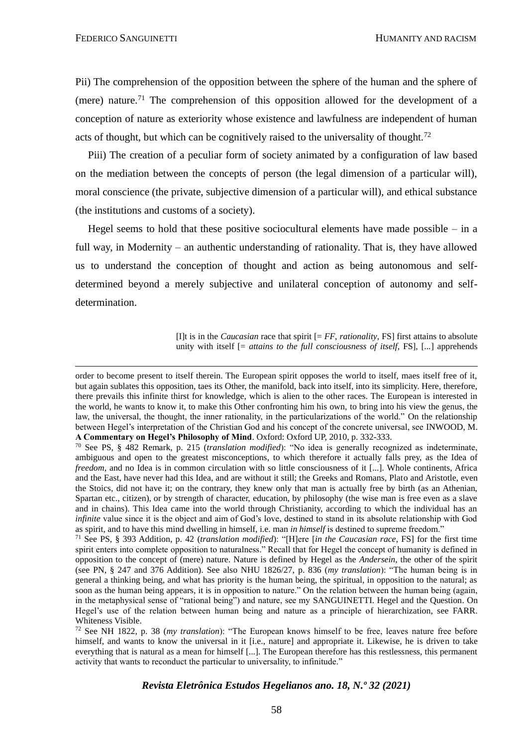Pii) The comprehension of the opposition between the sphere of the human and the sphere of (mere) nature.[71] The comprehension of this opposition allowed for the development of a conception of nature as exteriority whose existence and lawfulness are independent of human acts of thought, but which can be cognitively raised to the universality of thought.[72]

Piii) The creation of a peculiar form of society animated by a configuration of law based on the mediation between the concepts of person (the legal dimension of a particular will), moral conscience (the private, subjective dimension of a particular will), and ethical substance (the institutions and customs of a society).

Hegel seems to hold that these positive sociocultural elements have made possible – in a full way, in Modernity – an authentic understanding of rationality. That is, they have allowed us to understand the conception of thought and action as being autonomous and self-determined beyond a merely subjective and unilateral conception of autonomy and self-determination.

> [I]t is in the *Caucasian* race that spirit [= *FF*, *rationality*, FS] first attains to absolute unity with itself [= *attains to the full consciousness of itself*, FS], [...] apprehends

---

order to become present to itself therein. The European spirit opposes the world to itself, maes itself free of it, but again sublates this opposition, taes its Other, the manifold, back into itself, into its simplicity. Here, therefore, there prevails this infinite thirst for knowledge, which is alien to the other races. The European is interested in the world, he wants to know it, to make this Other confronting him his own, to bring into his view the genus, the law, the universal, the thought, the inner rationality, in the particularizations of the world." On the relationship between Hegel's interpretation of the Christian God and his concept of the concrete universal, see INWOOD, M. **A Commentary on Hegel's Philosophy of Mind**. Oxford: Oxford UP, 2010, p. 332-333.

[70] See PS, § 482 Remark, p. 215 (*translation modified*): "No idea is generally recognized as indeterminate, ambiguous and open to the greatest misconceptions, to which therefore it actually falls prey, as the Idea of *freedom*, and no Idea is in common circulation with so little consciousness of it [...]. Whole continents, Africa and the East, have never had this Idea, and are without it still; the Greeks and Romans, Plato and Aristotle, even the Stoics, did not have it; on the contrary, they knew only that man is actually free by birth (as an Athenian, Spartan etc., citizen), or by strength of character, education, by philosophy (the wise man is free even as a slave and in chains). This Idea came into the world through Christianity, according to which the individual has an *infinite* value since it is the object and aim of God's love, destined to stand in its absolute relationship with God as spirit, and to have this mind dwelling in himself, i.e. man *in himself* is destined to supreme freedom."

[71] See PS, § 393 Addition, p. 42 (*translation modified*): "[H]ere [*in the Caucasian race*, FS] for the first time spirit enters into complete opposition to naturalness." Recall that for Hegel the concept of humanity is defined in opposition to the concept of (mere) nature. Nature is defined by Hegel as the *Andersein*, the other of the spirit (see PN, § 247 and 376 Addition). See also NHU 1826/27, p. 836 (*my translation*): "The human being is in general a thinking being, and what has priority is the human being, the spiritual, in opposition to the natural; as soon as the human being appears, it is in opposition to nature." On the relation between the human being (again, in the metaphysical sense of "rational being") and nature, see my SANGUINETTI. Hegel and the Question. On Hegel's use of the relation between human being and nature as a principle of hierarchization, see FARR. Whiteness Visible.

[72] See NH 1822, p. 38 (*my translation*): "The European knows himself to be free, leaves nature free before himself, and wants to know the universal in it [i.e., nature] and appropriate it. Likewise, he is driven to take everything that is natural as a mean for himself [...]. The European therefore has this restlessness, this permanent activity that wants to reconduct the particular to universality, to infinitude."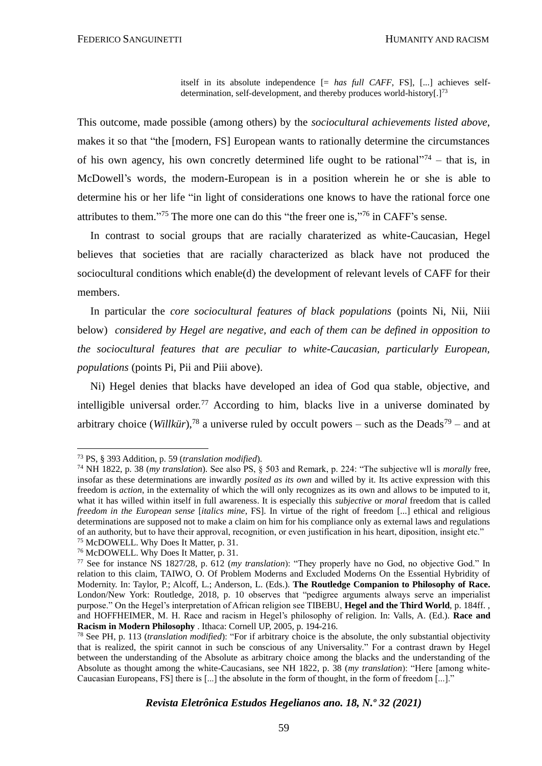> itself in its absolute independence [= *has full CAFF*, FS], [...] achieves self-determination, self-development, and thereby produces world-history[.][73]

This outcome, made possible (among others) by the *sociocultural achievements listed above*, makes it so that "the [modern, FS] European wants to rationally determine the circumstances of his own agency, his own concretly determined life ought to be rational"[74] – that is, in McDowell's words, the modern-European is in a position wherein he or she is able to determine his or her life "in light of considerations one knows to have the rational force one attributes to them."[75] The more one can do this "the freer one is,"[76] in CAFF's sense.

In contrast to social groups that are racially charaterized as white-Caucasian, Hegel believes that societies that are racially characterized as black have not produced the sociocultural conditions which enable(d) the development of relevant levels of CAFF for their members.

In particular the *core sociocultural features of black populations* (points Ni, Nii, Niii below) *considered by Hegel are negative, and each of them can be defined in opposition to the sociocultural features that are peculiar to white-Caucasian, particularly European, populations* (points Pi, Pii and Piii above).

Ni) Hegel denies that blacks have developed an idea of God qua stable, objective, and intelligible universal order.[77] According to him, blacks live in a universe dominated by arbitrary choice (*Willkür*),[78] a universe ruled by occult powers – such as the Deads[79] – and at

---

[73] PS, § 393 Addition, p. 59 (*translation modified*).

[74] NH 1822, p. 38 (*my translation*). See also PS, § 503 and Remark, p. 224: "The subjective wll is *morally* free, insofar as these determinations are inwardly *posited as its own* and willed by it. Its active expression with this freedom is *action*, in the externality of which the will only recognizes as its own and allows to be imputed to it, what it has willed within itself in full awareness. It is especially this *subjective* or *moral* freedom that is called *freedom in the European sense* [*italics mine*, FS]. In virtue of the right of freedom [...] ethical and religious determinations are supposed not to make a claim on him for his compliance only as external laws and regulations of an authority, but to have their approval, recognition, or even justification in his heart, diposition, insight etc."

[75] McDOWELL. Why Does It Matter, p. 31.

[76] McDOWELL. Why Does It Matter, p. 31.

[77] See for instance NS 1827/28, p. 612 (*my translation*): "They properly have no God, no objective God." In relation to this claim, TAIWO, O. Of Problem Moderns and Excluded Moderns On the Essential Hybridity of Modernity. In: Taylor, P.; Alcoff, L.; Anderson, L. (Eds.). **The Routledge Companion to Philosophy of Race.** London/New York: Routledge, 2018, p. 10 observes that "pedigree arguments always serve an imperialist purpose." On the Hegel's interpretation of African religion see TIBEBU, **Hegel and the Third World**, p. 184ff. , and HOFFHEIMER, M. H. Race and racism in Hegel's philosophy of religion. In: Valls, A. (Ed.). **Race and Racism in Modern Philosophy** . Ithaca: Cornell UP, 2005, p. 194-216.

[78] See PH, p. 113 (*translation modified*): "For if arbitrary choice is the absolute, the only substantial objectivity that is realized, the spirit cannot in such be conscious of any Universality." For a contrast drawn by Hegel between the understanding of the Absolute as arbitrary choice among the blacks and the understanding of the Absolute as thought among the white-Caucasians, see NH 1822, p. 38 (*my translation*): "Here [among white-Caucasian Europeans, FS] there is [...] the absolute in the form of thought, in the form of freedom [...]."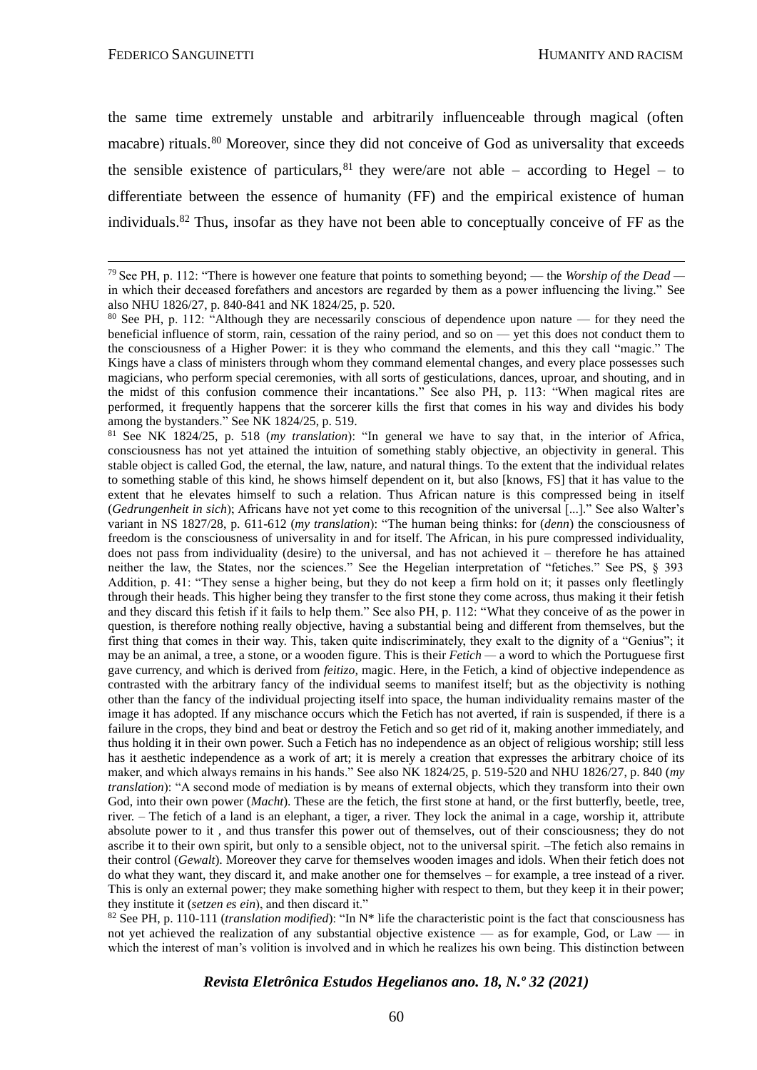the same time extremely unstable and arbitrarily influenceable through magical (often macabre) rituals.[80] Moreover, since they did not conceive of God as universality that exceeds the sensible existence of particulars,[81] they were/are not able – according to Hegel – to differentiate between the essence of humanity (FF) and the empirical existence of human individuals.[82] Thus, insofar as they have not been able to conceptually conceive of FF as the

---

[79] See PH, p. 112: "There is however one feature that points to something beyond; — the *Worship of the Dead* — in which their deceased forefathers and ancestors are regarded by them as a power influencing the living." See also NHU 1826/27, p. 840-841 and NK 1824/25, p. 520.

[80] See PH, p. 112: "Although they are necessarily conscious of dependence upon nature — for they need the beneficial influence of storm, rain, cessation of the rainy period, and so on — yet this does not conduct them to the consciousness of a Higher Power: it is they who command the elements, and this they call "magic." The Kings have a class of ministers through whom they command elemental changes, and every place possesses such magicians, who perform special ceremonies, with all sorts of gesticulations, dances, uproar, and shouting, and in the midst of this confusion commence their incantations." See also PH, p. 113: "When magical rites are performed, it frequently happens that the sorcerer kills the first that comes in his way and divides his body among the bystanders." See NK 1824/25, p. 519.

[81] See NK 1824/25, p. 518 (*my translation*): "In general we have to say that, in the interior of Africa, consciousness has not yet attained the intuition of something stably objective, an objectivity in general. This stable object is called God, the eternal, the law, nature, and natural things. To the extent that the individual relates to something stable of this kind, he shows himself dependent on it, but also [knows, FS] that it has value to the extent that he elevates himself to such a relation. Thus African nature is this compressed being in itself (*Gedrungenheit in sich*); Africans have not yet come to this recognition of the universal [...]." See also Walter's variant in NS 1827/28, p. 611-612 (*my translation*): "The human being thinks: for (*denn*) the consciousness of freedom is the consciousness of universality in and for itself. The African, in his pure compressed individuality, does not pass from individuality (desire) to the universal, and has not achieved it – therefore he has attained neither the law, the States, nor the sciences." See the Hegelian interpretation of "fetiches." See PS, § 393 Addition, p. 41: "They sense a higher being, but they do not keep a firm hold on it; it passes only fleetlingly through their heads. This higher being they transfer to the first stone they come across, thus making it their fetish and they discard this fetish if it fails to help them." See also PH, p. 112: "What they conceive of as the power in question, is therefore nothing really objective, having a substantial being and different from themselves, but the first thing that comes in their way. This, taken quite indiscriminately, they exalt to the dignity of a "Genius"; it may be an animal, a tree, a stone, or a wooden figure. This is their *Fetich* — a word to which the Portuguese first gave currency, and which is derived from *feitizo*, magic. Here, in the Fetich, a kind of objective independence as contrasted with the arbitrary fancy of the individual seems to manifest itself; but as the objectivity is nothing other than the fancy of the individual projecting itself into space, the human individuality remains master of the image it has adopted. If any mischance occurs which the Fetich has not averted, if rain is suspended, if there is a failure in the crops, they bind and beat or destroy the Fetich and so get rid of it, making another immediately, and thus holding it in their own power. Such a Fetich has no independence as an object of religious worship; still less has it aesthetic independence as a work of art; it is merely a creation that expresses the arbitrary choice of its maker, and which always remains in his hands." See also NK 1824/25, p. 519-520 and NHU 1826/27, p. 840 (*my translation*): "A second mode of mediation is by means of external objects, which they transform into their own God, into their own power (*Macht*). These are the fetich, the first stone at hand, or the first butterfly, beetle, tree, river. – The fetich of a land is an elephant, a tiger, a river. They lock the animal in a cage, worship it, attribute absolute power to it , and thus transfer this power out of themselves, out of their consciousness; they do not ascribe it to their own spirit, but only to a sensible object, not to the universal spirit. –The fetich also remains in their control (*Gewalt*). Moreover they carve for themselves wooden images and idols. When their fetich does not do what they want, they discard it, and make another one for themselves – for example, a tree instead of a river. This is only an external power; they make something higher with respect to them, but they keep it in their power; they institute it (*setzen es ein*), and then discard it."

[82] See PH, p. 110-111 (*translation modified*): "In N* life the characteristic point is the fact that consciousness has not yet achieved the realization of any substantial objective existence — as for example, God, or Law — in which the interest of man's volition is involved and in which he realizes his own being. This distinction between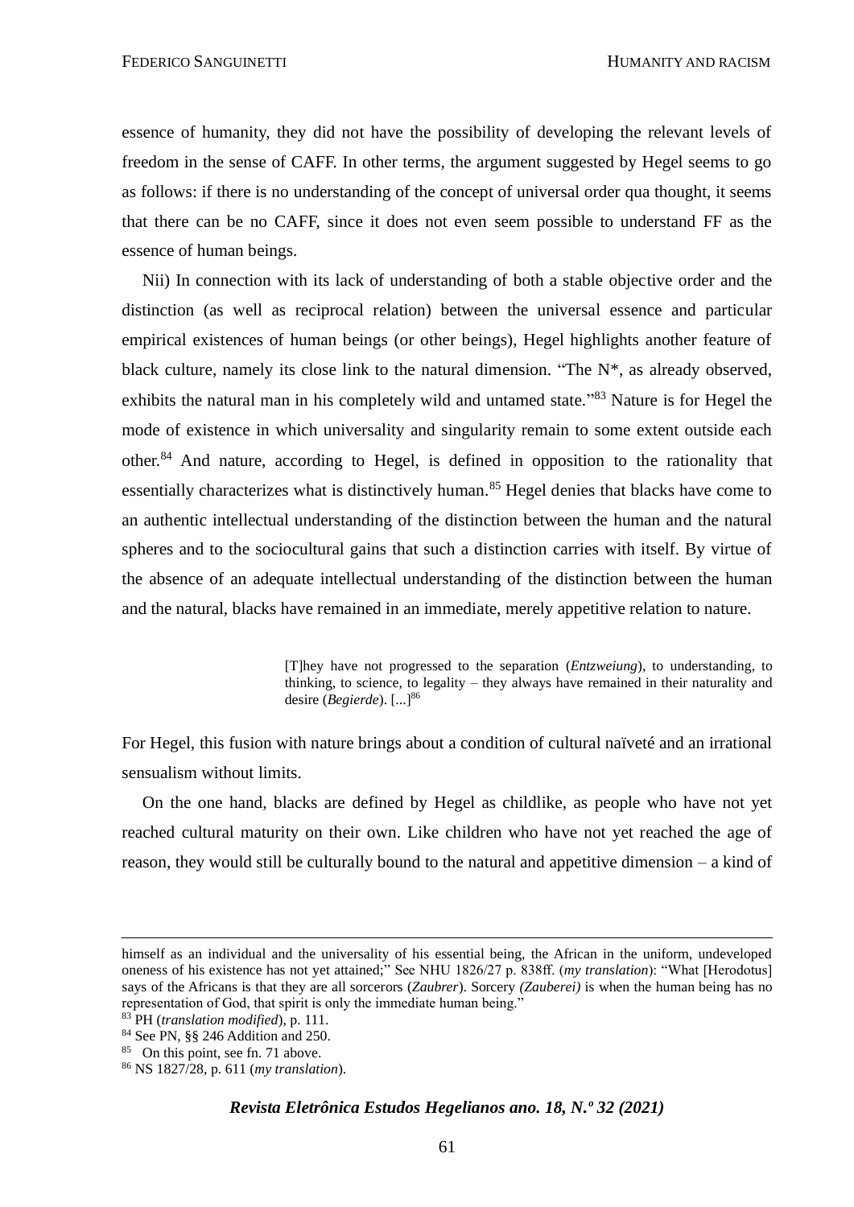essence of humanity, they did not have the possibility of developing the relevant levels of freedom in the sense of CAFF. In other terms, the argument suggested by Hegel seems to go as follows: if there is no understanding of the concept of universal order qua thought, it seems that there can be no CAFF, since it does not even seem possible to understand FF as the essence of human beings.

Nii) In connection with its lack of understanding of both a stable objective order and the distinction (as well as reciprocal relation) between the universal essence and particular empirical existences of human beings (or other beings), Hegel highlights another feature of black culture, namely its close link to the natural dimension. "The N*, as already observed, exhibits the natural man in his completely wild and untamed state."[83] Nature is for Hegel the mode of existence in which universality and singularity remain to some extent outside each other.[84] And nature, according to Hegel, is defined in opposition to the rationality that essentially characterizes what is distinctively human.[85] Hegel denies that blacks have come to an authentic intellectual understanding of the distinction between the human and the natural spheres and to the sociocultural gains that such a distinction carries with itself. By virtue of the absence of an adequate intellectual understanding of the distinction between the human and the natural, blacks have remained in an immediate, merely appetitive relation to nature.

> [T]hey have not progressed to the separation (*Entzweiung*), to understanding, to thinking, to science, to legality – they always have remained in their naturality and desire (*Begierde*). [...][86]

For Hegel, this fusion with nature brings about a condition of cultural naïveté and an irrational sensualism without limits.

On the one hand, blacks are defined by Hegel as childlike, as people who have not yet reached cultural maturity on their own. Like children who have not yet reached the age of reason, they would still be culturally bound to the natural and appetitive dimension – a kind of

---

himself as an individual and the universality of his essential being, the African in the uniform, undeveloped oneness of his existence has not yet attained;" See NHU 1826/27 p. 838ff. (*my translation*): "What [Herodotus] says of the Africans is that they are all sorcerors (*Zaubrer*). Sorcery *(Zauberei)* is when the human being has no representation of God, that spirit is only the immediate human being."

[83] PH (*translation modified*), p. 111.

[84] See PN, §§ 246 Addition and 250.

[85] On this point, see fn. 71 above.

[86] NS 1827/28, p. 611 (*my translation*).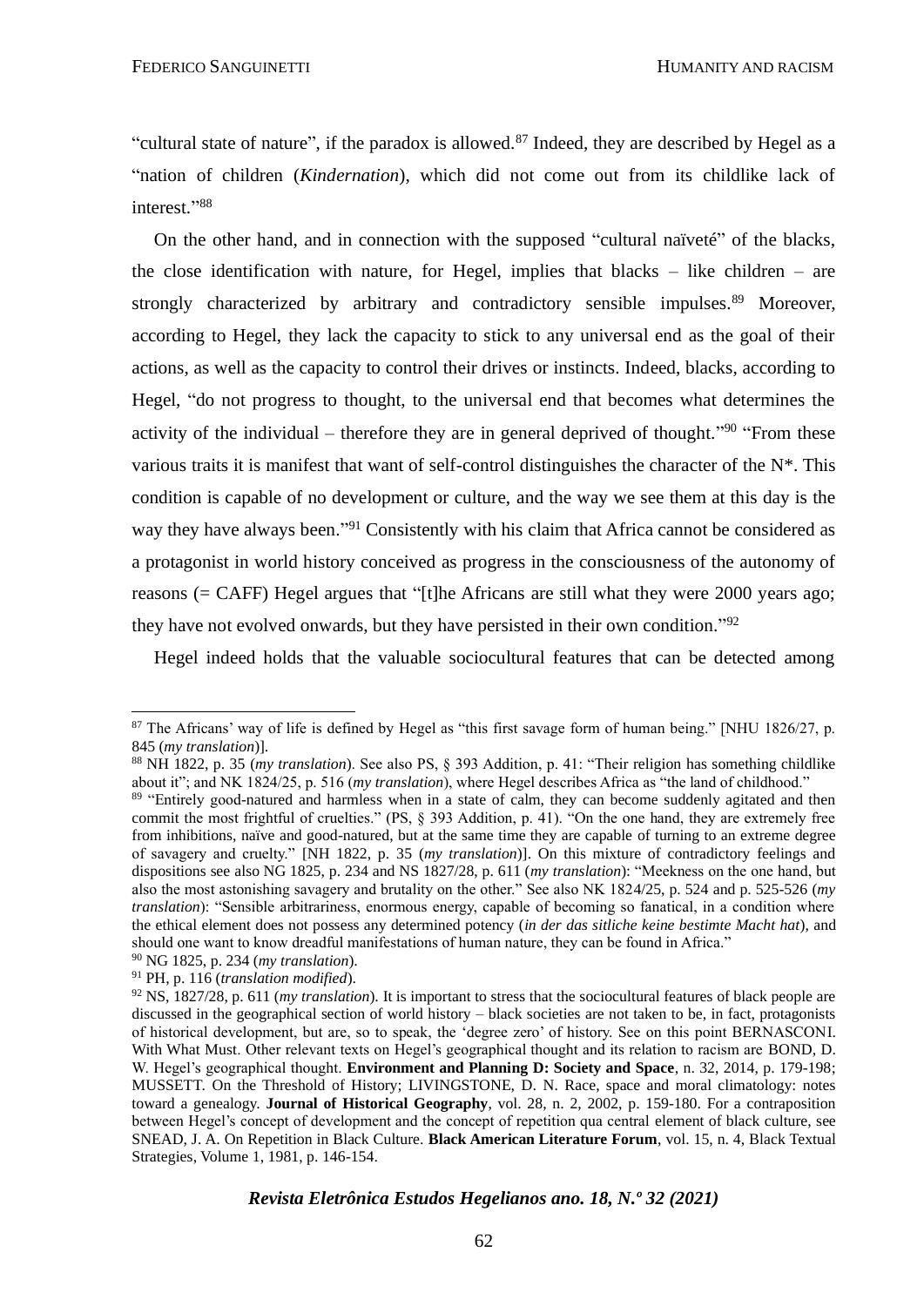"cultural state of nature", if the paradox is allowed.[87] Indeed, they are described by Hegel as a "nation of children (*Kindernation*), which did not come out from its childlike lack of interest."[88]

On the other hand, and in connection with the supposed "cultural naïveté" of the blacks, the close identification with nature, for Hegel, implies that blacks – like children – are strongly characterized by arbitrary and contradictory sensible impulses.[89] Moreover, according to Hegel, they lack the capacity to stick to any universal end as the goal of their actions, as well as the capacity to control their drives or instincts. Indeed, blacks, according to Hegel, "do not progress to thought, to the universal end that becomes what determines the activity of the individual – therefore they are in general deprived of thought."[90] "From these various traits it is manifest that want of self-control distinguishes the character of the N*. This condition is capable of no development or culture, and the way we see them at this day is the way they have always been."[91] Consistently with his claim that Africa cannot be considered as a protagonist in world history conceived as progress in the consciousness of the autonomy of reasons (= CAFF) Hegel argues that "[t]he Africans are still what they were 2000 years ago; they have not evolved onwards, but they have persisted in their own condition."[92]

Hegel indeed holds that the valuable sociocultural features that can be detected among

---

[87] The Africans' way of life is defined by Hegel as "this first savage form of human being." [NHU 1826/27, p. 845 (*my translation*)].

[88] NH 1822, p. 35 (*my translation*). See also PS, § 393 Addition, p. 41: "Their religion has something childlike about it"; and NK 1824/25, p. 516 (*my translation*), where Hegel describes Africa as "the land of childhood."

[89] "Entirely good-natured and harmless when in a state of calm, they can become suddenly agitated and then commit the most frightful of cruelties." (PS, § 393 Addition, p. 41). "On the one hand, they are extremely free from inhibitions, naïve and good-natured, but at the same time they are capable of turning to an extreme degree of savagery and cruelty." [NH 1822, p. 35 (*my translation*)]. On this mixture of contradictory feelings and dispositions see also NG 1825, p. 234 and NS 1827/28, p. 611 (*my translation*): "Meekness on the one hand, but also the most astonishing savagery and brutality on the other." See also NK 1824/25, p. 524 and p. 525-526 (*my translation*): "Sensible arbitrariness, enormous energy, capable of becoming so fanatical, in a condition where the ethical element does not possess any determined potency (*in der das sitliche keine bestimte Macht hat*), and should one want to know dreadful manifestations of human nature, they can be found in Africa."

[90] NG 1825, p. 234 (*my translation*).

[91] PH, p. 116 (*translation modified*).

[92] NS, 1827/28, p. 611 (*my translation*). It is important to stress that the sociocultural features of black people are discussed in the geographical section of world history – black societies are not taken to be, in fact, protagonists of historical development, but are, so to speak, the 'degree zero' of history. See on this point BERNASCONI. With What Must. Other relevant texts on Hegel's geographical thought and its relation to racism are BOND, D. W. Hegel's geographical thought. **Environment and Planning D: Society and Space**, n. 32, 2014, p. 179-198; MUSSETT. On the Threshold of History; LIVINGSTONE, D. N. Race, space and moral climatology: notes toward a genealogy. **Journal of Historical Geography**, vol. 28, n. 2, 2002, p. 159-180. For a contraposition between Hegel's concept of development and the concept of repetition qua central element of black culture, see SNEAD, J. A. On Repetition in Black Culture. **Black American Literature Forum**, vol. 15, n. 4, Black Textual Strategies, Volume 1, 1981, p. 146-154.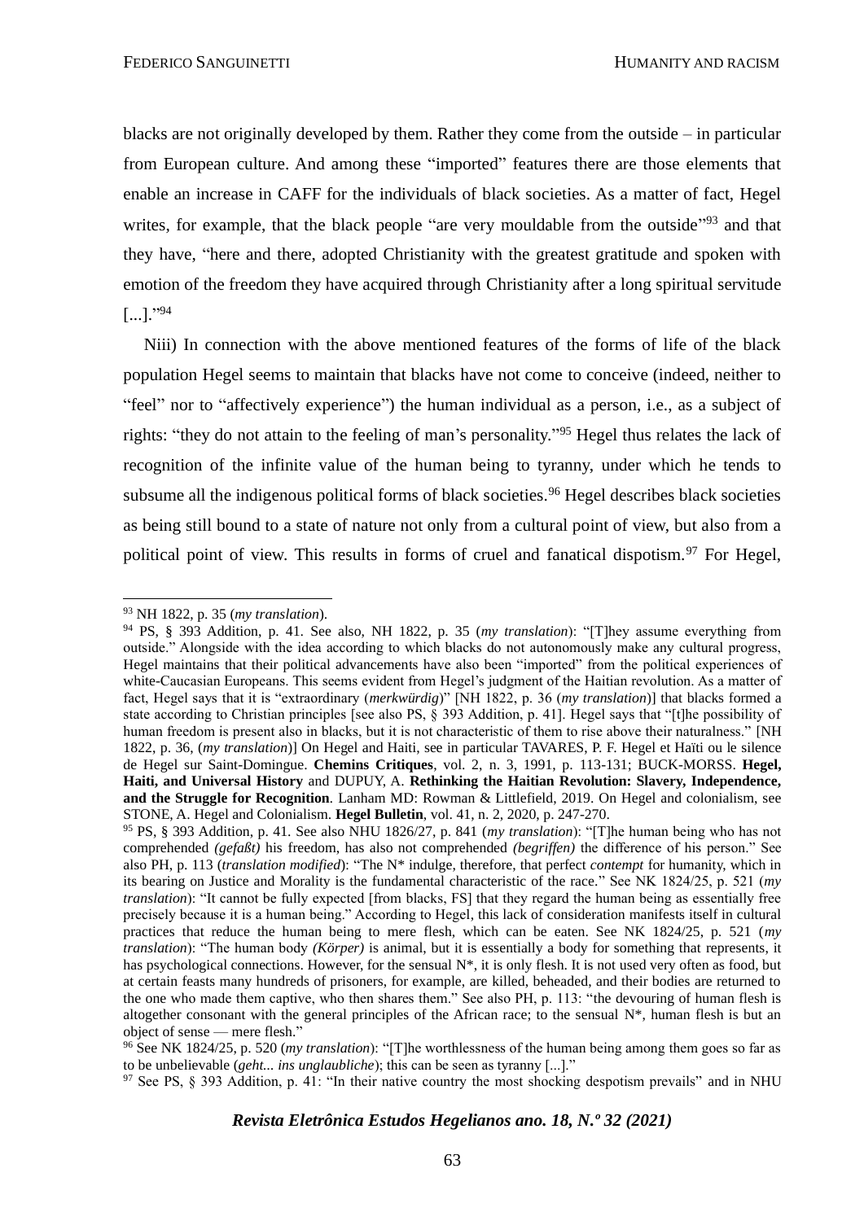blacks are not originally developed by them. Rather they come from the outside – in particular from European culture. And among these "imported" features there are those elements that enable an increase in CAFF for the individuals of black societies. As a matter of fact, Hegel writes, for example, that the black people "are very mouldable from the outside"[93] and that they have, "here and there, adopted Christianity with the greatest gratitude and spoken with emotion of the freedom they have acquired through Christianity after a long spiritual servitude [...]."[94]

Niii) In connection with the above mentioned features of the forms of life of the black population Hegel seems to maintain that blacks have not come to conceive (indeed, neither to "feel" nor to "affectively experience") the human individual as a person, i.e., as a subject of rights: "they do not attain to the feeling of man's personality."[95] Hegel thus relates the lack of recognition of the infinite value of the human being to tyranny, under which he tends to subsume all the indigenous political forms of black societies.[96] Hegel describes black societies as being still bound to a state of nature not only from a cultural point of view, but also from a political point of view. This results in forms of cruel and fanatical dispotism.[97] For Hegel,

---

[93] NH 1822, p. 35 (*my translation*).

[94] PS, § 393 Addition, p. 41. See also, NH 1822, p. 35 (*my translation*): "[T]hey assume everything from outside." Alongside with the idea according to which blacks do not autonomously make any cultural progress, Hegel maintains that their political advancements have also been "imported" from the political experiences of white-Caucasian Europeans. This seems evident from Hegel's judgment of the Haitian revolution. As a matter of fact, Hegel says that it is "extraordinary (*merkwürdig*)" [NH 1822, p. 36 (*my translation*)] that blacks formed a state according to Christian principles [see also PS, § 393 Addition, p. 41]. Hegel says that "[t]he possibility of human freedom is present also in blacks, but it is not characteristic of them to rise above their naturalness." [NH 1822, p. 36, (*my translation*)] On Hegel and Haiti, see in particular TAVARES, P. F. Hegel et Haïti ou le silence de Hegel sur Saint-Domingue. **Chemins Critiques**, vol. 2, n. 3, 1991, p. 113-131; BUCK-MORSS. **Hegel, Haiti, and Universal History** and DUPUY, A. **Rethinking the Haitian Revolution: Slavery, Independence, and the Struggle for Recognition**. Lanham MD: Rowman & Littlefield, 2019. On Hegel and colonialism, see STONE, A. Hegel and Colonialism. **Hegel Bulletin**, vol. 41, n. 2, 2020, p. 247-270.

[95] PS, § 393 Addition, p. 41. See also NHU 1826/27, p. 841 (*my translation*): "[T]he human being who has not comprehended *(gefaßt)* his freedom, has also not comprehended *(begriffen)* the difference of his person." See also PH, p. 113 (*translation modified*): "The N* indulge, therefore, that perfect *contempt* for humanity, which in its bearing on Justice and Morality is the fundamental characteristic of the race." See NK 1824/25, p. 521 (*my translation*): "It cannot be fully expected [from blacks, FS] that they regard the human being as essentially free precisely because it is a human being." According to Hegel, this lack of consideration manifests itself in cultural practices that reduce the human being to mere flesh, which can be eaten. See NK 1824/25, p. 521 (*my translation*): "The human body *(Körper)* is animal, but it is essentially a body for something that represents, it has psychological connections. However, for the sensual N*, it is only flesh. It is not used very often as food, but at certain feasts many hundreds of prisoners, for example, are killed, beheaded, and their bodies are returned to the one who made them captive, who then shares them." See also PH, p. 113: "the devouring of human flesh is altogether consonant with the general principles of the African race; to the sensual N*, human flesh is but an object of sense — mere flesh."

[96] See NK 1824/25, p. 520 (*my translation*): "[T]he worthlessness of the human being among them goes so far as to be unbelievable (*geht... ins unglaubliche*); this can be seen as tyranny [...]."

[97] See PS, § 393 Addition, p. 41: "In their native country the most shocking despotism prevails" and in NHU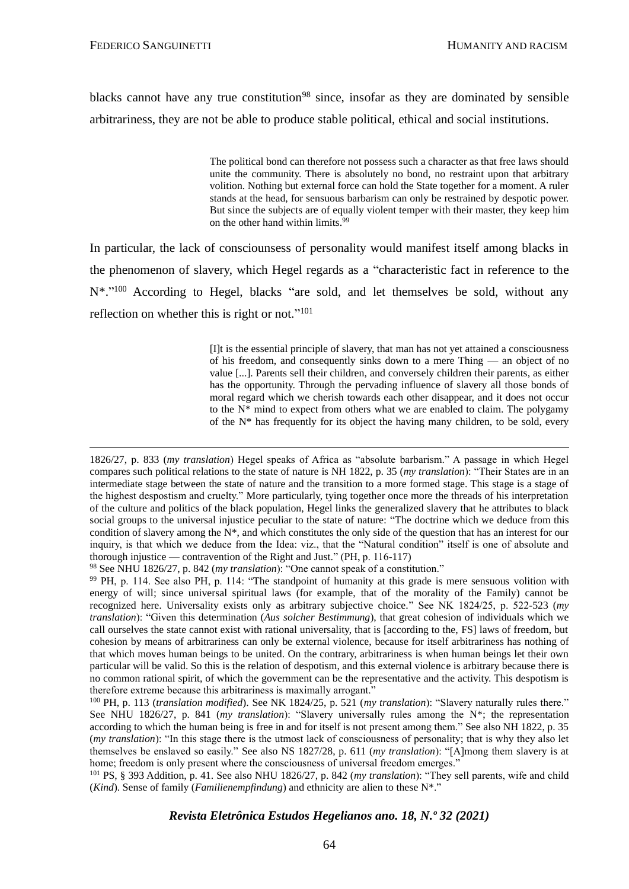blacks cannot have any true constitution[98] since, insofar as they are dominated by sensible arbitrariness, they are not be able to produce stable political, ethical and social institutions.

> The political bond can therefore not possess such a character as that free laws should unite the community. There is absolutely no bond, no restraint upon that arbitrary volition. Nothing but external force can hold the State together for a moment. A ruler stands at the head, for sensuous barbarism can only be restrained by despotic power. But since the subjects are of equally violent temper with their master, they keep him on the other hand within limits.[99]

In particular, the lack of consciounsess of personality would manifest itself among blacks in the phenomenon of slavery, which Hegel regards as a "characteristic fact in reference to the N*."[100] According to Hegel, blacks "are sold, and let themselves be sold, without any reflection on whether this is right or not."[101]

> [I]t is the essential principle of slavery, that man has not yet attained a consciousness of his freedom, and consequently sinks down to a mere Thing — an object of no value [...]. Parents sell their children, and conversely children their parents, as either has the opportunity. Through the pervading influence of slavery all those bonds of moral regard which we cherish towards each other disappear, and it does not occur to the N* mind to expect from others what we are enabled to claim. The polygamy of the N* has frequently for its object the having many children, to be sold, every

---

1826/27, p. 833 (*my translation*) Hegel speaks of Africa as "absolute barbarism." A passage in which Hegel compares such political relations to the state of nature is NH 1822, p. 35 (*my translation*): "Their States are in an intermediate stage between the state of nature and the transition to a more formed stage. This stage is a stage of the highest despostism and cruelty." More particularly, tying together once more the threads of his interpretation of the culture and politics of the black population, Hegel links the generalized slavery that he attributes to black social groups to the universal injustice peculiar to the state of nature: "The doctrine which we deduce from this condition of slavery among the N*, and which constitutes the only side of the question that has an interest for our inquiry, is that which we deduce from the Idea: viz., that the "Natural condition" itself is one of absolute and thorough injustice — contravention of the Right and Just." (PH, p. 116-117)

[98] See NHU 1826/27, p. 842 (*my translation*): "One cannot speak of a constitution."

[99] PH, p. 114. See also PH, p. 114: "The standpoint of humanity at this grade is mere sensuous volition with energy of will; since universal spiritual laws (for example, that of the morality of the Family) cannot be recognized here. Universality exists only as arbitrary subjective choice." See NK 1824/25, p. 522-523 (*my translation*): "Given this determination (*Aus solcher Bestimmung*), that great cohesion of individuals which we call ourselves the state cannot exist with rational universality, that is [according to the, FS] laws of freedom, but cohesion by means of arbitrariness can only be external violence, because for itself arbitrariness has nothing of that which moves human beings to be united. On the contrary, arbitrariness is when human beings let their own particular will be valid. So this is the relation of despotism, and this external violence is arbitrary because there is no common rational spirit, of which the government can be the representative and the activity. This despotism is therefore extreme because this arbitrariness is maximally arrogant."

[100] PH, p. 113 (*translation modified*). See NK 1824/25, p. 521 (*my translation*): "Slavery naturally rules there." See NHU 1826/27, p. 841 (*my translation*): "Slavery universally rules among the N*; the representation according to which the human being is free in and for itself is not present among them." See also NH 1822, p. 35 (*my translation*): "In this stage there is the utmost lack of consciousness of personality; that is why they also let themselves be enslaved so easily." See also NS 1827/28, p. 611 (*my translation*): "[A]mong them slavery is at home; freedom is only present where the consciousness of universal freedom emerges."

[101] PS, § 393 Addition, p. 41. See also NHU 1826/27, p. 842 (*my translation*): "They sell parents, wife and child (*Kind*). Sense of family (*Familienempfindung*) and ethnicity are alien to these N*."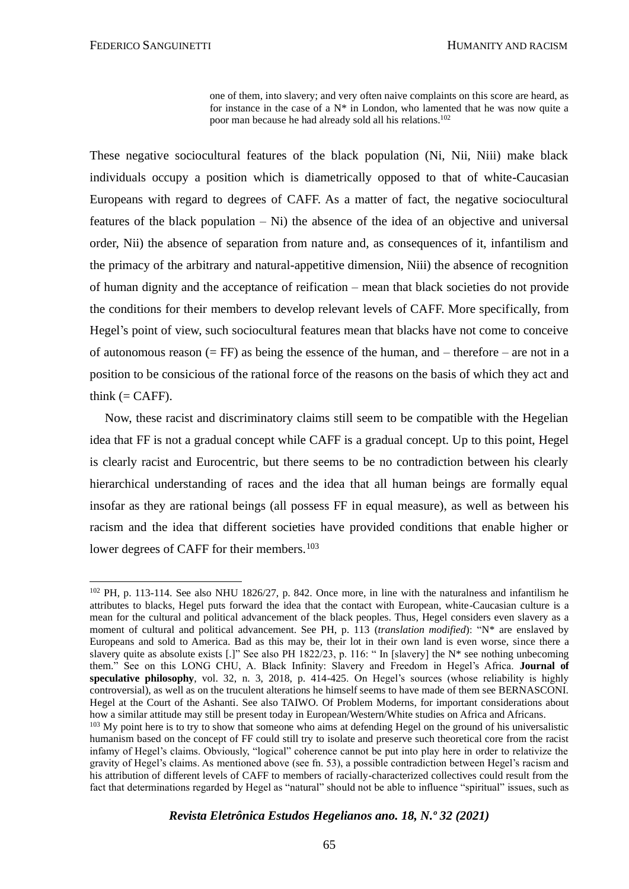> one of them, into slavery; and very often naive complaints on this score are heard, as for instance in the case of a N* in London, who lamented that he was now quite a poor man because he had already sold all his relations.[102]

These negative sociocultural features of the black population (Ni, Nii, Niii) make black individuals occupy a position which is diametrically opposed to that of white-Caucasian Europeans with regard to degrees of CAFF. As a matter of fact, the negative sociocultural features of the black population – Ni) the absence of the idea of an objective and universal order, Nii) the absence of separation from nature and, as consequences of it, infantilism and the primacy of the arbitrary and natural-appetitive dimension, Niii) the absence of recognition of human dignity and the acceptance of reification – mean that black societies do not provide the conditions for their members to develop relevant levels of CAFF. More specifically, from Hegel's point of view, such sociocultural features mean that blacks have not come to conceive of autonomous reason (= FF) as being the essence of the human, and – therefore – are not in a position to be consicious of the rational force of the reasons on the basis of which they act and think (= CAFF).

Now, these racist and discriminatory claims still seem to be compatible with the Hegelian idea that FF is not a gradual concept while CAFF is a gradual concept. Up to this point, Hegel is clearly racist and Eurocentric, but there seems to be no contradiction between his clearly hierarchical understanding of races and the idea that all human beings are formally equal insofar as they are rational beings (all possess FF in equal measure), as well as between his racism and the idea that different societies have provided conditions that enable higher or lower degrees of CAFF for their members.[103]

---

[102] PH, p. 113-114. See also NHU 1826/27, p. 842. Once more, in line with the naturalness and infantilism he attributes to blacks, Hegel puts forward the idea that the contact with European, white-Caucasian culture is a mean for the cultural and political advancement of the black peoples. Thus, Hegel considers even slavery as a moment of cultural and political advancement. See PH, p. 113 (*translation modified*): "N* are enslaved by Europeans and sold to America. Bad as this may be, their lot in their own land is even worse, since there a slavery quite as absolute exists [.]" See also PH 1822/23, p. 116: " In [slavery] the N* see nothing unbecoming them." See on this LONG CHU, A. Black Infinity: Slavery and Freedom in Hegel's Africa. **Journal of speculative philosophy**, vol. 32, n. 3, 2018, p. 414-425. On Hegel's sources (whose reliability is highly controversial), as well as on the truculent alterations he himself seems to have made of them see BERNASCONI. Hegel at the Court of the Ashanti. See also TAIWO. Of Problem Moderns, for important considerations about how a similar attitude may still be present today in European/Western/White studies on Africa and Africans.

[103] My point here is to try to show that someone who aims at defending Hegel on the ground of his universalistic humanism based on the concept of FF could still try to isolate and preserve such theoretical core from the racist infamy of Hegel's claims. Obviously, "logical" coherence cannot be put into play here in order to relativize the gravity of Hegel's claims. As mentioned above (see fn. 53), a possible contradiction between Hegel's racism and his attribution of different levels of CAFF to members of racially-characterized collectives could result from the fact that determinations regarded by Hegel as "natural" should not be able to influence "spiritual" issues, such as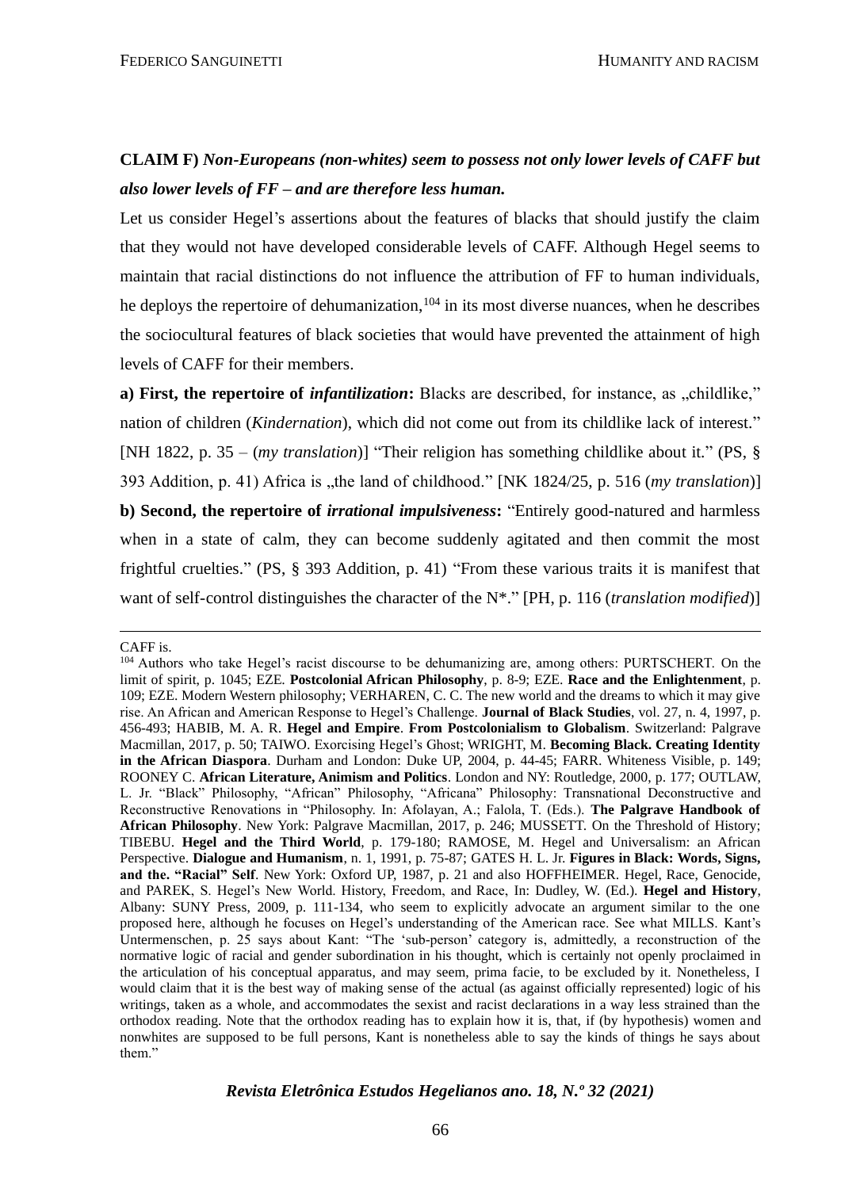**CLAIM F)** ***Non-Europeans (non-whites) seem to possess not only lower levels of CAFF but also lower levels of FF – and are therefore less human.***

Let us consider Hegel's assertions about the features of blacks that should justify the claim that they would not have developed considerable levels of CAFF. Although Hegel seems to maintain that racial distinctions do not influence the attribution of FF to human individuals, he deploys the repertoire of dehumanization,[104] in its most diverse nuances, when he describes the sociocultural features of black societies that would have prevented the attainment of high levels of CAFF for their members.

**a) First, the repertoire of *infantilization*:** Blacks are described, for instance, as „childlike," nation of children (*Kindernation*), which did not come out from its childlike lack of interest." [NH 1822, p. 35 – (*my translation*)] "Their religion has something childlike about it." (PS, § 393 Addition, p. 41) Africa is „the land of childhood." [NK 1824/25, p. 516 (*my translation*)]

**b) Second, the repertoire of *irrational impulsiveness*:** "Entirely good-natured and harmless when in a state of calm, they can become suddenly agitated and then commit the most frightful cruelties." (PS, § 393 Addition, p. 41) "From these various traits it is manifest that want of self-control distinguishes the character of the N*." [PH, p. 116 (*translation modified*)]

---

CAFF is.

[104] Authors who take Hegel's racist discourse to be dehumanizing are, among others: PURTSCHERT. On the limit of spirit, p. 1045; EZE. **Postcolonial African Philosophy**, p. 8-9; EZE. **Race and the Enlightenment**, p. 109; EZE. Modern Western philosophy; VERHAREN, C. C. The new world and the dreams to which it may give rise. An African and American Response to Hegel's Challenge. **Journal of Black Studies**, vol. 27, n. 4, 1997, p. 456-493; HABIB, M. A. R. **Hegel and Empire**. **From Postcolonialism to Globalism**. Switzerland: Palgrave Macmillan, 2017, p. 50; TAIWO. Exorcising Hegel's Ghost; WRIGHT, M. **Becoming Black. Creating Identity in the African Diaspora**. Durham and London: Duke UP, 2004, p. 44-45; FARR. Whiteness Visible, p. 149; ROONEY C. **African Literature, Animism and Politics**. London and NY: Routledge, 2000, p. 177; OUTLAW, L. Jr. "Black" Philosophy, "African" Philosophy, "Africana" Philosophy: Transnational Deconstructive and Reconstructive Renovations in "Philosophy. In: Afolayan, A.; Falola, T. (Eds.). **The Palgrave Handbook of African Philosophy**. New York: Palgrave Macmillan, 2017, p. 246; MUSSETT. On the Threshold of History; TIBEBU. **Hegel and the Third World**, p. 179-180; RAMOSE, M. Hegel and Universalism: an African Perspective. **Dialogue and Humanism**, n. 1, 1991, p. 75-87; GATES H. L. Jr. **Figures in Black: Words, Signs, and the. "Racial" Self**. New York: Oxford UP, 1987, p. 21 and also HOFFHEIMER. Hegel, Race, Genocide, and PAREK, S. Hegel's New World. History, Freedom, and Race, In: Dudley, W. (Ed.). **Hegel and History**, Albany: SUNY Press, 2009, p. 111-134, who seem to explicitly advocate an argument similar to the one proposed here, although he focuses on Hegel's understanding of the American race. See what MILLS. Kant's Untermenschen, p. 25 says about Kant: "The 'sub-person' category is, admittedly, a reconstruction of the normative logic of racial and gender subordination in his thought, which is certainly not openly proclaimed in the articulation of his conceptual apparatus, and may seem, prima facie, to be excluded by it. Nonetheless, I would claim that it is the best way of making sense of the actual (as against officially represented) logic of his writings, taken as a whole, and accommodates the sexist and racist declarations in a way less strained than the orthodox reading. Note that the orthodox reading has to explain how it is, that, if (by hypothesis) women and nonwhites are supposed to be full persons, Kant is nonetheless able to say the kinds of things he says about them."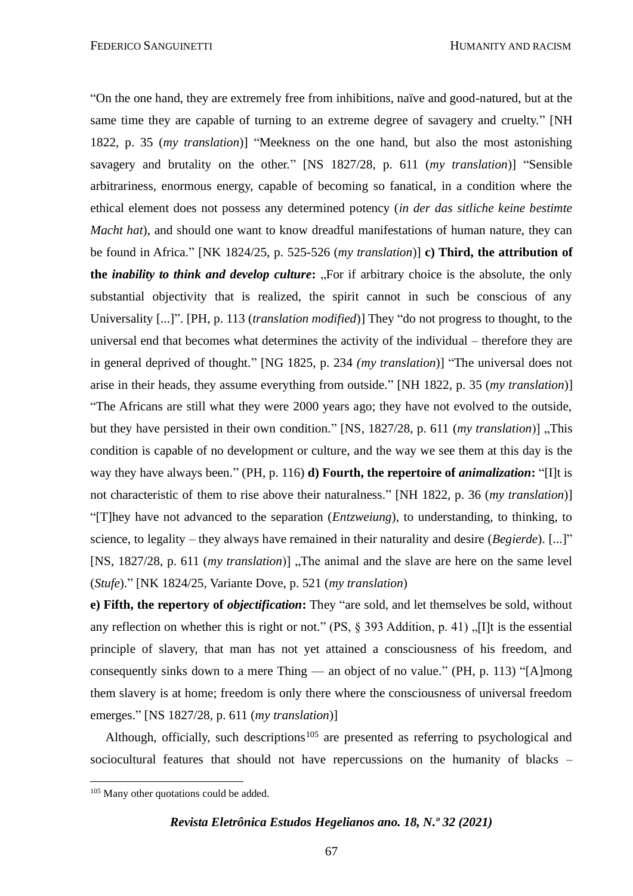"On the one hand, they are extremely free from inhibitions, naïve and good-natured, but at the same time they are capable of turning to an extreme degree of savagery and cruelty." [NH 1822, p. 35 (*my translation*)] "Meekness on the one hand, but also the most astonishing savagery and brutality on the other." [NS 1827/28, p. 611 (*my translation*)] "Sensible arbitrariness, enormous energy, capable of becoming so fanatical, in a condition where the ethical element does not possess any determined potency (*in der das sitliche keine bestimte Macht hat*), and should one want to know dreadful manifestations of human nature, they can be found in Africa." [NK 1824/25, p. 525-526 (*my translation*)] **c) Third, the attribution of the *inability to think and develop culture*:** „For if arbitrary choice is the absolute, the only substantial objectivity that is realized, the spirit cannot in such be conscious of any Universality [...]". [PH, p. 113 (*translation modified*)] They "do not progress to thought, to the universal end that becomes what determines the activity of the individual – therefore they are in general deprived of thought." [NG 1825, p. 234 *(my translation*)] "The universal does not arise in their heads, they assume everything from outside." [NH 1822, p. 35 (*my translation*)] "The Africans are still what they were 2000 years ago; they have not evolved to the outside, but they have persisted in their own condition." [NS, 1827/28, p. 611 (*my translation*)] „This condition is capable of no development or culture, and the way we see them at this day is the way they have always been." (PH, p. 116) **d) Fourth, the repertoire of *animalization*:** "[I]t is not characteristic of them to rise above their naturalness." [NH 1822, p. 36 (*my translation*)] "[T]hey have not advanced to the separation (*Entzweiung*), to understanding, to thinking, to science, to legality – they always have remained in their naturality and desire (*Begierde*). [...]" [NS, 1827/28, p. 611 (*my translation*)] „The animal and the slave are here on the same level (*Stufe*)." [NK 1824/25, Variante Dove, p. 521 (*my translation*)

**e) Fifth, the repertory of *objectification*:** They "are sold, and let themselves be sold, without any reflection on whether this is right or not." (PS, § 393 Addition, p. 41) „[I]t is the essential principle of slavery, that man has not yet attained a consciousness of his freedom, and consequently sinks down to a mere Thing — an object of no value." (PH, p. 113) "[A]mong them slavery is at home; freedom is only there where the consciousness of universal freedom emerges." [NS 1827/28, p. 611 (*my translation*)]

Although, officially, such descriptions[105] are presented as referring to psychological and sociocultural features that should not have repercussions on the humanity of blacks –

[105] Many other quotations could be added.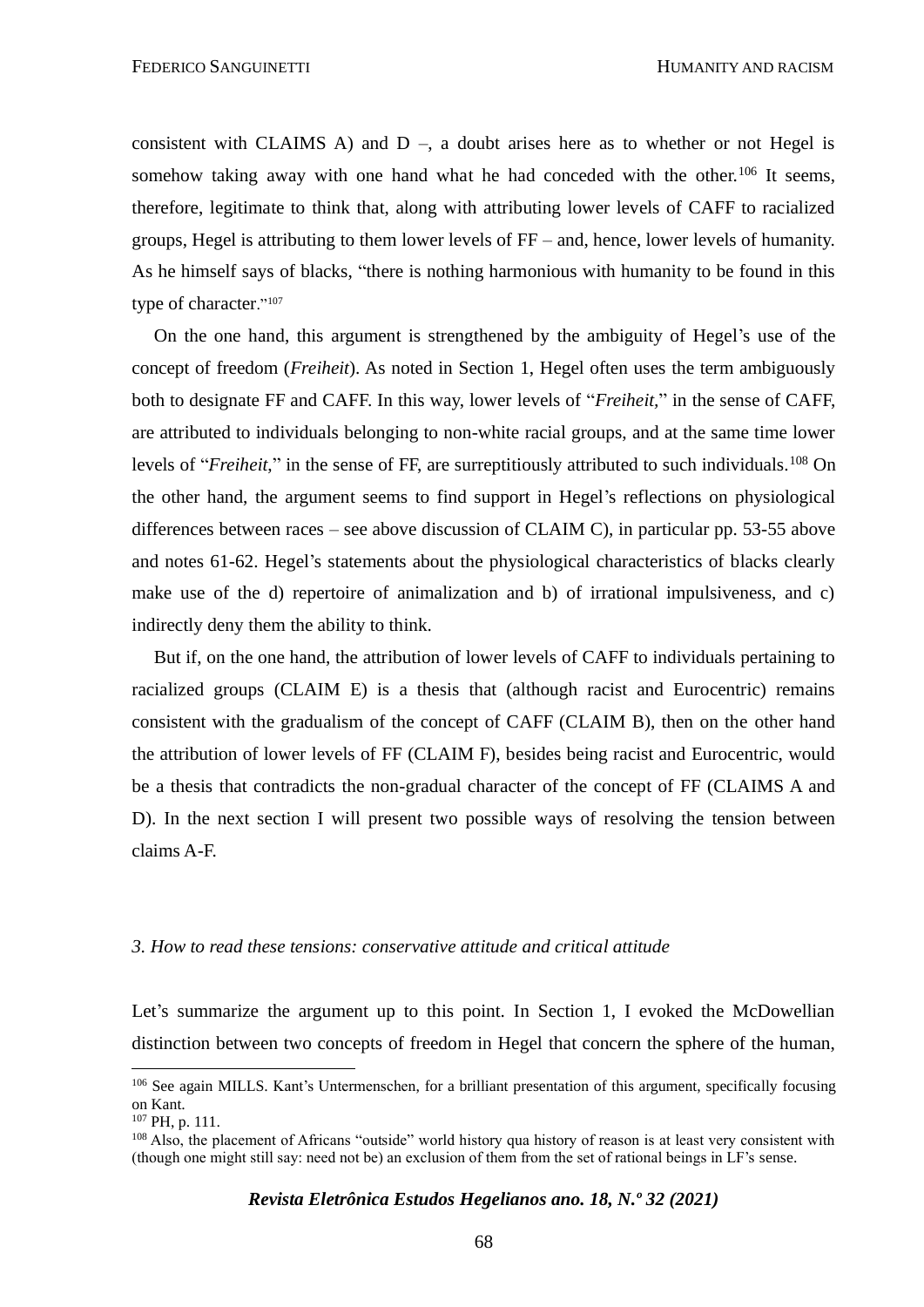consistent with CLAIMS A) and D –, a doubt arises here as to whether or not Hegel is somehow taking away with one hand what he had conceded with the other.[106] It seems, therefore, legitimate to think that, along with attributing lower levels of CAFF to racialized groups, Hegel is attributing to them lower levels of FF – and, hence, lower levels of humanity. As he himself says of blacks, “there is nothing harmonious with humanity to be found in this type of character.”[107]

On the one hand, this argument is strengthened by the ambiguity of Hegel’s use of the concept of freedom (*Freiheit*). As noted in Section 1, Hegel often uses the term ambiguously both to designate FF and CAFF. In this way, lower levels of “*Freiheit*,” in the sense of CAFF, are attributed to individuals belonging to non-white racial groups, and at the same time lower levels of “*Freiheit*,” in the sense of FF, are surreptitiously attributed to such individuals.[108] On the other hand, the argument seems to find support in Hegel’s reflections on physiological differences between races – see above discussion of CLAIM C), in particular pp. 53-55 above and notes 61-62. Hegel’s statements about the physiological characteristics of blacks clearly make use of the d) repertoire of animalization and b) of irrational impulsiveness, and c) indirectly deny them the ability to think.

But if, on the one hand, the attribution of lower levels of CAFF to individuals pertaining to racialized groups (CLAIM E) is a thesis that (although racist and Eurocentric) remains consistent with the gradualism of the concept of CAFF (CLAIM B), then on the other hand the attribution of lower levels of FF (CLAIM F), besides being racist and Eurocentric, would be a thesis that contradicts the non-gradual character of the concept of FF (CLAIMS A and D). In the next section I will present two possible ways of resolving the tension between claims A-F.

### *3. How to read these tensions: conservative attitude and critical attitude*

Let’s summarize the argument up to this point. In Section 1, I evoked the McDowellian distinction between two concepts of freedom in Hegel that concern the sphere of the human,

---

[106] See again MILLS. Kant’s Untermenschen, for a brilliant presentation of this argument, specifically focusing on Kant.

[107] PH, p. 111.

[108] Also, the placement of Africans “outside” world history qua history of reason is at least very consistent with (though one might still say: need not be) an exclusion of them from the set of rational beings in LF’s sense.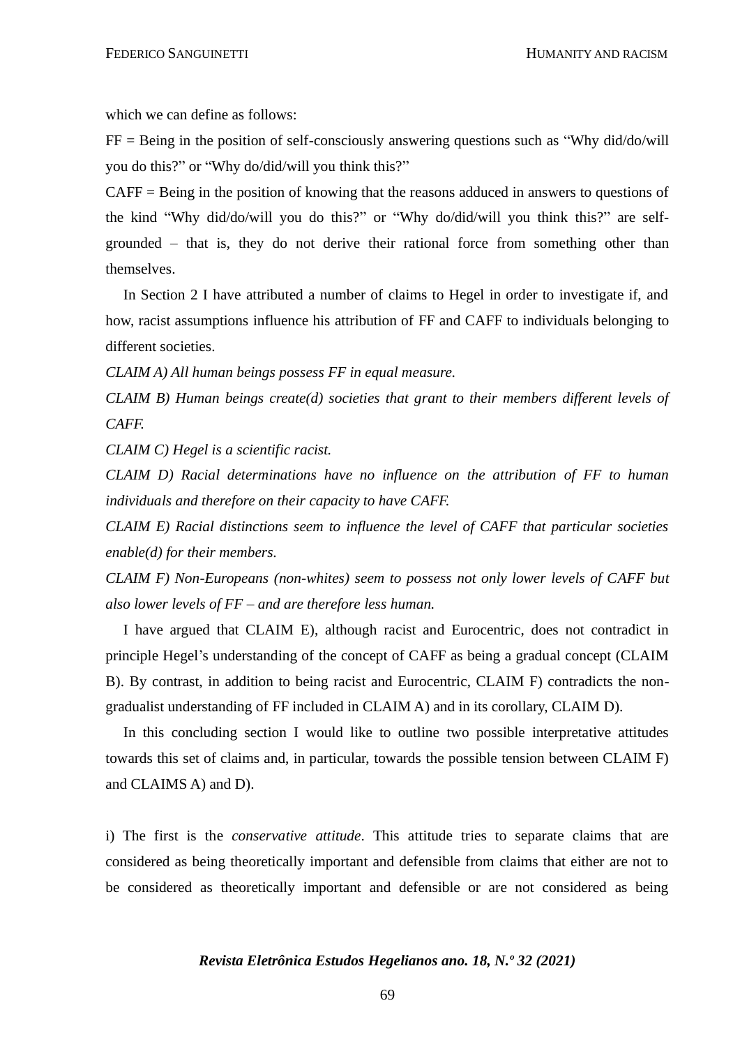which we can define as follows:

FF = Being in the position of self-consciously answering questions such as “Why did/do/will you do this?” or “Why do/did/will you think this?”

CAFF = Being in the position of knowing that the reasons adduced in answers to questions of the kind “Why did/do/will you do this?” or “Why do/did/will you think this?” are self-grounded – that is, they do not derive their rational force from something other than themselves.

In Section 2 I have attributed a number of claims to Hegel in order to investigate if, and how, racist assumptions influence his attribution of FF and CAFF to individuals belonging to different societies.

*CLAIM A) All human beings possess FF in equal measure.*

*CLAIM B) Human beings create(d) societies that grant to their members different levels of CAFF.*

*CLAIM C) Hegel is a scientific racist.*

*CLAIM D) Racial determinations have no influence on the attribution of FF to human individuals and therefore on their capacity to have CAFF.*

*CLAIM E) Racial distinctions seem to influence the level of CAFF that particular societies enable(d) for their members.*

*CLAIM F) Non-Europeans (non-whites) seem to possess not only lower levels of CAFF but also lower levels of FF – and are therefore less human.*

I have argued that CLAIM E), although racist and Eurocentric, does not contradict in principle Hegel’s understanding of the concept of CAFF as being a gradual concept (CLAIM B). By contrast, in addition to being racist and Eurocentric, CLAIM F) contradicts the non-gradualist understanding of FF included in CLAIM A) and in its corollary, CLAIM D).

In this concluding section I would like to outline two possible interpretative attitudes towards this set of claims and, in particular, towards the possible tension between CLAIM F) and CLAIMS A) and D).

i) The first is the *conservative attitude*. This attitude tries to separate claims that are considered as being theoretically important and defensible from claims that either are not to be considered as theoretically important and defensible or are not considered as being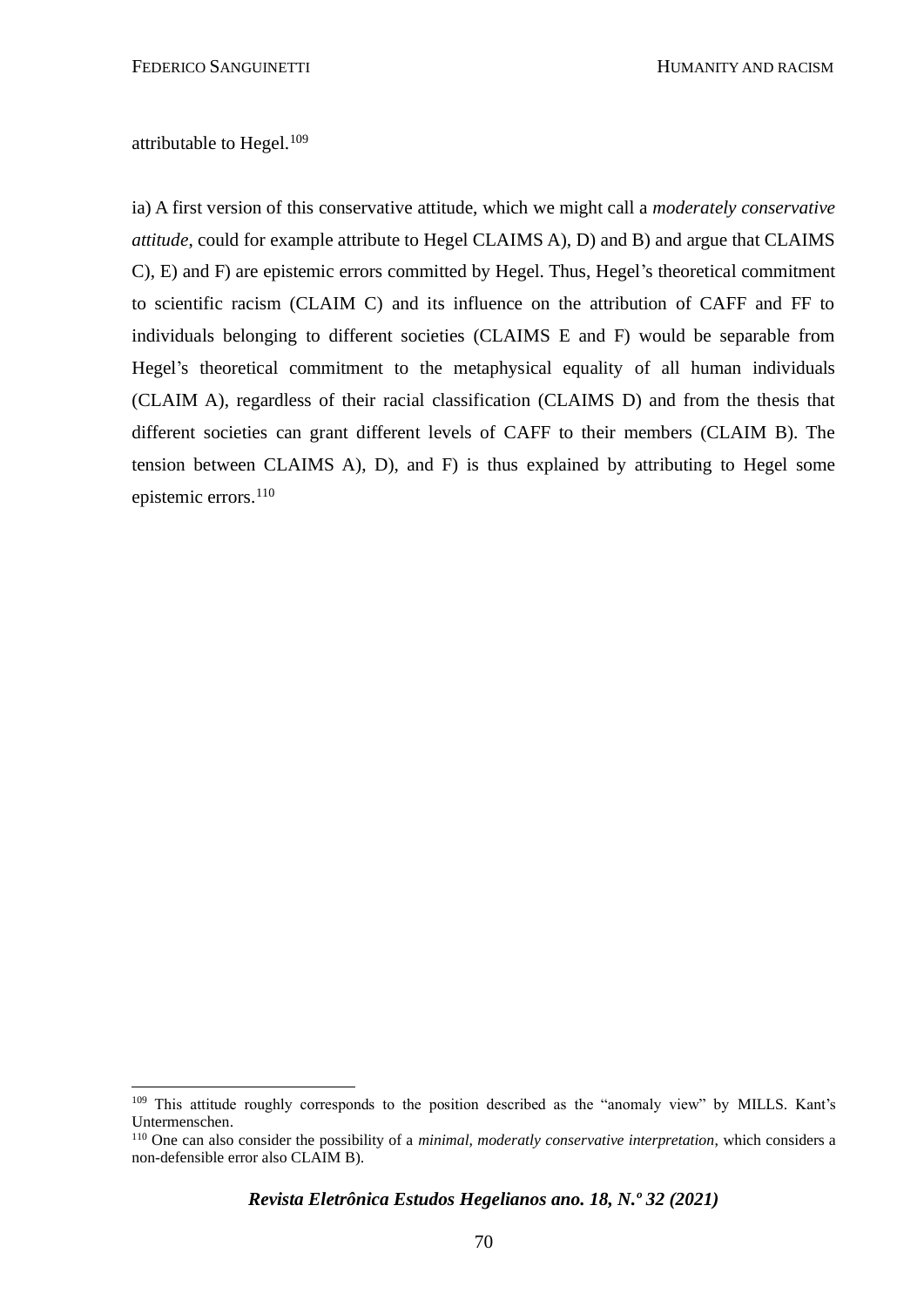attributable to Hegel.[109]

ia) A first version of this conservative attitude, which we might call a *moderately conservative attitude*, could for example attribute to Hegel CLAIMS A), D) and B) and argue that CLAIMS C), E) and F) are epistemic errors committed by Hegel. Thus, Hegel's theoretical commitment to scientific racism (CLAIM C) and its influence on the attribution of CAFF and FF to individuals belonging to different societies (CLAIMS E and F) would be separable from Hegel's theoretical commitment to the metaphysical equality of all human individuals (CLAIM A), regardless of their racial classification (CLAIMS D) and from the thesis that different societies can grant different levels of CAFF to their members (CLAIM B). The tension between CLAIMS A), D), and F) is thus explained by attributing to Hegel some epistemic errors.[110]

---

[109] This attitude roughly corresponds to the position described as the "anomaly view" by MILLS. Kant's Untermenschen.

[110] One can also consider the possibility of a *minimal, moderatly conservative interpretation*, which considers a non-defensible error also CLAIM B).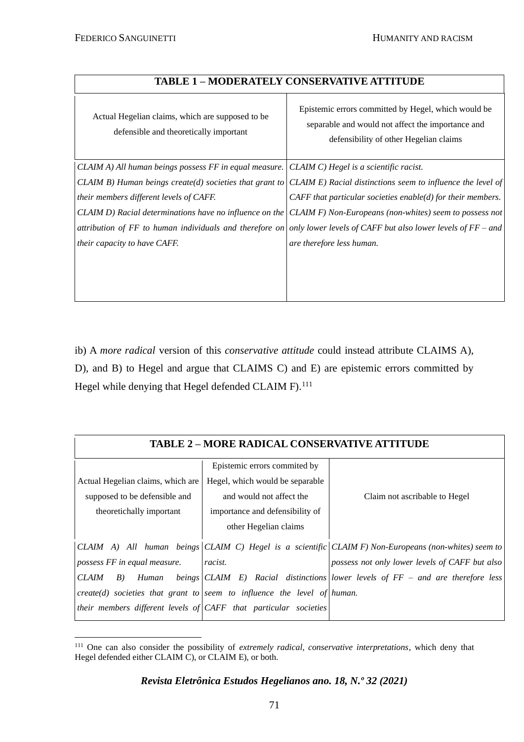| TABLE 1 – MODERATELY CONSERVATIVE ATTITUDE | |
|---|---|
| Actual Hegelian claims, which are supposed to be defensible and theoretically important | Epistemic errors committed by Hegel, which would be separable and would not affect the importance and defensibility of other Hegelian claims |
| *CLAIM A) All human beings possess FF in equal measure.* *CLAIM B) Human beings create(d) societies that grant to their members different levels of CAFF.* *CLAIM D) Racial determinations have no influence on the attribution of FF to human individuals and therefore on their capacity to have CAFF.* | *CLAIM C) Hegel is a scientific racist.* *CLAIM E) Racial distinctions seem to influence the level of CAFF that particular societies enable(d) for their members.* *CLAIM F) Non-Europeans (non-whites) seem to possess not only lower levels of CAFF but also lower levels of FF – and are therefore less human.* |

ib) A *more radical* version of this *conservative attitude* could instead attribute CLAIMS A), D), and B) to Hegel and argue that CLAIMS C) and E) are epistemic errors committed by Hegel while denying that Hegel defended CLAIM F).[111]

| TABLE 2 – MORE RADICAL CONSERVATIVE ATTITUDE | | |
|---|---|---|
| Actual Hegelian claims, which are supposed to be defensible and theoretichally important | Epistemic errors commited by Hegel, which would be separable and would not affect the importance and defensibility of other Hegelian claims | Claim not ascribable to Hegel |
| *CLAIM A) All human beings possess FF in equal measure.* *CLAIM B) Human beings create(d) societies that grant to their members different levels of* | *CLAIM C) Hegel is a scientific racist.* *CLAIM E) Racial distinctions seem to influence the level of CAFF that particular societies* | *CLAIM F) Non-Europeans (non-whites) seem to possess not only lower levels of CAFF but also lower levels of FF – and are therefore less human.* |

[111] One can also consider the possibility of *extremely radical, conservative interpretations*, which deny that Hegel defended either CLAIM C), or CLAIM E), or both.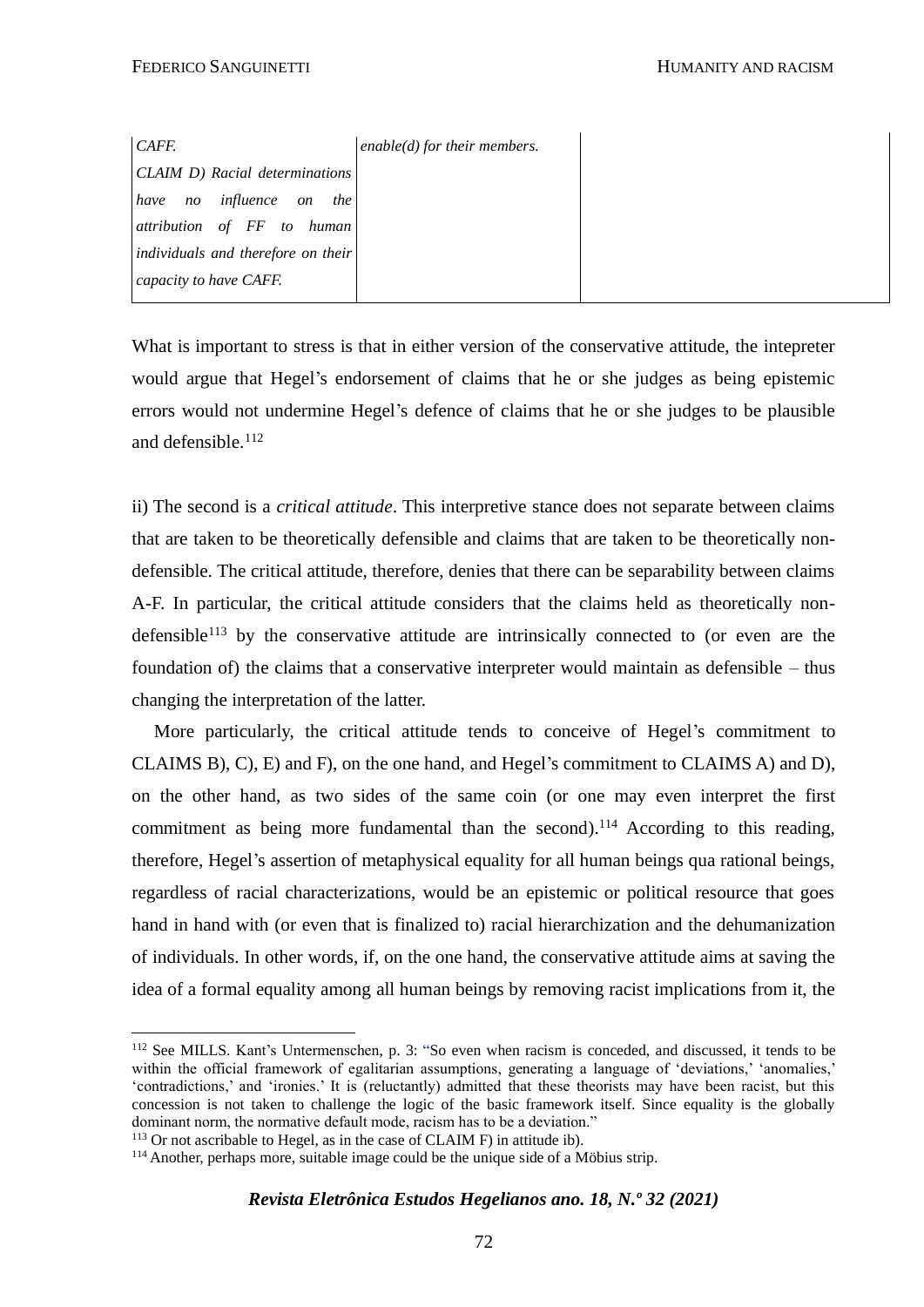| | | |
|---|---|---|
| *CAFF.* <br> *CLAIM D) Racial determinations have no influence on the attribution of FF to human individuals and therefore on their capacity to have CAFF.* | *enable(d) for their members.* | |

What is important to stress is that in either version of the conservative attitude, the intepreter would argue that Hegel's endorsement of claims that he or she judges as being epistemic errors would not undermine Hegel's defence of claims that he or she judges to be plausible and defensible.[112]

ii) The second is a *critical attitude*. This interpretive stance does not separate between claims that are taken to be theoretically defensible and claims that are taken to be theoretically non-defensible. The critical attitude, therefore, denies that there can be separability between claims A-F. In particular, the critical attitude considers that the claims held as theoretically non-defensible[113] by the conservative attitude are intrinsically connected to (or even are the foundation of) the claims that a conservative interpreter would maintain as defensible – thus changing the interpretation of the latter.

More particularly, the critical attitude tends to conceive of Hegel's commitment to CLAIMS B), C), E) and F), on the one hand, and Hegel's commitment to CLAIMS A) and D), on the other hand, as two sides of the same coin (or one may even interpret the first commitment as being more fundamental than the second).[114] According to this reading, therefore, Hegel's assertion of metaphysical equality for all human beings qua rational beings, regardless of racial characterizations, would be an epistemic or political resource that goes hand in hand with (or even that is finalized to) racial hierarchization and the dehumanization of individuals. In other words, if, on the one hand, the conservative attitude aims at saving the idea of a formal equality among all human beings by removing racist implications from it, the

[112] See MILLS. Kant's Untermenschen, p. 3: "So even when racism is conceded, and discussed, it tends to be within the official framework of egalitarian assumptions, generating a language of 'deviations,' 'anomalies,' 'contradictions,' and 'ironies.' It is (reluctantly) admitted that these theorists may have been racist, but this concession is not taken to challenge the logic of the basic framework itself. Since equality is the globally dominant norm, the normative default mode, racism has to be a deviation."

[113] Or not ascribable to Hegel, as in the case of CLAIM F) in attitude ib).

[114] Another, perhaps more, suitable image could be the unique side of a Möbius strip.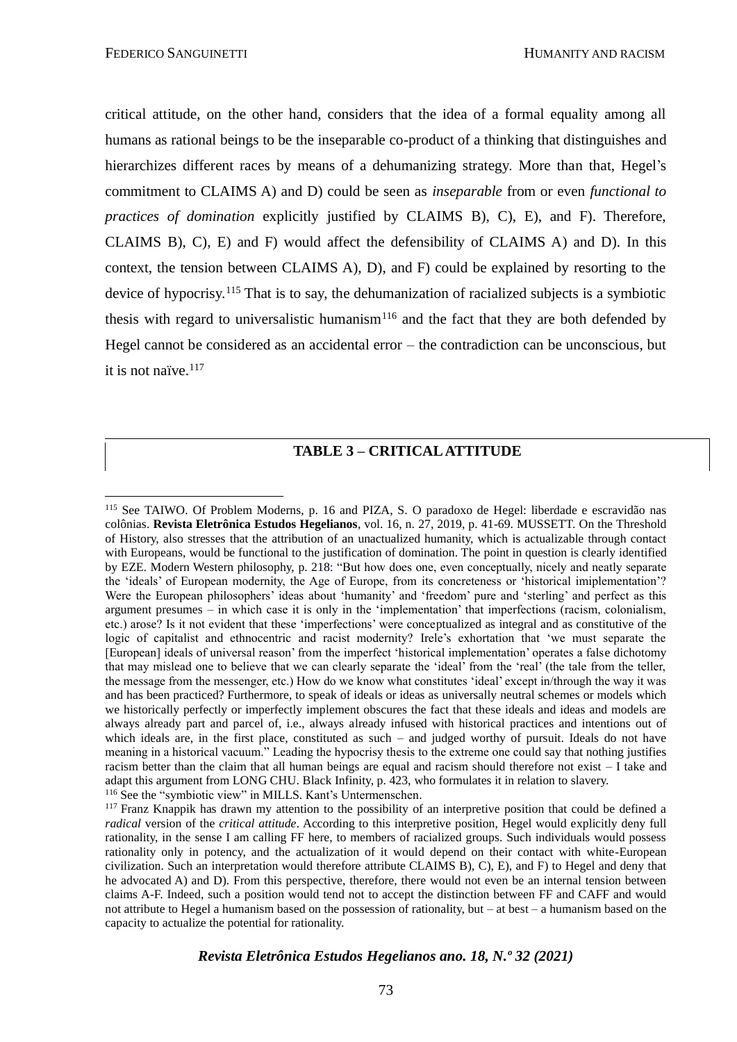critical attitude, on the other hand, considers that the idea of a formal equality among all humans as rational beings to be the inseparable co-product of a thinking that distinguishes and hierarchizes different races by means of a dehumanizing strategy. More than that, Hegel's commitment to CLAIMS A) and D) could be seen as *inseparable* from or even *functional to practices of domination* explicitly justified by CLAIMS B), C), E), and F). Therefore, CLAIMS B), C), E) and F) would affect the defensibility of CLAIMS A) and D). In this context, the tension between CLAIMS A), D), and F) could be explained by resorting to the device of hypocrisy.[115] That is to say, the dehumanization of racialized subjects is a symbiotic thesis with regard to universalistic humanism[116] and the fact that they are both defended by Hegel cannot be considered as an accidental error – the contradiction can be unconscious, but it is not naïve.[117]

**TABLE 3 – CRITICAL ATTITUDE**

---

[115] See TAIWO. Of Problem Moderns, p. 16 and PIZA, S. O paradoxo de Hegel: liberdade e escravidão nas colônias. **Revista Eletrônica Estudos Hegelianos**, vol. 16, n. 27, 2019, p. 41-69. MUSSETT. On the Threshold of History, also stresses that the attribution of an unactualized humanity, which is actualizable through contact with Europeans, would be functional to the justification of domination. The point in question is clearly identified by EZE. Modern Western philosophy, p. 218: "But how does one, even conceptually, nicely and neatly separate the 'ideals' of European modernity, the Age of Europe, from its concreteness or 'historical imiplementation'? Were the European philosophers' ideas about 'humanity' and 'freedom' pure and 'sterling' and perfect as this argument presumes – in which case it is only in the 'implementation' that imperfections (racism, colonialism, etc.) arose? Is it not evident that these 'imperfections' were conceptualized as integral and as constitutive of the logic of capitalist and ethnocentric and racist modernity? Irele's exhortation that 'we must separate the [European] ideals of universal reason' from the imperfect 'historical implementation' operates a false dichotomy that may mislead one to believe that we can clearly separate the 'ideal' from the 'real' (the tale from the teller, the message from the messenger, etc.) How do we know what constitutes 'ideal' except in/through the way it was and has been practiced? Furthermore, to speak of ideals or ideas as universally neutral schemes or models which we historically perfectly or imperfectly implement obscures the fact that these ideals and ideas and models are always already part and parcel of, i.e., always already infused with historical practices and intentions out of which ideals are, in the first place, constituted as such – and judged worthy of pursuit. Ideals do not have meaning in a historical vacuum." Leading the hypocrisy thesis to the extreme one could say that nothing justifies racism better than the claim that all human beings are equal and racism should therefore not exist – I take and adapt this argument from LONG CHU. Black Infinity, p. 423, who formulates it in relation to slavery.

[116] See the "symbiotic view" in MILLS. Kant's Untermenschen.

[117] Franz Knappik has drawn my attention to the possibility of an interpretive position that could be defined a *radical* version of the *critical attitude*. According to this interpretive position, Hegel would explicitly deny full rationality, in the sense I am calling FF here, to members of racialized groups. Such individuals would possess rationality only in potency, and the actualization of it would depend on their contact with white-European civilization. Such an interpretation would therefore attribute CLAIMS B), C), E), and F) to Hegel and deny that he advocated A) and D). From this perspective, therefore, there would not even be an internal tension between claims A-F. Indeed, such a position would tend not to accept the distinction between FF and CAFF and would not attribute to Hegel a humanism based on the possession of rationality, but – at best – a humanism based on the capacity to actualize the potential for rationality.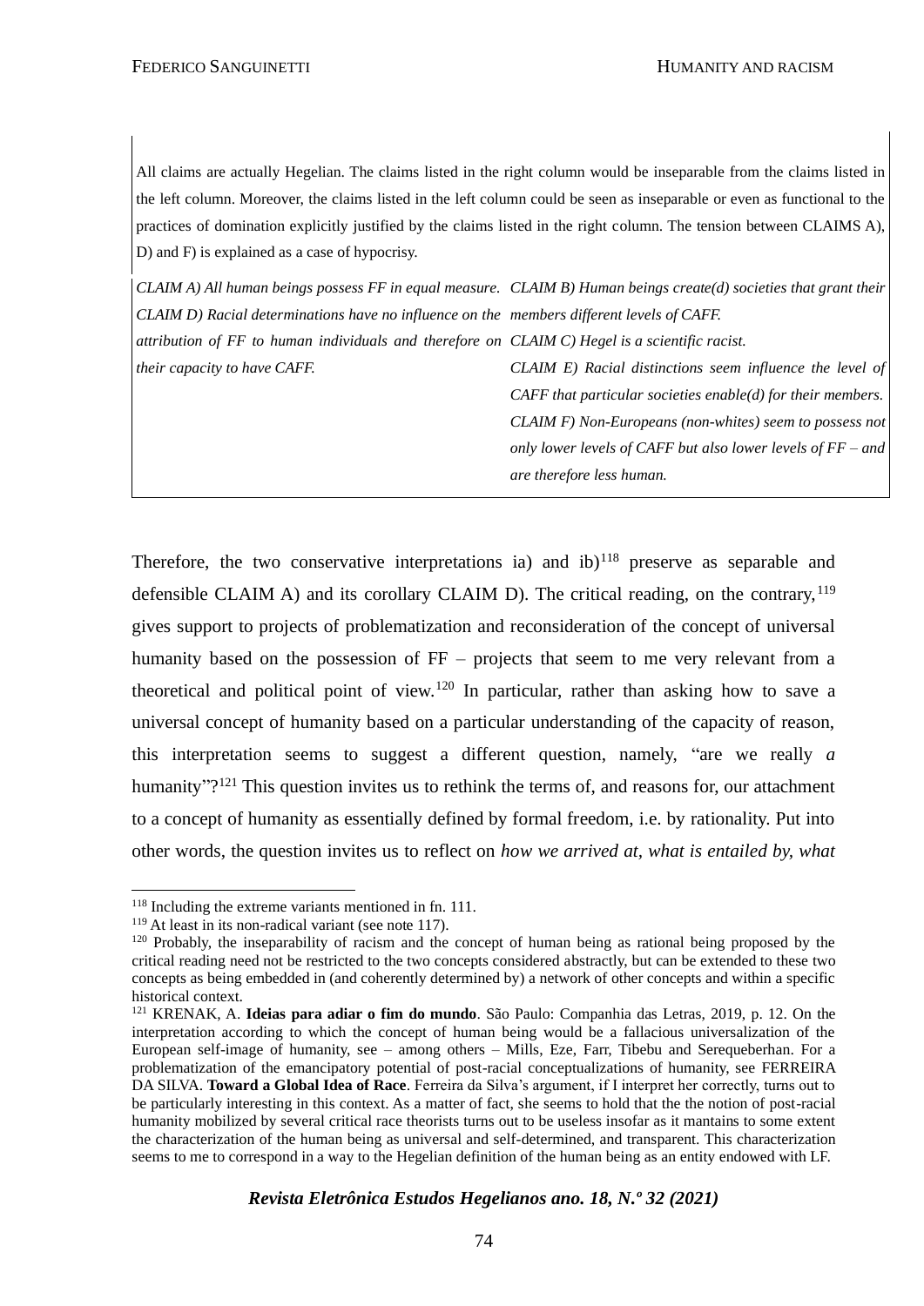| All claims are actually Hegelian. The claims listed in the right column would be inseparable from the claims listed in the left column. Moreover, the claims listed in the left column could be seen as inseparable or even as functional to the practices of domination explicitly justified by the claims listed in the right column. The tension between CLAIMS A), D) and F) is explained as a case of hypocrisy. | |
|---|---|
| *CLAIM A) All human beings possess FF in equal measure.* *CLAIM D) Racial determinations have no influence on the attribution of FF to human individuals and therefore on their capacity to have CAFF.* | *CLAIM B) Human beings create(d) societies that grant their members different levels of CAFF.* *CLAIM C) Hegel is a scientific racist.* *CLAIM E) Racial distinctions seem influence the level of CAFF that particular societies enable(d) for their members.* *CLAIM F) Non-Europeans (non-whites) seem to possess not only lower levels of CAFF but also lower levels of FF – and are therefore less human.* |

Therefore, the two conservative interpretations ia) and ib)[118] preserve as separable and defensible CLAIM A) and its corollary CLAIM D). The critical reading, on the contrary,[119] gives support to projects of problematization and reconsideration of the concept of universal humanity based on the possession of FF – projects that seem to me very relevant from a theoretical and political point of view.[120] In particular, rather than asking how to save a universal concept of humanity based on a particular understanding of the capacity of reason, this interpretation seems to suggest a different question, namely, "are we really *a* humanity"?[121] This question invites us to rethink the terms of, and reasons for, our attachment to a concept of humanity as essentially defined by formal freedom, i.e. by rationality. Put into other words, the question invites us to reflect on *how we arrived at, what is entailed by, what*

[118] Including the extreme variants mentioned in fn. 111.

[119] At least in its non-radical variant (see note 117).

[120] Probably, the inseparability of racism and the concept of human being as rational being proposed by the critical reading need not be restricted to the two concepts considered abstractly, but can be extended to these two concepts as being embedded in (and coherently determined by) a network of other concepts and within a specific historical context.

[121] KRENAK, A. **Ideias para adiar o fim do mundo**. São Paulo: Companhia das Letras, 2019, p. 12. On the interpretation according to which the concept of human being would be a fallacious universalization of the European self-image of humanity, see – among others – Mills, Eze, Farr, Tibebu and Serequeberhan. For a problematization of the emancipatory potential of post-racial conceptualizations of humanity, see FERREIRA DA SILVA. **Toward a Global Idea of Race**. Ferreira da Silva's argument, if I interpret her correctly, turns out to be particularly interesting in this context. As a matter of fact, she seems to hold that the the notion of post-racial humanity mobilized by several critical race theorists turns out to be useless insofar as it mantains to some extent the characterization of the human being as universal and self-determined, and transparent. This characterization seems to me to correspond in a way to the Hegelian definition of the human being as an entity endowed with LF.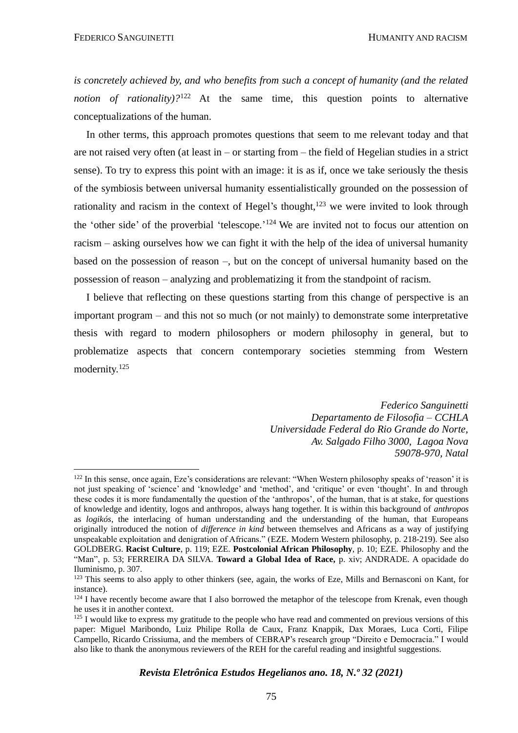*is concretely achieved by, and who benefits from such a concept of humanity (and the related notion of rationality)?*[122] At the same time, this question points to alternative conceptualizations of the human.

In other terms, this approach promotes questions that seem to me relevant today and that are not raised very often (at least in – or starting from – the field of Hegelian studies in a strict sense). To try to express this point with an image: it is as if, once we take seriously the thesis of the symbiosis between universal humanity essentialistically grounded on the possession of rationality and racism in the context of Hegel's thought,[123] we were invited to look through the 'other side' of the proverbial 'telescope.'[124] We are invited not to focus our attention on racism – asking ourselves how we can fight it with the help of the idea of universal humanity based on the possession of reason –, but on the concept of universal humanity based on the possession of reason – analyzing and problematizing it from the standpoint of racism.

I believe that reflecting on these questions starting from this change of perspective is an important program – and this not so much (or not mainly) to demonstrate some interpretative thesis with regard to modern philosophers or modern philosophy in general, but to problematize aspects that concern contemporary societies stemming from Western modernity.[125]

*Federico Sanguinetti*
*Departamento de Filosofia – CCHLA*
*Universidade Federal do Rio Grande do Norte,*
*Av. Salgado Filho 3000, Lagoa Nova*
*59078-970, Natal*

---

[122] In this sense, once again, Eze's considerations are relevant: "When Western philosophy speaks of 'reason' it is not just speaking of 'science' and 'knowledge' and 'method', and 'critique' or even 'thought'. In and through these codes it is more fundamentally the question of the 'anthropos', of the human, that is at stake, for questions of knowledge and identity, logos and anthropos, always hang together. It is within this background of *anthropos* as *logikós*, the interlacing of human understanding and the understanding of the human, that Europeans originally introduced the notion of *difference in kind* between themselves and Africans as a way of justifying unspeakable exploitation and denigration of Africans." (EZE. Modern Western philosophy, p. 218-219). See also GOLDBERG. **Racist Culture**, p. 119; EZE. **Postcolonial African Philosophy**, p. 10; EZE. Philosophy and the "Man", p. 53; FERREIRA DA SILVA. **Toward a Global Idea of Race,** p. xiv; ANDRADE. A opacidade do Iluminismo, p. 307.

[123] This seems to also apply to other thinkers (see, again, the works of Eze, Mills and Bernasconi on Kant, for instance).

[124] I have recently become aware that I also borrowed the metaphor of the telescope from Krenak, even though he uses it in another context.

[125] I would like to express my gratitude to the people who have read and commented on previous versions of this paper: Miguel Maribondo, Luiz Philipe Rolla de Caux, Franz Knappik, Dax Moraes, Luca Corti, Filipe Campello, Ricardo Crissiuma, and the members of CEBRAP's research group "Direito e Democracia." I would also like to thank the anonymous reviewers of the REH for the careful reading and insightful suggestions.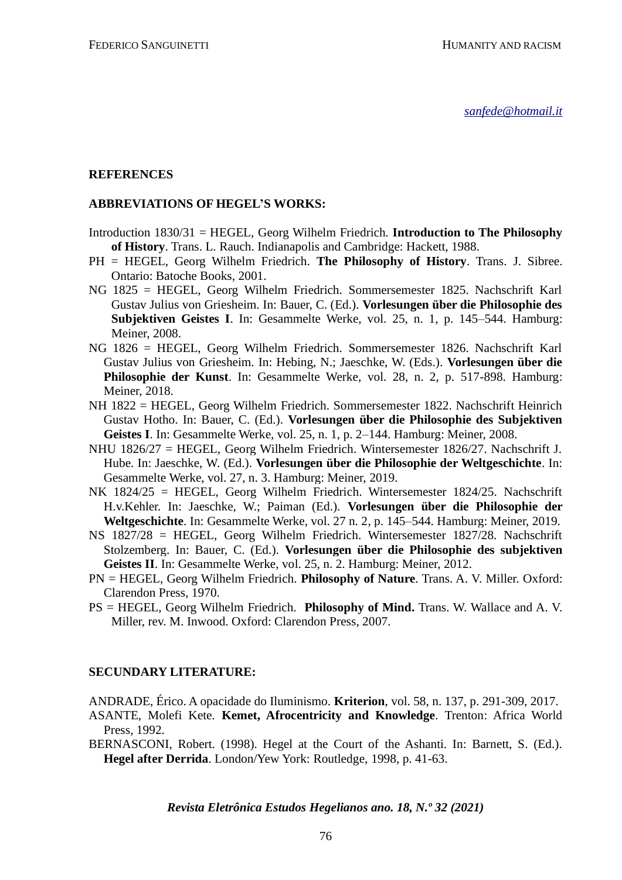*sanfede@hotmail.it*

## REFERENCES

### ABBREVIATIONS OF HEGEL'S WORKS:

Introduction 1830/31 = HEGEL, Georg Wilhelm Friedrich. **Introduction to The Philosophy of History**. Trans. L. Rauch. Indianapolis and Cambridge: Hackett, 1988.

PH = HEGEL, Georg Wilhelm Friedrich. **The Philosophy of History**. Trans. J. Sibree. Ontario: Batoche Books, 2001.

NG 1825 = HEGEL, Georg Wilhelm Friedrich. Sommersemester 1825. Nachschrift Karl Gustav Julius von Griesheim. In: Bauer, C. (Ed.). **Vorlesungen über die Philosophie des Subjektiven Geistes I**. In: Gesammelte Werke, vol. 25, n. 1, p. 145–544. Hamburg: Meiner, 2008.

NG 1826 = HEGEL, Georg Wilhelm Friedrich. Sommersemester 1826. Nachschrift Karl Gustav Julius von Griesheim. In: Hebing, N.; Jaeschke, W. (Eds.). **Vorlesungen über die Philosophie der Kunst**. In: Gesammelte Werke, vol. 28, n. 2, p. 517-898. Hamburg: Meiner, 2018.

NH 1822 = HEGEL, Georg Wilhelm Friedrich. Sommersemester 1822. Nachschrift Heinrich Gustav Hotho. In: Bauer, C. (Ed.). **Vorlesungen über die Philosophie des Subjektiven Geistes I**. In: Gesammelte Werke, vol. 25, n. 1, p. 2–144. Hamburg: Meiner, 2008.

NHU 1826/27 = HEGEL, Georg Wilhelm Friedrich. Wintersemester 1826/27. Nachschrift J. Hube. In: Jaeschke, W. (Ed.). **Vorlesungen über die Philosophie der Weltgeschichte**. In: Gesammelte Werke, vol. 27, n. 3. Hamburg: Meiner, 2019.

NK 1824/25 = HEGEL, Georg Wilhelm Friedrich. Wintersemester 1824/25. Nachschrift H.v.Kehler. In: Jaeschke, W.; Paiman (Ed.). **Vorlesungen über die Philosophie der Weltgeschichte**. In: Gesammelte Werke, vol. 27 n. 2, p. 145–544. Hamburg: Meiner, 2019.

NS 1827/28 = HEGEL, Georg Wilhelm Friedrich. Wintersemester 1827/28. Nachschrift Stolzemberg. In: Bauer, C. (Ed.). **Vorlesungen über die Philosophie des subjektiven Geistes II**. In: Gesammelte Werke, vol. 25, n. 2. Hamburg: Meiner, 2012.

PN = HEGEL, Georg Wilhelm Friedrich. **Philosophy of Nature**. Trans. A. V. Miller. Oxford: Clarendon Press, 1970.

PS = HEGEL, Georg Wilhelm Friedrich. **Philosophy of Mind.** Trans. W. Wallace and A. V. Miller, rev. M. Inwood. Oxford: Clarendon Press, 2007.

### SECUNDARY LITERATURE:

ANDRADE, Érico. A opacidade do Iluminismo. **Kriterion**, vol. 58, n. 137, p. 291-309, 2017.

ASANTE, Molefi Kete. **Kemet, Afrocentricity and Knowledge**. Trenton: Africa World Press, 1992.

BERNASCONI, Robert. (1998). Hegel at the Court of the Ashanti. In: Barnett, S. (Ed.). **Hegel after Derrida**. London/Yew York: Routledge, 1998, p. 41-63.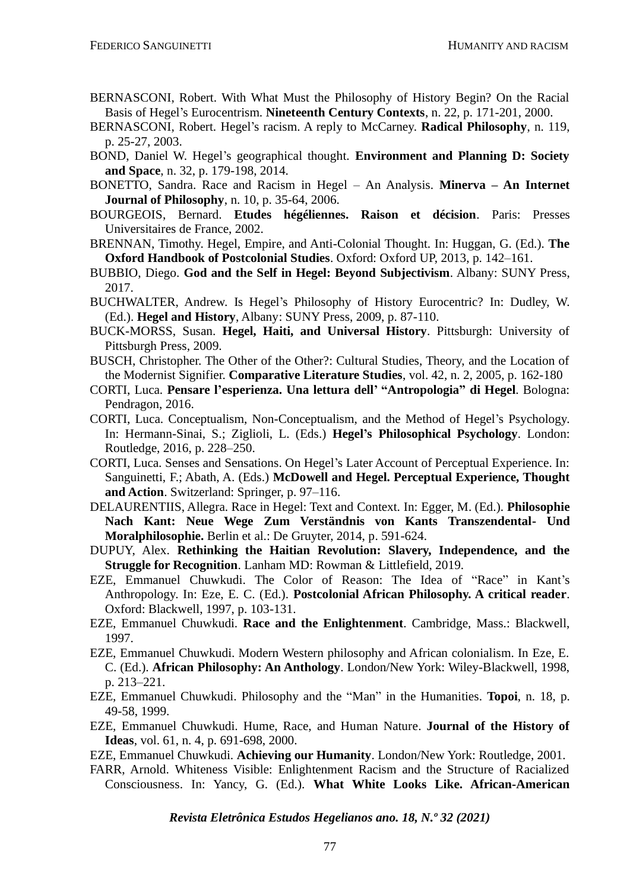BERNASCONI, Robert. With What Must the Philosophy of History Begin? On the Racial Basis of Hegel's Eurocentrism. **Nineteenth Century Contexts**, n. 22, p. 171-201, 2000.

BERNASCONI, Robert. Hegel's racism. A reply to McCarney. **Radical Philosophy**, n. 119, p. 25-27, 2003.

BOND, Daniel W. Hegel's geographical thought. **Environment and Planning D: Society and Space**, n. 32, p. 179-198, 2014.

BONETTO, Sandra. Race and Racism in Hegel – An Analysis. **Minerva – An Internet Journal of Philosophy**, n. 10, p. 35-64, 2006.

BOURGEOIS, Bernard. **Etudes hégéliennes. Raison et décision**. Paris: Presses Universitaires de France, 2002.

BRENNAN, Timothy. Hegel, Empire, and Anti-Colonial Thought. In: Huggan, G. (Ed.). **The Oxford Handbook of Postcolonial Studies**. Oxford: Oxford UP, 2013, p. 142–161.

BUBBIO, Diego. **God and the Self in Hegel: Beyond Subjectivism**. Albany: SUNY Press, 2017.

BUCHWALTER, Andrew. Is Hegel's Philosophy of History Eurocentric? In: Dudley, W. (Ed.). **Hegel and History**, Albany: SUNY Press, 2009, p. 87-110.

BUCK-MORSS, Susan. **Hegel, Haiti, and Universal History**. Pittsburgh: University of Pittsburgh Press, 2009.

BUSCH, Christopher. The Other of the Other?: Cultural Studies, Theory, and the Location of the Modernist Signifier. **Comparative Literature Studies**, vol. 42, n. 2, 2005, p. 162-180

CORTI, Luca. **Pensare l'esperienza. Una lettura dell' "Antropologia" di Hegel**. Bologna: Pendragon, 2016.

CORTI, Luca. Conceptualism, Non-Conceptualism, and the Method of Hegel's Psychology. In: Hermann-Sinai, S.; Ziglioli, L. (Eds.) **Hegel's Philosophical Psychology**. London: Routledge, 2016, p. 228–250.

CORTI, Luca. Senses and Sensations. On Hegel's Later Account of Perceptual Experience. In: Sanguinetti, F.; Abath, A. (Eds.) **McDowell and Hegel. Perceptual Experience, Thought and Action**. Switzerland: Springer, p. 97–116.

DELAURENTIIS, Allegra. Race in Hegel: Text and Context. In: Egger, M. (Ed.). **Philosophie Nach Kant: Neue Wege Zum Verständnis von Kants Transzendental- Und Moralphilosophie.** Berlin et al.: De Gruyter, 2014, p. 591-624.

DUPUY, Alex. **Rethinking the Haitian Revolution: Slavery, Independence, and the Struggle for Recognition**. Lanham MD: Rowman & Littlefield, 2019.

EZE, Emmanuel Chuwkudi. The Color of Reason: The Idea of "Race" in Kant's Anthropology. In: Eze, E. C. (Ed.). **Postcolonial African Philosophy. A critical reader**. Oxford: Blackwell, 1997, p. 103-131.

EZE, Emmanuel Chuwkudi. **Race and the Enlightenment**. Cambridge, Mass.: Blackwell, 1997.

EZE, Emmanuel Chuwkudi. Modern Western philosophy and African colonialism. In Eze, E. C. (Ed.). **African Philosophy: An Anthology**. London/New York: Wiley-Blackwell, 1998, p. 213–221.

EZE, Emmanuel Chuwkudi. Philosophy and the "Man" in the Humanities. **Topoi**, n. 18, p. 49-58, 1999.

EZE, Emmanuel Chuwkudi. Hume, Race, and Human Nature. **Journal of the History of Ideas**, vol. 61, n. 4, p. 691-698, 2000.

EZE, Emmanuel Chuwkudi. **Achieving our Humanity**. London/New York: Routledge, 2001.

FARR, Arnold. Whiteness Visible: Enlightenment Racism and the Structure of Racialized Consciousness. In: Yancy, G. (Ed.). **What White Looks Like. African-American**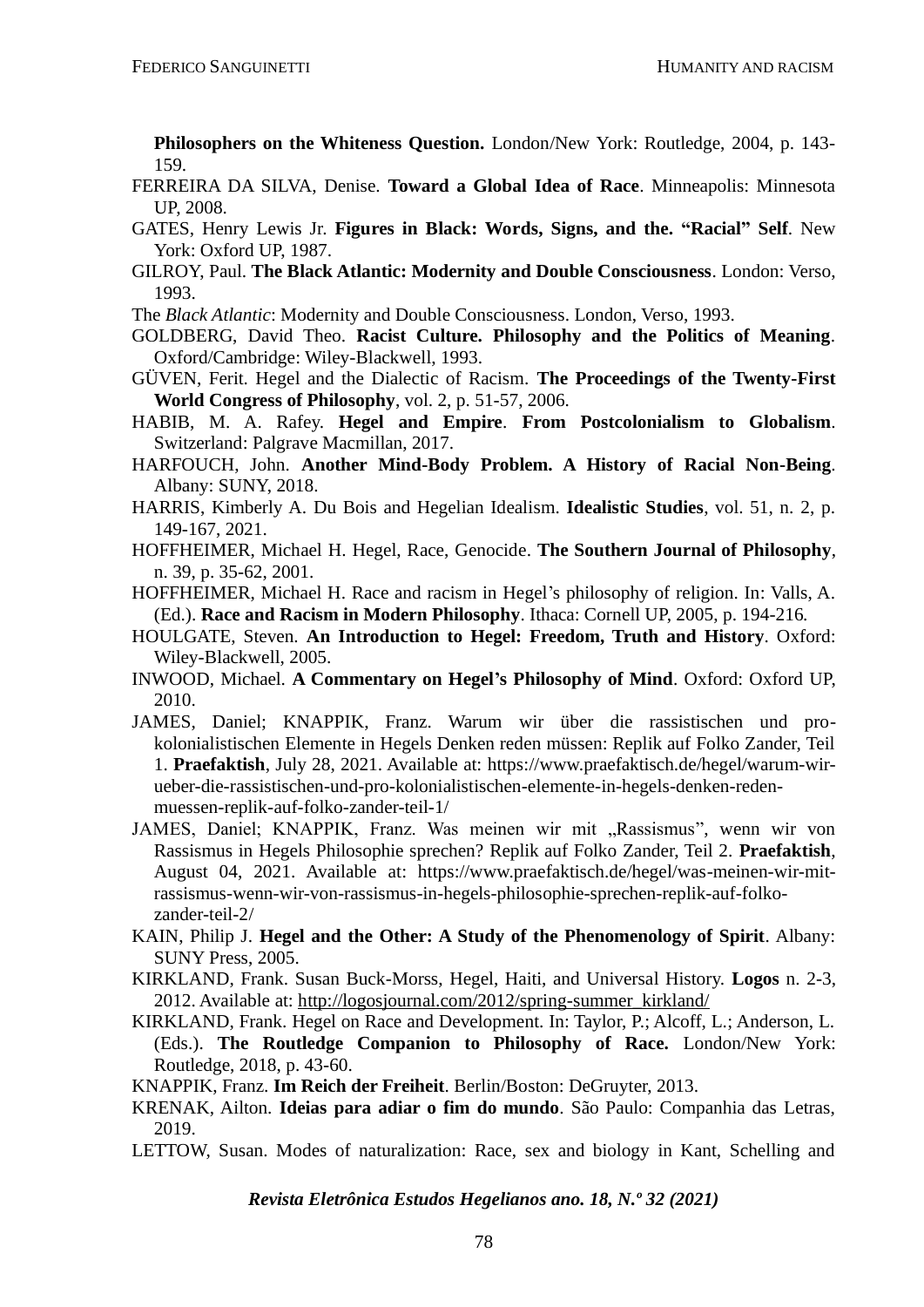**Philosophers on the Whiteness Question.** London/New York: Routledge, 2004, p. 143-159.

FERREIRA DA SILVA, Denise. **Toward a Global Idea of Race**. Minneapolis: Minnesota UP, 2008.

GATES, Henry Lewis Jr. **Figures in Black: Words, Signs, and the. “Racial” Self**. New York: Oxford UP, 1987.

GILROY, Paul. **The Black Atlantic: Modernity and Double Consciousness**. London: Verso, 1993.

The *Black Atlantic*: Modernity and Double Consciousness. London, Verso, 1993.

GOLDBERG, David Theo. **Racist Culture. Philosophy and the Politics of Meaning**. Oxford/Cambridge: Wiley-Blackwell, 1993.

GÜVEN, Ferit. Hegel and the Dialectic of Racism. **The Proceedings of the Twenty-First World Congress of Philosophy**, vol. 2, p. 51-57, 2006.

HABIB, M. A. Rafey. **Hegel and Empire**. **From Postcolonialism to Globalism**. Switzerland: Palgrave Macmillan, 2017.

HARFOUCH, John. **Another Mind-Body Problem. A History of Racial Non-Being**. Albany: SUNY, 2018.

HARRIS, Kimberly A. Du Bois and Hegelian Idealism. **Idealistic Studies**, vol. 51, n. 2, p. 149-167, 2021.

HOFFHEIMER, Michael H. Hegel, Race, Genocide. **The Southern Journal of Philosophy**, n. 39, p. 35-62, 2001.

HOFFHEIMER, Michael H. Race and racism in Hegel’s philosophy of religion. In: Valls, A. (Ed.). **Race and Racism in Modern Philosophy**. Ithaca: Cornell UP, 2005, p. 194-216.

HOULGATE, Steven. **An Introduction to Hegel: Freedom, Truth and History**. Oxford: Wiley-Blackwell, 2005.

INWOOD, Michael. **A Commentary on Hegel’s Philosophy of Mind**. Oxford: Oxford UP, 2010.

JAMES, Daniel; KNAPPIK, Franz. Warum wir über die rassistischen und pro-kolonialistischen Elemente in Hegels Denken reden müssen: Replik auf Folko Zander, Teil 1. **Praefaktish**, July 28, 2021. Available at: https://www.praefaktisch.de/hegel/warum-wir-ueber-die-rassistischen-und-pro-kolonialistischen-elemente-in-hegels-denken-reden-muessen-replik-auf-folko-zander-teil-1/

JAMES, Daniel; KNAPPIK, Franz. Was meinen wir mit „Rassismus”, wenn wir von Rassismus in Hegels Philosophie sprechen? Replik auf Folko Zander, Teil 2. **Praefaktish**, August 04, 2021. Available at: https://www.praefaktisch.de/hegel/was-meinen-wir-mit-rassismus-wenn-wir-von-rassismus-in-hegels-philosophie-sprechen-replik-auf-folko-zander-teil-2/

KAIN, Philip J. **Hegel and the Other: A Study of the Phenomenology of Spirit**. Albany: SUNY Press, 2005.

KIRKLAND, Frank. Susan Buck-Morss, Hegel, Haiti, and Universal History. **Logos** n. 2-3, 2012. Available at: http://logosjournal.com/2012/spring-summer_kirkland/

KIRKLAND, Frank. Hegel on Race and Development. In: Taylor, P.; Alcoff, L.; Anderson, L. (Eds.). **The Routledge Companion to Philosophy of Race.** London/New York: Routledge, 2018, p. 43-60.

KNAPPIK, Franz. **Im Reich der Freiheit**. Berlin/Boston: DeGruyter, 2013.

KRENAK, Ailton. **Ideias para adiar o fim do mundo**. São Paulo: Companhia das Letras, 2019.

LETTOW, Susan. Modes of naturalization: Race, sex and biology in Kant, Schelling and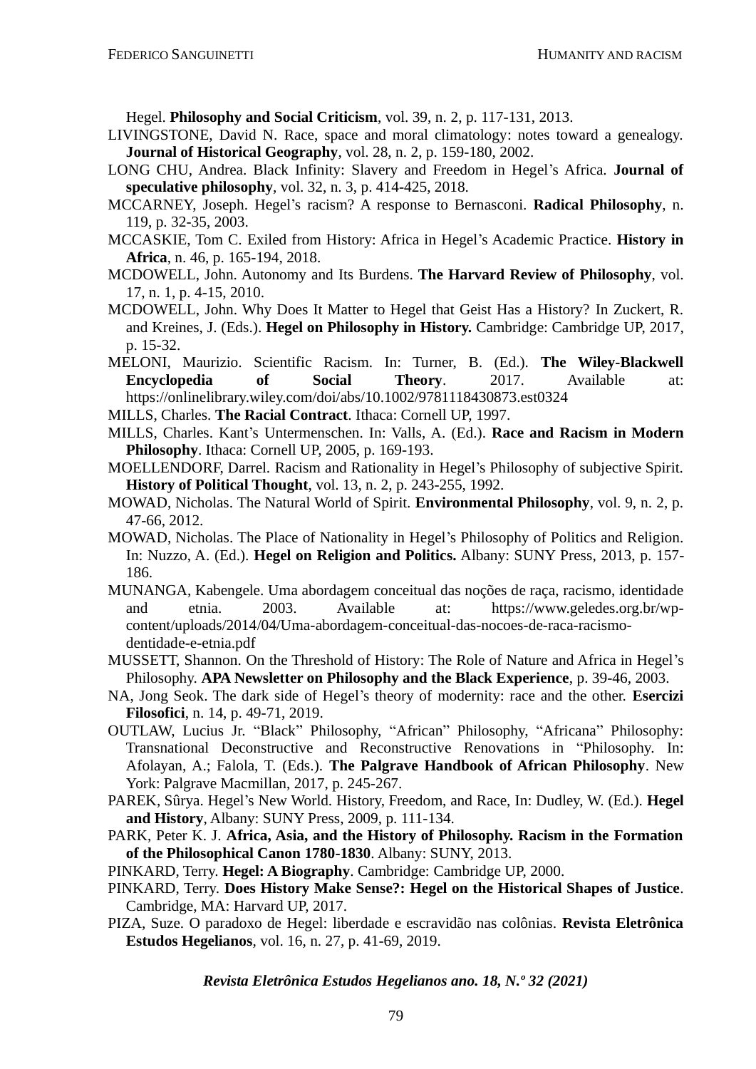Hegel. **Philosophy and Social Criticism**, vol. 39, n. 2, p. 117-131, 2013.

LIVINGSTONE, David N. Race, space and moral climatology: notes toward a genealogy. **Journal of Historical Geography**, vol. 28, n. 2, p. 159-180, 2002.

LONG CHU, Andrea. Black Infinity: Slavery and Freedom in Hegel's Africa. **Journal of speculative philosophy**, vol. 32, n. 3, p. 414-425, 2018.

MCCARNEY, Joseph. Hegel's racism? A response to Bernasconi. **Radical Philosophy**, n. 119, p. 32-35, 2003.

MCCASKIE, Tom C. Exiled from History: Africa in Hegel's Academic Practice. **History in Africa**, n. 46, p. 165-194, 2018.

MCDOWELL, John. Autonomy and Its Burdens. **The Harvard Review of Philosophy**, vol. 17, n. 1, p. 4-15, 2010.

MCDOWELL, John. Why Does It Matter to Hegel that Geist Has a History? In Zuckert, R. and Kreines, J. (Eds.). **Hegel on Philosophy in History.** Cambridge: Cambridge UP, 2017, p. 15-32.

MELONI, Maurizio. Scientific Racism. In: Turner, B. (Ed.). **The Wiley-Blackwell Encyclopedia of Social Theory**. 2017. Available at: https://onlinelibrary.wiley.com/doi/abs/10.1002/9781118430873.est0324

MILLS, Charles. **The Racial Contract**. Ithaca: Cornell UP, 1997.

MILLS, Charles. Kant's Untermenschen. In: Valls, A. (Ed.). **Race and Racism in Modern Philosophy**. Ithaca: Cornell UP, 2005, p. 169-193.

MOELLENDORF, Darrel. Racism and Rationality in Hegel's Philosophy of subjective Spirit. **History of Political Thought**, vol. 13, n. 2, p. 243-255, 1992.

MOWAD, Nicholas. The Natural World of Spirit. **Environmental Philosophy**, vol. 9, n. 2, p. 47-66, 2012.

MOWAD, Nicholas. The Place of Nationality in Hegel's Philosophy of Politics and Religion. In: Nuzzo, A. (Ed.). **Hegel on Religion and Politics.** Albany: SUNY Press, 2013, p. 157-186.

MUNANGA, Kabengele. Uma abordagem conceitual das noções de raça, racismo, identidade and etnia. 2003. Available at: https://www.geledes.org.br/wp-content/uploads/2014/04/Uma-abordagem-conceitual-das-nocoes-de-raca-racismo-dentidade-e-etnia.pdf

MUSSETT, Shannon. On the Threshold of History: The Role of Nature and Africa in Hegel's Philosophy. **APA Newsletter on Philosophy and the Black Experience**, p. 39-46, 2003.

NA, Jong Seok. The dark side of Hegel's theory of modernity: race and the other. **Esercizi Filosofici**, n. 14, p. 49-71, 2019.

OUTLAW, Lucius Jr. "Black" Philosophy, "African" Philosophy, "Africana" Philosophy: Transnational Deconstructive and Reconstructive Renovations in "Philosophy. In: Afolayan, A.; Falola, T. (Eds.). **The Palgrave Handbook of African Philosophy**. New York: Palgrave Macmillan, 2017, p. 245-267.

PAREK, Sûrya. Hegel's New World. History, Freedom, and Race, In: Dudley, W. (Ed.). **Hegel and History**, Albany: SUNY Press, 2009, p. 111-134.

PARK, Peter K. J. **Africa, Asia, and the History of Philosophy. Racism in the Formation of the Philosophical Canon 1780-1830**. Albany: SUNY, 2013.

PINKARD, Terry. **Hegel: A Biography**. Cambridge: Cambridge UP, 2000.

PINKARD, Terry. **Does History Make Sense?: Hegel on the Historical Shapes of Justice**. Cambridge, MA: Harvard UP, 2017.

PIZA, Suze. O paradoxo de Hegel: liberdade e escravidão nas colônias. **Revista Eletrônica Estudos Hegelianos**, vol. 16, n. 27, p. 41-69, 2019.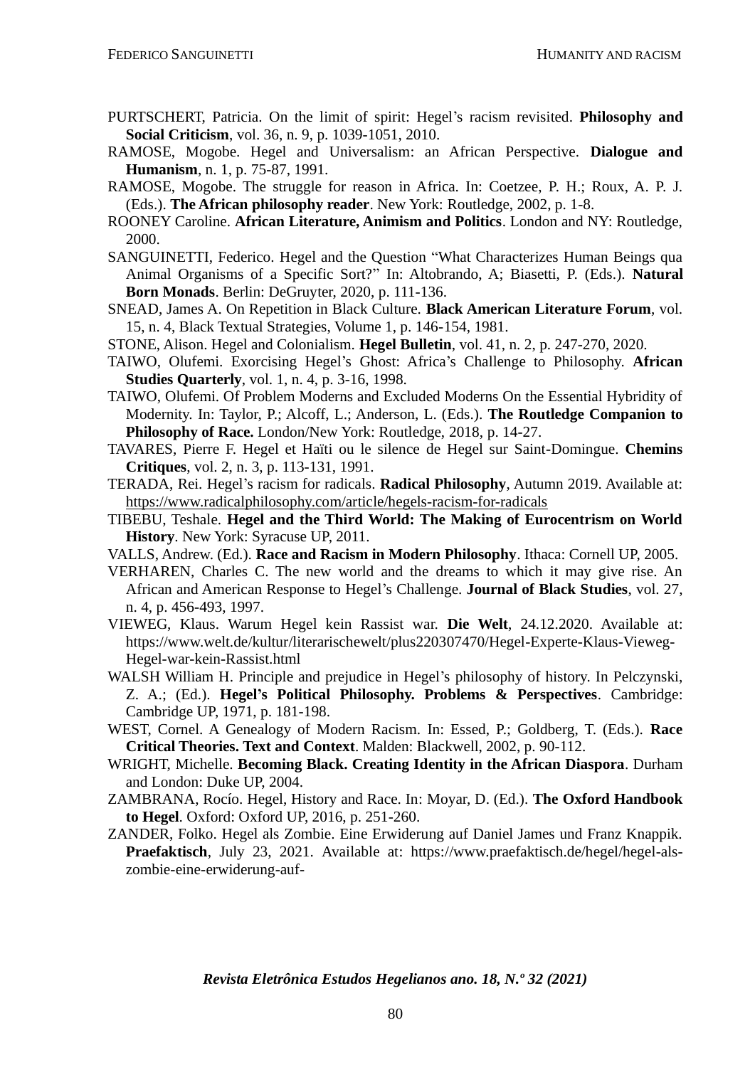PURTSCHERT, Patricia. On the limit of spirit: Hegel's racism revisited. **Philosophy and Social Criticism**, vol. 36, n. 9, p. 1039-1051, 2010.

RAMOSE, Mogobe. Hegel and Universalism: an African Perspective. **Dialogue and Humanism**, n. 1, p. 75-87, 1991.

RAMOSE, Mogobe. The struggle for reason in Africa. In: Coetzee, P. H.; Roux, A. P. J. (Eds.). **The African philosophy reader**. New York: Routledge, 2002, p. 1-8.

ROONEY Caroline. **African Literature, Animism and Politics**. London and NY: Routledge, 2000.

SANGUINETTI, Federico. Hegel and the Question "What Characterizes Human Beings qua Animal Organisms of a Specific Sort?" In: Altobrando, A; Biasetti, P. (Eds.). **Natural Born Monads**. Berlin: DeGruyter, 2020, p. 111-136.

SNEAD, James A. On Repetition in Black Culture. **Black American Literature Forum**, vol. 15, n. 4, Black Textual Strategies, Volume 1, p. 146-154, 1981.

STONE, Alison. Hegel and Colonialism. **Hegel Bulletin**, vol. 41, n. 2, p. 247-270, 2020.

TAIWO, Olufemi. Exorcising Hegel's Ghost: Africa's Challenge to Philosophy. **African Studies Quarterly**, vol. 1, n. 4, p. 3-16, 1998.

TAIWO, Olufemi. Of Problem Moderns and Excluded Moderns On the Essential Hybridity of Modernity. In: Taylor, P.; Alcoff, L.; Anderson, L. (Eds.). **The Routledge Companion to Philosophy of Race.** London/New York: Routledge, 2018, p. 14-27.

TAVARES, Pierre F. Hegel et Haïti ou le silence de Hegel sur Saint-Domingue. **Chemins Critiques**, vol. 2, n. 3, p. 113-131, 1991.

TERADA, Rei. Hegel's racism for radicals. **Radical Philosophy**, Autumn 2019. Available at: https://www.radicalphilosophy.com/article/hegels-racism-for-radicals

TIBEBU, Teshale. **Hegel and the Third World: The Making of Eurocentrism on World History**. New York: Syracuse UP, 2011.

VALLS, Andrew. (Ed.). **Race and Racism in Modern Philosophy**. Ithaca: Cornell UP, 2005.

VERHAREN, Charles C. The new world and the dreams to which it may give rise. An African and American Response to Hegel's Challenge. **Journal of Black Studies**, vol. 27, n. 4, p. 456-493, 1997.

VIEWEG, Klaus. Warum Hegel kein Rassist war. **Die Welt**, 24.12.2020. Available at: https://www.welt.de/kultur/literarischewelt/plus220307470/Hegel-Experte-Klaus-Vieweg-Hegel-war-kein-Rassist.html

WALSH William H. Principle and prejudice in Hegel's philosophy of history. In Pelczynski, Z. A.; (Ed.). **Hegel's Political Philosophy. Problems & Perspectives**. Cambridge: Cambridge UP, 1971, p. 181-198.

WEST, Cornel. A Genealogy of Modern Racism. In: Essed, P.; Goldberg, T. (Eds.). **Race Critical Theories. Text and Context**. Malden: Blackwell, 2002, p. 90-112.

WRIGHT, Michelle. **Becoming Black. Creating Identity in the African Diaspora**. Durham and London: Duke UP, 2004.

ZAMBRANA, Rocío. Hegel, History and Race. In: Moyar, D. (Ed.). **The Oxford Handbook to Hegel**. Oxford: Oxford UP, 2016, p. 251-260.

ZANDER, Folko. Hegel als Zombie. Eine Erwiderung auf Daniel James und Franz Knappik. **Praefaktisch**, July 23, 2021. Available at: https://www.praefaktisch.de/hegel/hegel-als-zombie-eine-erwiderung-auf-